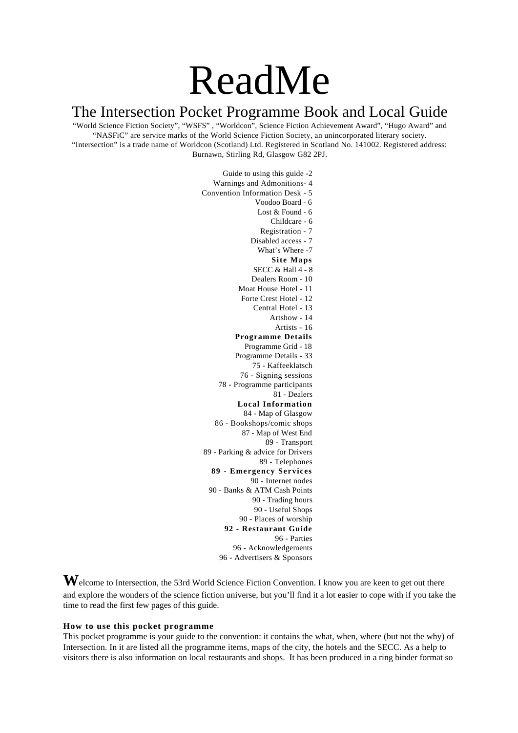# ReadMe

## The Intersection Pocket Programme Book and Local Guide

"World Science Fiction Society", "WSFS" , "Worldcon", Science Fiction Achievement Award", "Hugo Award" and "NASFiC" are service marks of the World Science Fiction Society, an unincorporated literary society. "Intersection" is a trade name of Worldcon (Scotland) Ltd. Registered in Scotland No. 141002. Registered address: Burnawn, Stirling Rd, Glasgow G82 2PJ.

Guide to using this guide -2
Warnings and Admonitions- 4
Convention Information Desk - 5
Voodoo Board - 6
Lost & Found - 6
Childcare - 6
Registration - 7
Disabled access - 7
What's Where -7

**Site Maps**

SECC & Hall 4 - 8
Dealers Room - 10
Moat House Hotel - 11
Forte Crest Hotel - 12
Central Hotel - 13
Artshow - 14
Artists - 16

**Programme Details**

Programme Grid - 18
Programme Details - 33
75 - Kaffeeklatsch
76 - Signing sessions
78 - Programme participants
81 - Dealers

**Local Information**

84 - Map of Glasgow
86 - Bookshops/comic shops
87 - Map of West End
89 - Transport
89 - Parking & advice for Drivers
89 - Telephones
**89 - Emergency Services**
90 - Internet nodes
90 - Banks & ATM Cash Points
90 - Trading hours
90 - Useful Shops
90 - Places of worship
**92 - Restaurant Guide**
96 - Parties
96 - Acknowledgements
96 - Advertisers & Sponsors

**W**elcome to Intersection, the 53rd World Science Fiction Convention. I know you are keen to get out there and explore the wonders of the science fiction universe, but you'll find it a lot easier to cope with if you take the time to read the first few pages of this guide.

**How to use this pocket programme**

This pocket programme is your guide to the convention: it contains the what, when, where (but not the why) of Intersection. In it are listed all the programme items, maps of the city, the hotels and the SECC. As a help to visitors there is also information on local restaurants and shops. It has been produced in a ring binder format so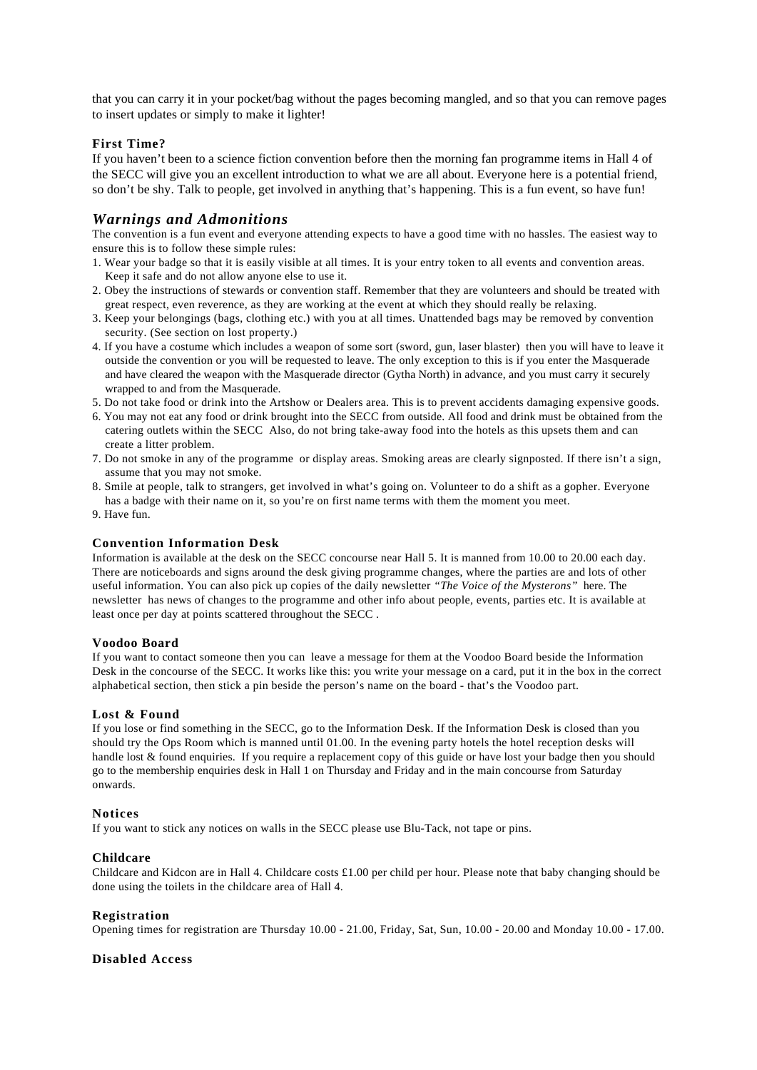that you can carry it in your pocket/bag without the pages becoming mangled, and so that you can remove pages to insert updates or simply to make it lighter!

### First Time?

If you haven't been to a science fiction convention before then the morning fan programme items in Hall 4 of the SECC will give you an excellent introduction to what we are all about. Everyone here is a potential friend, so don't be shy. Talk to people, get involved in anything that's happening. This is a fun event, so have fun!

## *Warnings and Admonitions*

The convention is a fun event and everyone attending expects to have a good time with no hassles. The easiest way to ensure this is to follow these simple rules:

1. Wear your badge so that it is easily visible at all times. It is your entry token to all events and convention areas. Keep it safe and do not allow anyone else to use it.
2. Obey the instructions of stewards or convention staff. Remember that they are volunteers and should be treated with great respect, even reverence, as they are working at the event at which they should really be relaxing.
3. Keep your belongings (bags, clothing etc.) with you at all times. Unattended bags may be removed by convention security. (See section on lost property.)
4. If you have a costume which includes a weapon of some sort (sword, gun, laser blaster) then you will have to leave it outside the convention or you will be requested to leave. The only exception to this is if you enter the Masquerade and have cleared the weapon with the Masquerade director (Gytha North) in advance, and you must carry it securely wrapped to and from the Masquerade.
5. Do not take food or drink into the Artshow or Dealers area. This is to prevent accidents damaging expensive goods.
6. You may not eat any food or drink brought into the SECC from outside. All food and drink must be obtained from the catering outlets within the SECC Also, do not bring take-away food into the hotels as this upsets them and can create a litter problem.
7. Do not smoke in any of the programme or display areas. Smoking areas are clearly signposted. If there isn't a sign, assume that you may not smoke.
8. Smile at people, talk to strangers, get involved in what's going on. Volunteer to do a shift as a gopher. Everyone has a badge with their name on it, so you're on first name terms with them the moment you meet.
9. Have fun.

### Convention Information Desk

Information is available at the desk on the SECC concourse near Hall 5. It is manned from 10.00 to 20.00 each day. There are noticeboards and signs around the desk giving programme changes, where the parties are and lots of other useful information. You can also pick up copies of the daily newsletter *"The Voice of the Mysterons"* here. The newsletter has news of changes to the programme and other info about people, events, parties etc. It is available at least once per day at points scattered throughout the SECC .

### Voodoo Board

If you want to contact someone then you can leave a message for them at the Voodoo Board beside the Information Desk in the concourse of the SECC. It works like this: you write your message on a card, put it in the box in the correct alphabetical section, then stick a pin beside the person's name on the board - that's the Voodoo part.

### Lost & Found

If you lose or find something in the SECC, go to the Information Desk. If the Information Desk is closed than you should try the Ops Room which is manned until 01.00. In the evening party hotels the hotel reception desks will handle lost & found enquiries. If you require a replacement copy of this guide or have lost your badge then you should go to the membership enquiries desk in Hall 1 on Thursday and Friday and in the main concourse from Saturday onwards.

### Notices

If you want to stick any notices on walls in the SECC please use Blu-Tack, not tape or pins.

### Childcare

Childcare and Kidcon are in Hall 4. Childcare costs £1.00 per child per hour. Please note that baby changing should be done using the toilets in the childcare area of Hall 4.

### Registration

Opening times for registration are Thursday 10.00 - 21.00, Friday, Sat, Sun, 10.00 - 20.00 and Monday 10.00 - 17.00.

### Disabled Access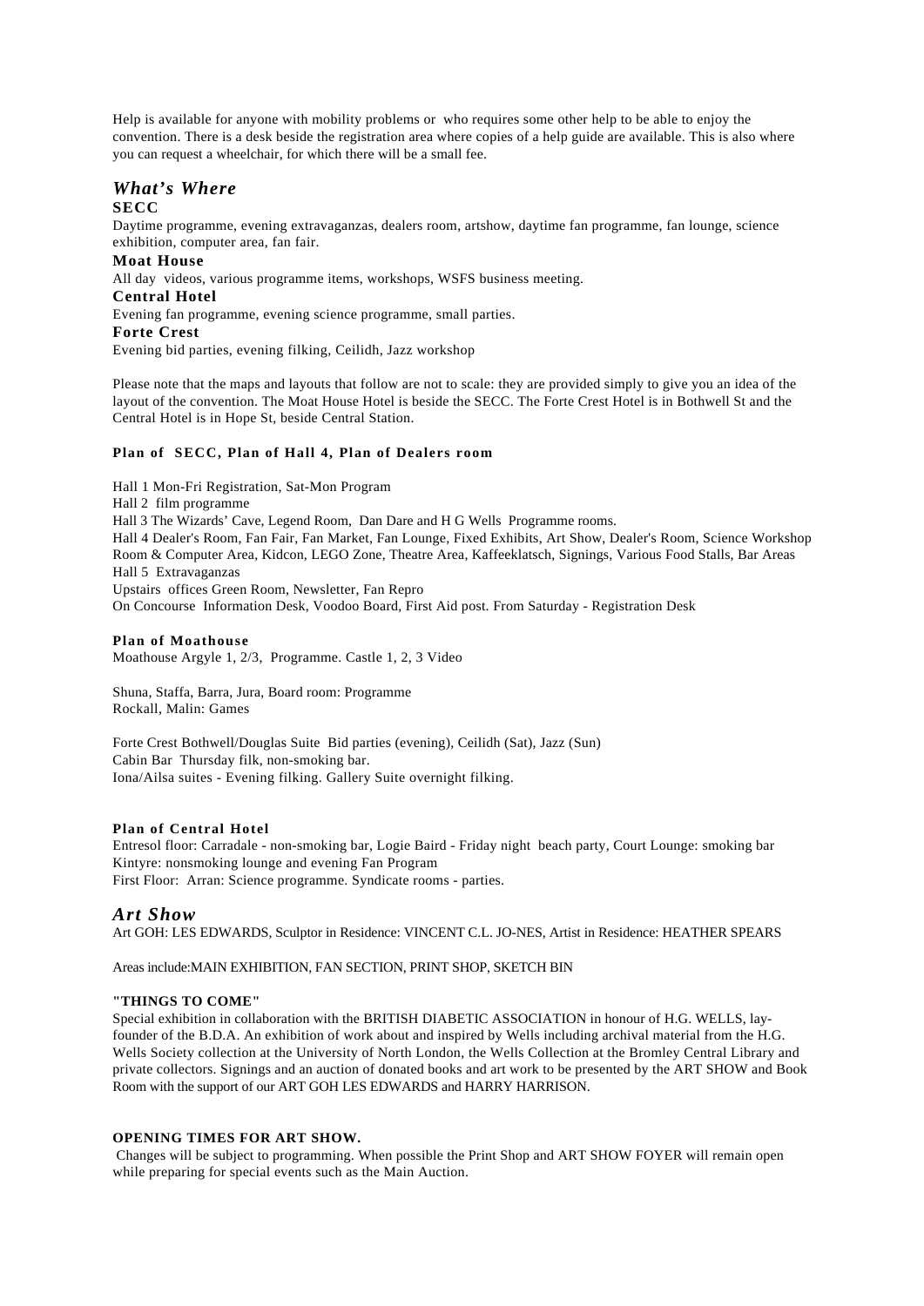Help is available for anyone with mobility problems or who requires some other help to be able to enjoy the convention. There is a desk beside the registration area where copies of a help guide are available. This is also where you can request a wheelchair, for which there will be a small fee.

## *What's Where*

**SECC**

Daytime programme, evening extravaganzas, dealers room, artshow, daytime fan programme, fan lounge, science exhibition, computer area, fan fair.

**Moat House**

All day videos, various programme items, workshops, WSFS business meeting.

**Central Hotel**

Evening fan programme, evening science programme, small parties.

**Forte Crest**

Evening bid parties, evening filking, Ceilidh, Jazz workshop

Please note that the maps and layouts that follow are not to scale: they are provided simply to give you an idea of the layout of the convention. The Moat House Hotel is beside the SECC. The Forte Crest Hotel is in Bothwell St and the Central Hotel is in Hope St, beside Central Station.

**Plan of SECC, Plan of Hall 4, Plan of Dealers room**

Hall 1 Mon-Fri Registration, Sat-Mon Program

Hall 2 film programme

Hall 3 The Wizards' Cave, Legend Room, Dan Dare and H G Wells Programme rooms.

Hall 4 Dealer's Room, Fan Fair, Fan Market, Fan Lounge, Fixed Exhibits, Art Show, Dealer's Room, Science Workshop Room & Computer Area, Kidcon, LEGO Zone, Theatre Area, Kaffeeklatsch, Signings, Various Food Stalls, Bar Areas

Hall 5 Extravaganzas

Upstairs offices Green Room, Newsletter, Fan Repro

On Concourse Information Desk, Voodoo Board, First Aid post. From Saturday - Registration Desk

**Plan of Moathouse**

Moathouse Argyle 1, 2/3, Programme. Castle 1, 2, 3 Video

Shuna, Staffa, Barra, Jura, Board room: Programme

Rockall, Malin: Games

Forte Crest Bothwell/Douglas Suite Bid parties (evening), Ceilidh (Sat), Jazz (Sun)

Cabin Bar Thursday filk, non-smoking bar.

Iona/Ailsa suites - Evening filking. Gallery Suite overnight filking.

**Plan of Central Hotel**

Entresol floor: Carradale - non-smoking bar, Logie Baird - Friday night beach party, Court Lounge: smoking bar

Kintyre: nonsmoking lounge and evening Fan Program

First Floor: Arran: Science programme. Syndicate rooms - parties.

## *Art Show*

Art GOH: LES EDWARDS, Sculptor in Residence: VINCENT C.L. JO-NES, Artist in Residence: HEATHER SPEARS

Areas include:MAIN EXHIBITION, FAN SECTION, PRINT SHOP, SKETCH BIN

**"THINGS TO COME"**

Special exhibition in collaboration with the BRITISH DIABETIC ASSOCIATION in honour of H.G. WELLS, lay-founder of the B.D.A. An exhibition of work about and inspired by Wells including archival material from the H.G. Wells Society collection at the University of North London, the Wells Collection at the Bromley Central Library and private collectors. Signings and an auction of donated books and art work to be presented by the ART SHOW and Book Room with the support of our ART GOH LES EDWARDS and HARRY HARRISON.

**OPENING TIMES FOR ART SHOW.**

Changes will be subject to programming. When possible the Print Shop and ART SHOW FOYER will remain open while preparing for special events such as the Main Auction.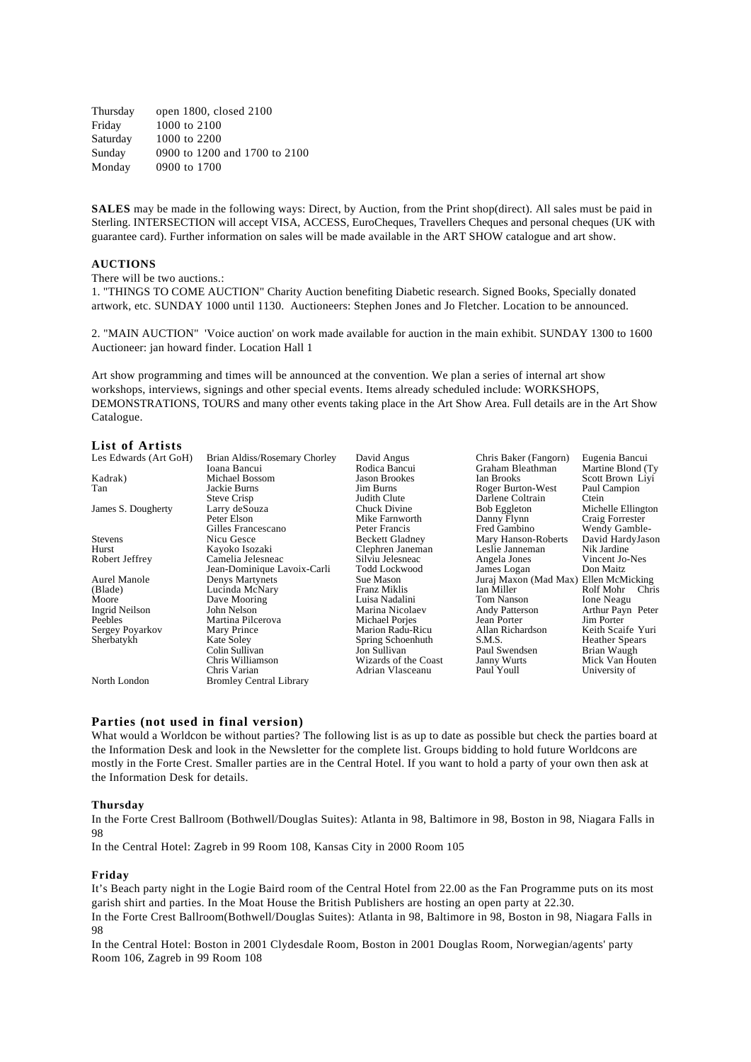| | |
|---|---|
| Thursday | open 1800, closed 2100 |
| Friday | 1000 to 2100 |
| Saturday | 1000 to 2200 |
| Sunday | 0900 to 1200 and 1700 to 2100 |
| Monday | 0900 to 1700 |

**SALES** may be made in the following ways: Direct, by Auction, from the Print shop(direct). All sales must be paid in Sterling. INTERSECTION will accept VISA, ACCESS, EuroCheques, Travellers Cheques and personal cheques (UK with guarantee card). Further information on sales will be made available in the ART SHOW catalogue and art show.

### AUCTIONS

There will be two auctions.:

1. "THINGS TO COME AUCTION" Charity Auction benefiting Diabetic research. Signed Books, Specially donated artwork, etc. SUNDAY 1000 until 1130. Auctioneers: Stephen Jones and Jo Fletcher. Location to be announced.

2. "MAIN AUCTION" 'Voice auction' on work made available for auction in the main exhibit. SUNDAY 1300 to 1600 Auctioneer: jan howard finder. Location Hall 1

Art show programming and times will be announced at the convention. We plan a series of internal art show workshops, interviews, signings and other special events. Items already scheduled include: WORKSHOPS, DEMONSTRATIONS, TOURS and many other events taking place in the Art Show Area. Full details are in the Art Show Catalogue.

## List of Artists

Les Edwards (Art GoH), Brian Aldiss/Rosemary Chorley, David Angus, Chris Baker (Fangorn), Eugenia Bancui, Ioana Bancui, Rodica Bancui, Graham Bleathman, Martine Blond (Ty Kadrak), Michael Bossom, Jason Brookes, Ian Brooks, Scott Brown Liyi Tan, Jackie Burns, Jim Burns, Roger Burton-West, Paul Campion, Steve Crisp, Judith Clute, Darlene Coltrain, Ctein, James S. Dougherty, Larry deSouza, Chuck Divine, Bob Eggleton, Michelle Ellington, Peter Elson, Mike Farnworth, Danny Flynn, Craig Forrester, Gilles Francescano, Peter Francis, Fred Gambino, Wendy Gamble-Stevens, Nicu Gesce, Beckett Gladney, Mary Hanson-Roberts, David HardyJason Hurst, Kayoko Isozaki, Clephren Janeman, Leslie Janneman, Nik Jardine, Robert Jeffrey, Camelia Jelesneac, Silviu Jelesneac, Angela Jones, Vincent Jo-Nes, Jean-Dominique Lavoix-Carli, Todd Lockwood, James Logan, Don Maitz, Aurel Manole, Denys Martynets, Sue Mason, Juraj Maxon (Mad Max), Ellen McMicking (Blade), Lucinda McNary, Franz Miklis, Ian Miller, Rolf Mohr, Chris Moore, Dave Mooring, Luisa Nadalini, Tom Nanson, Ione Neagu, Ingrid Neilson, John Nelson, Marina Nicolaev, Andy Patterson, Arthur Payn, Peter Peebles, Martina Pilcerova, Michael Porjes, Jean Porter, Jim Porter, Sergey Poyarkov, Mary Prince, Marion Radu-Ricu, Allan Richardson, Keith Scaife, Yuri Sherbatykh, Kate Soley, Spring Schoenhuth, S.M.S., Heather Spears, Colin Sullivan, Jon Sullivan, Paul Swendsen, Brian Waugh, Chris Williamson, Wizards of the Coast, Janny Wurts, Mick Van Houten, Chris Varian, Adrian Vlasceanu, Paul Youll, University of North London, Bromley Central Library

## Parties (not used in final version)

What would a Worldcon be without parties? The following list is as up to date as possible but check the parties board at the Information Desk and look in the Newsletter for the complete list. Groups bidding to hold future Worldcons are mostly in the Forte Crest. Smaller parties are in the Central Hotel. If you want to hold a party of your own then ask at the Information Desk for details.

### Thursday

In the Forte Crest Ballroom (Bothwell/Douglas Suites): Atlanta in 98, Baltimore in 98, Boston in 98, Niagara Falls in 98

In the Central Hotel: Zagreb in 99 Room 108, Kansas City in 2000 Room 105

### Friday

It's Beach party night in the Logie Baird room of the Central Hotel from 22.00 as the Fan Programme puts on its most garish shirt and parties. In the Moat House the British Publishers are hosting an open party at 22.30.

In the Forte Crest Ballroom(Bothwell/Douglas Suites): Atlanta in 98, Baltimore in 98, Boston in 98, Niagara Falls in 98

In the Central Hotel: Boston in 2001 Clydesdale Room, Boston in 2001 Douglas Room, Norwegian/agents' party Room 106, Zagreb in 99 Room 108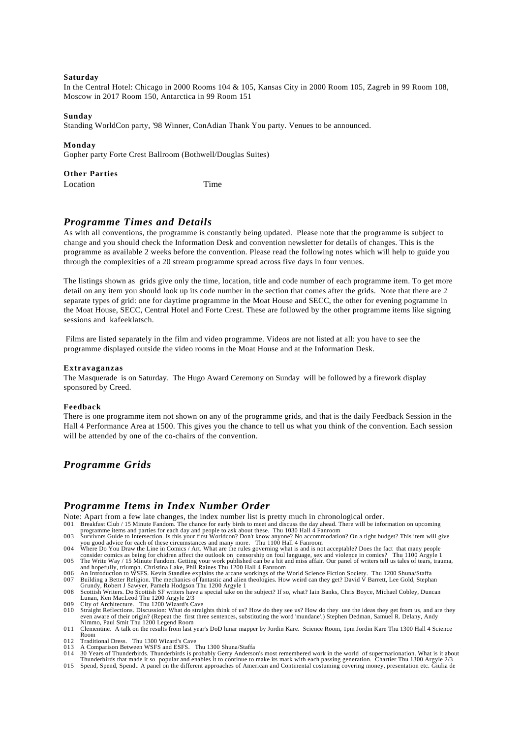**Saturday**

In the Central Hotel: Chicago in 2000 Rooms 104 & 105, Kansas City in 2000 Room 105, Zagreb in 99 Room 108, Moscow in 2017 Room 150, Antarctica in 99 Room 151

**Sunday**

Standing WorldCon party, '98 Winner, ConAdian Thank You party. Venues to be announced.

**Monday**

Gopher party Forte Crest Ballroom (Bothwell/Douglas Suites)

**Other Parties**

Location Time

## *Programme Times and Details*

As with all conventions, the programme is constantly being updated. Please note that the programme is subject to change and you should check the Information Desk and convention newsletter for details of changes. This is the programme as available 2 weeks before the convention. Please read the following notes which will help to guide you through the complexities of a 20 stream programme spread across five days in four venues.

The listings shown as grids give only the time, location, title and code number of each programme item. To get more detail on any item you should look up its code number in the section that comes after the grids. Note that there are 2 separate types of grid: one for daytime programme in the Moat House and SECC, the other for evening pogramme in the Moat House, SECC, Central Hotel and Forte Crest. These are followed by the other programme items like signing sessions and kafeeklatsch.

Films are listed separately in the film and video programme. Videos are not listed at all: you have to see the programme displayed outside the video rooms in the Moat House and at the Information Desk.

**Extravaganzas**

The Masquerade is on Saturday. The Hugo Award Ceremony on Sunday will be followed by a firework display sponsored by Creed.

**Feedback**

There is one programme item not shown on any of the programme grids, and that is the daily Feedback Session in the Hall 4 Performance Area at 1500. This gives you the chance to tell us what you think of the convention. Each session will be attended by one of the co-chairs of the convention.

## *Programme Grids*

## *Programme Items in Index Number Order*

Note: Apart from a few late changes, the index number list is pretty much in chronological order.

001 Breakfast Club / 15 Minute Fandom. The chance for early birds to meet and discuss the day ahead. There will be information on upcoming programme items and parties for each day and people to ask about these. Thu 1030 Hall 4 Fanroom

003 Survivors Guide to Intersection. Is this your first Worldcon? Don't know anyone? No accommodation? On a tight budget? This item will give you good advice for each of these circumstances and many more. Thu 1100 Hall 4 Fanroom

004 Where Do You Draw the Line in Comics / Art. What are the rules governing what is and is not acceptable? Does the fact that many people consider comics as being for chidren affect the outlook on censorship on foul language, sex and violence in comics? Thu 1100 Argyle 1

005 The Write Way / 15 Minute Fandom. Getting your work published can be a hit and miss affair. Our panel of writers tell us tales of tears, trauma, and hopefully, triumph. Christina Lake, Phil Raines Thu 1200 Hall 4 Fanroom

006 An Introduction to WSFS. Kevin Standlee explains the arcane workings of the World Science Fiction Society. Thu 1200 Shuna/Staffa

007 Building a Better Religion. The mechanics of fantastic and alien theologies. How weird can they get? David V Barrett, Lee Gold, Stephan Grundy, Robert J Sawyer, Pamela Hodgson Thu 1200 Argyle 1

008 Scottish Writers. Do Scottish SF writers have a special take on the subject? If so, what? Iain Banks, Chris Boyce, Michael Cobley, Duncan Lunan, Ken MacLeod Thu 1200 Argyle 2/3

009 City of Architecture. Thu 1200 Wizard's Cave

010 Straight Reflections. Discussion: What do straights think of us? How do they see us? How do they use the ideas they get from us, and are they even aware of their origin? (Repeat the first three sentences, substituting the word 'mundane'.) Stephen Dedman, Samuel R. Delany, Andy Nimmo, Paul Smit Thu 1200 Legend Room

011 Clementine. A talk on the results from last year's DoD lunar mapper by Jordin Kare. Science Room, 1pm Jordin Kare Thu 1300 Hall 4 Science Room

012 Traditional Dress. Thu 1300 Wizard's Cave

013 A Comparison Between WSFS and ESFS. Thu 1300 Shuna/Staffa

014 30 Years of Thunderbirds. Thunderbirds is probably Gerry Anderson's most remembered work in the world of supermarionation. What is it about Thunderbirds that made it so popular and enables it to continue to make its mark with each passing generation. Chartier Thu 1300 Argyle 2/3

015 Spend, Spend, Spend.. A panel on the different approaches of American and Continental costuming covering money, presentation etc. Giulia de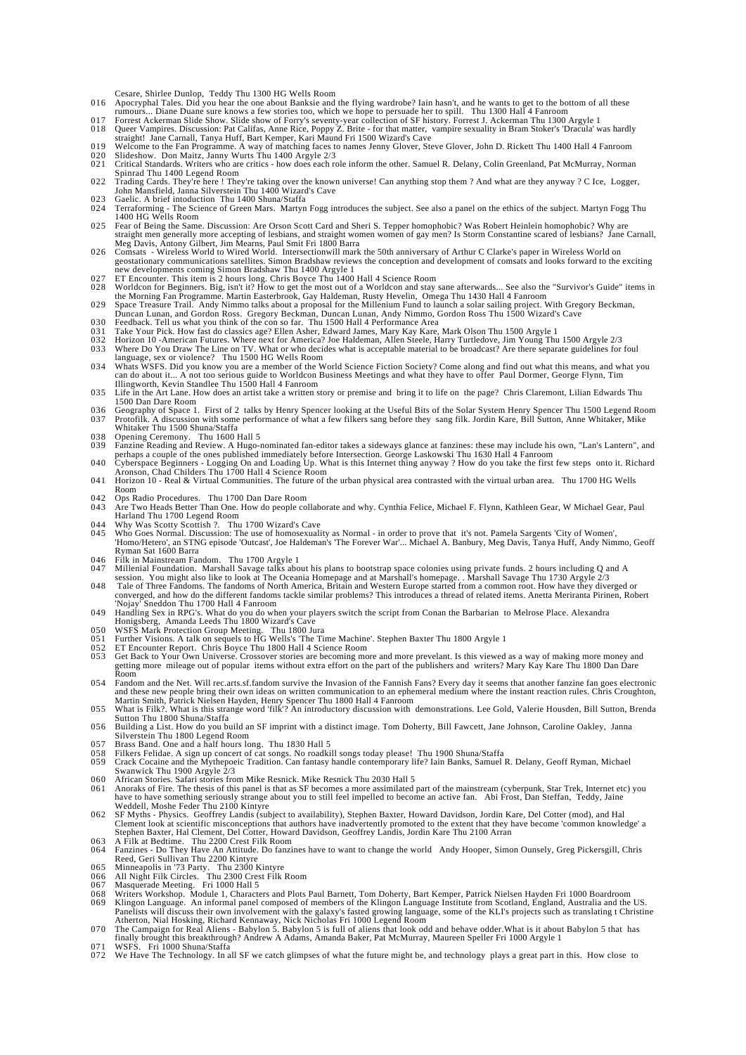Cesare, Shirlee Dunlop,  Teddy Thu 1300 HG Wells Room

016 Apocryphal Tales. Did you hear the one about Banksie and the flying wardrobe? Iain hasn't, and he wants to get to the bottom of all these rumours... Diane Duane sure knows a few stories too, which we hope to persuade her to spill.   Thu 1300 Hall 4 Fanroom

017 Forrest Ackerman Slide Show. Slide show of Forry's seventy-year collection of SF history. Forrest J. Ackerman Thu 1300 Argyle 1

018 Queer Vampires. Discussion: Pat Califas, Anne Rice, Poppy Z. Brite - for that matter,  vampire sexuality in Bram Stoker's 'Dracula' was hardly straight!  Jane Carnall, Tanya Huff, Bart Kemper, Kari Maund Fri 1500 Wizard's Cave

019 Welcome to the Fan Programme. A way of matching faces to names Jenny Glover, Steve Glover, John D. Rickett Thu 1400 Hall 4 Fanroom

020 Slideshow.  Don Maitz, Janny Wurts Thu 1400 Argyle 2/3

021 Critical Standards. Writers who are critics - how does each role inform the other. Samuel R. Delany, Colin Greenland, Pat McMurray, Norman Spinrad Thu 1400 Legend Room

022 Trading Cards. They're here ! They're taking over the known universe! Can anything stop them ? And what are they anyway ? C Ice,  Logger, John Mansfield, Janna Silverstein Thu 1400 Wizard's Cave

023 Gaelic. A brief intoduction  Thu 1400 Shuna/Staffa

024 Terraforming - The Science of Green Mars.  Martyn Fogg introduces the subject. See also a panel on the ethics of the subject. Martyn Fogg Thu 1400 HG Wells Room

025 Fear of Being the Same. Discussion: Are Orson Scott Card and Sheri S. Tepper homophobic? Was Robert Heinlein homophobic? Why are straight men generally more accepting of lesbians, and straight women women of gay men? Is Storm Constantine scared of lesbians?  Jane Carnall, Meg Davis, Antony Gilbert, Jim Mearns, Paul Smit Fri 1800 Barra

026 Comsats  - Wireless World to Wired World.  Intersectionwill mark the 50th anniversary of Arthur C Clarke's paper in Wireless World on geostationary communications satellites. Simon Bradshaw reviews the conception and development of comsats and looks forward to the exciting new developments coming Simon Bradshaw Thu 1400 Argyle 1

027 ET Encounter. This item is 2 hours long. Chris Boyce Thu 1400 Hall 4 Science Room

028 Worldcon for Beginners. Big, isn't it? How to get the most out of a Worldcon and stay sane afterwards... See also the "Survivor's Guide" items in the Morning Fan Programme. Martin Easterbrook, Gay Haldeman, Rusty Hevelin,  Omega Thu 1430 Hall 4 Fanroom

029 Space Treasure Trail.  Andy Nimmo talks about a proposal for the Millenium Fund to launch a solar sailing project. With Gregory Beckman, Duncan Lunan, and Gordon Ross.  Gregory Beckman, Duncan Lunan, Andy Nimmo, Gordon Ross Thu 1500 Wizard's Cave

030 Feedback. Tell us what you think of the con so far.  Thu 1500 Hall 4 Performance Area

031 Take Your Pick. How fast do classics age? Ellen Asher, Edward James, Mary Kay Kare, Mark Olson Thu 1500 Argyle 1

032 Horizon 10 -American Futures. Where next for America? Joe Haldeman, Allen Steele, Harry Turtledove, Jim Young Thu 1500 Argyle 2/3

033 Where Do You Draw The Line on TV. What or who decides what is acceptable material to be broadcast? Are there separate guidelines for foul language, sex or violence?   Thu 1500 HG Wells Room

034 Whats WSFS. Did you know you are a member of the World Science Fiction Society? Come along and find out what this means, and what you can do about it... A not too serious guide to Worldcon Business Meetings and what they have to offer  Paul Dormer, George Flynn, Tim Illingworth, Kevin Standlee Thu 1500 Hall 4 Fanroom

035 Life in the Art Lane. How does an artist take a written story or premise and  bring it to life on  the page?  Chris Claremont, Lilian Edwards Thu 1500 Dan Dare Room

036 Geography of Space 1.  First of 2  talks by Henry Spencer looking at the Useful Bits of the Solar System Henry Spencer Thu 1500 Legend Room

037 Protofilk. A discussion with some performance of what a few filkers sang before they  sang filk. Jordin Kare, Bill Sutton, Anne Whitaker, Mike Whitaker Thu 1500 Shuna/Staffa

038 Opening Ceremony.   Thu 1600 Hall 5

039 Fanzine Reading and Review. A Hugo-nominated fan-editor takes a sideways glance at fanzines: these may include his own, "Lan's Lantern", and perhaps a couple of the ones published immediately before Intersection. George Laskowski Thu 1630 Hall 4 Fanroom

040 Cyberspace Beginners - Logging On and Loading Up. What is this Internet thing anyway ? How do you take the first few steps  onto it. Richard Aronson, Chad Childers Thu 1700 Hall 4 Science Room

041 Horizon 10 - Real & Virtual Communities. The future of the urban physical area contrasted with the virtual urban area.   Thu 1700 HG Wells Room

042 Ops Radio Procedures.   Thu 1700 Dan Dare Room

043 Are Two Heads Better Than One. How do people collaborate and why. Cynthia Felice, Michael F. Flynn, Kathleen Gear, W Michael Gear, Paul Harland Thu 1700 Legend Room

044 Why Was Scotty Scottish ?.   Thu 1700 Wizard's Cave

045 Who Goes Normal. Discussion: The use of homosexuality as Normal - in order to prove that  it's not. Pamela Sargents 'City of Women', 'Homo/Hetero', an STNG episode 'Outcast', Joe Haldeman's 'The Forever War'... Michael A. Banbury, Meg Davis, Tanya Huff, Andy Nimmo, Geoff Ryman Sat 1600 Barra

046 Filk in Mainstream Fandom.   Thu 1700 Argyle 1

047 Millenial Foundation.  Marshall Savage talks about his plans to bootstrap space colonies using private funds. 2 hours including Q and A session.  You might also like to look at The Oceania Homepage and at Marshall's homepage. . Marshall Savage Thu 1730 Argyle 2/3

048  Tale of Three Fandoms. The fandoms of North America, Britain and Western Europe started from a common root. How have they diverged or converged, and how do the different fandoms tackle similar problems? This introduces a thread of related items. Anetta Meriranta Pirinen, Robert 'Nojay' Sneddon Thu 1700 Hall 4 Fanroom

049 Handling Sex in RPG's. What do you do when your players switch the script from Conan the Barbarian  to Melrose Place. Alexandra Honigsberg,  Amanda Leeds Thu 1800 Wizard's Cave

050 WSFS Mark Protection Group Meeting.   Thu 1800 Jura

051 Further Visions. A talk on sequels to HG Wells's 'The Time Machine'. Stephen Baxter Thu 1800 Argyle 1

052 ET Encounter Report.  Chris Boyce Thu 1800 Hall 4 Science Room

053 Get Back to Your Own Universe. Crossover stories are becoming more and more prevelant. Is this viewed as a way of making more money and getting more  mileage out of popular  items without extra effort on the part of the publishers and  writers? Mary Kay Kare Thu 1800 Dan Dare Room

054 Fandom and the Net. Will rec.arts.sf.fandom survive the Invasion of the Fannish Fans? Every day it seems that another fanzine fan goes electronic and these new people bring their own ideas on written communication to an ephemeral medium where the instant reaction rules. Chris Croughton, Martin Smith, Patrick Nielsen Hayden, Henry Spencer Thu 1800 Hall 4 Fanroom

055 What is Filk?. What is this strange word 'filk'? An introductory discussion with  demonstrations. Lee Gold, Valerie Housden, Bill Sutton, Brenda Sutton Thu 1800 Shuna/Staffa

056 Building a List. How do you build an SF imprint with a distinct image. Tom Doherty, Bill Fawcett, Jane Johnson, Caroline Oakley,  Janna Silverstein Thu 1800 Legend Room

057 Brass Band. One and a half hours long.  Thu 1830 Hall 5

058 Filkers Felidae. A sign up concert of cat songs. No roadkill songs today please!  Thu 1900 Shuna/Staffa

059 Crack Cocaine and the Mythepoeic Tradition. Can fantasy handle contemporary life? Iain Banks, Samuel R. Delany, Geoff Ryman, Michael Swanwick Thu 1900 Argyle 2/3

060 African Stories. Safari stories from Mike Resnick. Mike Resnick Thu 2030 Hall 5

061 Anoraks of Fire. The thesis of this panel is that as SF becomes a more assimilated part of the mainstream (cyberpunk, Star Trek, Internet etc) you have to have something seriously strange about you to still feel impelled to become an active fan.   Abi Frost, Dan Steffan,  Teddy, Jaine Weddell, Moshe Feder Thu 2100 Kintyre

062 SF Myths - Physics.  Geoffrey Landis (subject to availability), Stephen Baxter, Howard Davidson, Jordin Kare, Del Cotter (mod), and Hal Clement look at scientific misconceptions that authors have inadvertently promoted to the extent that they have become 'common knowledge' a Stephen Baxter, Hal Clement, Del Cotter, Howard Davidson, Geoffrey Landis, Jordin Kare Thu 2100 Arran

063 A Filk at Bedtime.   Thu 2200 Crest Filk Room

064 Fanzines - Do They Have An Attitude. Do fanzines have to want to change the world   Andy Hooper, Simon Ounsely, Greg Pickersgill, Chris Reed, Geri Sullivan Thu 2200 Kintyre

065 Minneapolis in '73 Party.   Thu 2300 Kintyre

066 All Night Filk Circles.   Thu 2300 Crest Filk Room

067 Masquerade Meeting.   Fri 1000 Hall 5

068 Writers Workshop.  Module 1, Characters and Plots Paul Barnett, Tom Doherty, Bart Kemper, Patrick Nielsen Hayden Fri 1000 Boardroom

069 Klingon Language.  An informal panel composed of members of the Klingon Language Institute from Scotland, England, Australia and the US. Panelists will discuss their own involvement with the galaxy's fasted growing language, some of the KLI's projects such as translating t Christine Atherton, Nial Hosking, Richard Kennaway, Nick Nicholas Fri 1000 Legend Room

070 The Campaign for Real Aliens - Babylon 5. Babylon 5 is full of aliens that look odd and behave odder.What is it about Babylon 5 that  has finally brought this breakthrough? Andrew A Adams, Amanda Baker, Pat McMurray, Maureen Speller Fri 1000 Argyle 1

071 WSFS.   Fri 1000 Shuna/Staffa

072 We Have The Technology. In all SF we catch glimpses of what the future might be, and technology  plays a great part in this.  How close  to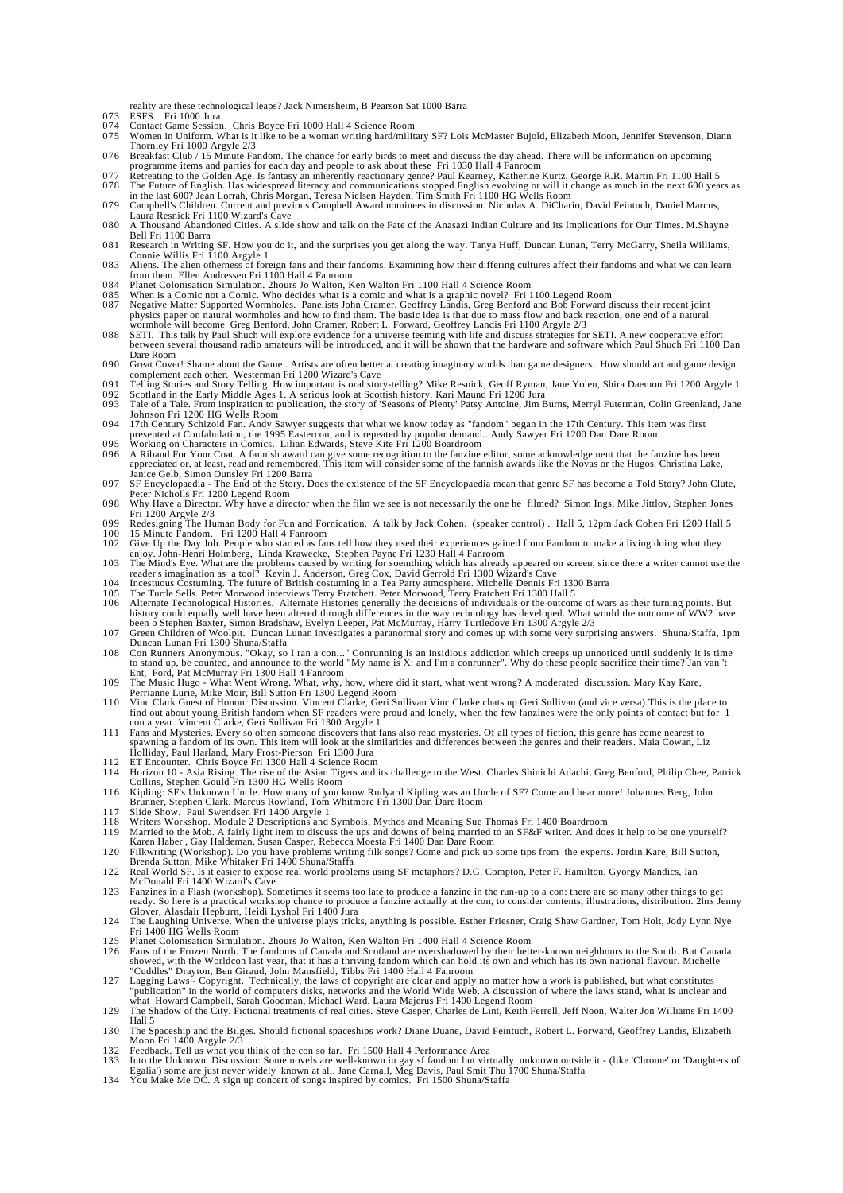reality are these technological leaps? Jack Nimersheim, B Pearson Sat 1000 Barra

073 ESFS. Fri 1000 Jura

074 Contact Game Session. Chris Boyce Fri 1000 Hall 4 Science Room

075 Women in Uniform. What is it like to be a woman writing hard/military SF? Lois McMaster Bujold, Elizabeth Moon, Jennifer Stevenson, Diann Thornley Fri 1000 Argyle 2/3

076 Breakfast Club / 15 Minute Fandom. The chance for early birds to meet and discuss the day ahead. There will be information on upcoming programme items and parties for each day and people to ask about these Fri 1030 Hall 4 Fanroom

077 Retreating to the Golden Age. Is fantasy an inherently reactionary genre? Paul Kearney, Katherine Kurtz, George R.R. Martin Fri 1100 Hall 5

078 The Future of English. Has widespread literacy and communications stopped English evolving or will it change as much in the next 600 years as in the last 600? Jean Lorrah, Chris Morgan, Teresa Nielsen Hayden, Tim Smith Fri 1100 HG Wells Room

079 Campbell's Children. Current and previous Campbell Award nominees in discussion. Nicholas A. DiChario, David Feintuch, Daniel Marcus, Laura Resnick Fri 1100 Wizard's Cave

080 A Thousand Abandoned Cities. A slide show and talk on the Fate of the Anasazi Indian Culture and its Implications for Our Times. M.Shayne Bell Fri 1100 Barra

081 Research in Writing SF. How you do it, and the surprises you get along the way. Tanya Huff, Duncan Lunan, Terry McGarry, Sheila Williams, Connie Willis Fri 1100 Argyle 1

083 Aliens. The alien otherness of foreign fans and their fandoms. Examining how their differing cultures affect their fandoms and what we can learn from them. Ellen Andressen Fri 1100 Hall 4 Fanroom

084 Planet Colonisation Simulation. 2hours Jo Walton, Ken Walton Fri 1100 Hall 4 Science Room

085 When is a Comic not a Comic. Who decides what is a comic and what is a graphic novel? Fri 1100 Legend Room

087 Negative Matter Supported Wormholes. Panelists John Cramer, Geoffrey Landis, Greg Benford and Bob Forward discuss their recent joint physics paper on natural wormholes and how to find them. The basic idea is that due to mass flow and back reaction, one end of a natural wormhole will become Greg Benford, John Cramer, Robert L. Forward, Geoffrey Landis Fri 1100 Argyle 2/3

088 SETI. This talk by Paul Shuch will explore evidence for a universe teeming with life and discuss strategies for SETI. A new cooperative effort between several thousand radio amateurs will be introduced, and it will be shown that the hardware and software which Paul Shuch Fri 1100 Dan Dare Room

090 Great Cover! Shame about the Game.. Artists are often better at creating imaginary worlds than game designers. How should art and game design complement each other. Westerman Fri 1200 Wizard's Cave

091 Telling Stories and Story Telling. How important is oral story-telling? Mike Resnick, Geoff Ryman, Jane Yolen, Shira Daemon Fri 1200 Argyle 1

092 Scotland in the Early Middle Ages 1. A serious look at Scottish history. Kari Maund Fri 1200 Jura

093 Tale of a Tale. From inspiration to publication, the story of 'Seasons of Plenty' Patsy Antoine, Jim Burns, Merryl Futerman, Colin Greenland, Jane Johnson Fri 1200 HG Wells Room

094 17th Century Schizoid Fan. Andy Sawyer suggests that what we know today as "fandom" began in the 17th Century. This item was first presented at Confabulation, the 1995 Eastercon, and is repeated by popular demand.. Andy Sawyer Fri 1200 Dan Dare Room

095 Working on Characters in Comics. Lilian Edwards, Steve Kite Fri 1200 Boardroom

096 A Riband For Your Coat. A fannish award can give some recognition to the fanzine editor, some acknowledgement that the fanzine has been appreciated or, at least, read and remembered. This item will consider some of the fannish awards like the Novas or the Hugos. Christina Lake, Janice Gelb, Simon Ounsley Fri 1200 Barra

097 SF Encyclopaedia - The End of the Story. Does the existence of the SF Encyclopaedia mean that genre SF has become a Told Story? John Clute, Peter Nicholls Fri 1200 Legend Room

098 Why Have a Director. Why have a director when the film we see is not necessarily the one he filmed? Simon Ings, Mike Jittlov, Stephen Jones Fri 1200 Argyle 2/3

099 Redesigning The Human Body for Fun and Fornication. A talk by Jack Cohen. (speaker control) . Hall 5, 12pm Jack Cohen Fri 1200 Hall 5

100 15 Minute Fandom. Fri 1200 Hall 4 Fanroom

102 Give Up the Day Job. People who started as fans tell how they used their experiences gained from Fandom to make a living doing what they enjoy. John-Henri Holmberg, Linda Krawecke, Stephen Payne Fri 1230 Hall 4 Fanroom

103 The Mind's Eye. What are the problems caused by writing for soemthing which has already appeared on screen, since there a writer cannot use the reader's imagination as a tool? Kevin J. Anderson, Greg Cox, David Gerrold Fri 1300 Wizard's Cave

104 Incestuous Costuming. The future of British costuming in a Tea Party atmosphere. Michelle Dennis Fri 1300 Barra

105 The Turtle Sells. Peter Morwood interviews Terry Pratchett. Peter Morwood, Terry Pratchett Fri 1300 Hall 5

106 Alternate Technological Histories. Alternate Histories generally the decisions of individuals or the outcome of wars as their turning points. But history could equally well have been altered through differences in the way technology has developed. What would the outcome of WW2 have been o Stephen Baxter, Simon Bradshaw, Evelyn Leeper, Pat McMurray, Harry Turtledove Fri 1300 Argyle 2/3

107 Green Children of Woolpit. Duncan Lunan investigates a paranormal story and comes up with some very surprising answers. Shuna/Staffa, 1pm Duncan Lunan Fri 1300 Shuna/Staffa

108 Con Runners Anonymous. "Okay, so I ran a con..." Conrunning is an insidious addiction which creeps up unnoticed until suddenly it is time to stand up, be counted, and announce to the world "My name is X: and I'm a conrunner". Why do these people sacrifice their time? Jan van 't Ent, Ford, Pat McMurray Fri 1300 Hall 4 Fanroom

109 The Music Hugo - What Went Wrong. What, why, how, where did it start, what went wrong? A moderated discussion. Mary Kay Kare, Perrianne Lurie, Mike Moir, Bill Sutton Fri 1300 Legend Room

110 Vinc Clark Guest of Honour Discussion. Vincent Clarke, Geri Sullivan Vinc Clarke chats up Geri Sullivan (and vice versa).This is the place to find out about young British fandom when SF readers were proud and lonely, when the few fanzines were the only points of contact but for 1 con a year. Vincent Clarke, Geri Sullivan Fri 1300 Argyle 1

111 Fans and Mysteries. Every so often someone discovers that fans also read mysteries. Of all types of fiction, this genre has come nearest to spawning a fandom of its own. This item will look at the similarities and differences between the genres and their readers. Maia Cowan, Liz Holliday, Paul Harland, Mary Frost-Pierson Fri 1300 Jura

112 ET Encounter. Chris Boyce Fri 1300 Hall 4 Science Room

114 Horizon 10 - Asia Rising. The rise of the Asian Tigers and its challenge to the West. Charles Shinichi Adachi, Greg Benford, Philip Chee, Patrick Collins, Stephen Gould Fri 1300 HG Wells Room

116 Kipling: SF's Unknown Uncle. How many of you know Rudyard Kipling was an Uncle of SF? Come and hear more! Johannes Berg, John Brunner, Stephen Clark, Marcus Rowland, Tom Whitmore Fri 1300 Dan Dare Room

117 Slide Show. Paul Swendsen Fri 1400 Argyle 1

118 Writers Workshop. Module 2 Descriptions and Symbols, Mythos and Meaning Sue Thomas Fri 1400 Boardroom

119 Married to the Mob. A fairly light item to discuss the ups and downs of being married to an SF&F writer. And does it help to be one yourself? Karen Haber , Gay Haldeman, Susan Casper, Rebecca Moesta Fri 1400 Dan Dare Room

120 Filkwriting (Workshop). Do you have problems writing filk songs? Come and pick up some tips from the experts. Jordin Kare, Bill Sutton, Brenda Sutton, Mike Whitaker Fri 1400 Shuna/Staffa

122 Real World SF. Is it easier to expose real world problems using SF metaphors? D.G. Compton, Peter F. Hamilton, Gyorgy Mandics, Ian McDonald Fri 1400 Wizard's Cave

123 Fanzines in a Flash (workshop). Sometimes it seems too late to produce a fanzine in the run-up to a con: there are so many other things to get ready. So here is a practical workshop chance to produce a fanzine actually at the con, to consider contents, illustrations, distribution. 2hrs Jenny Glover, Alasdair Hepburn, Heidi Lyshol Fri 1400 Jura

124 The Laughing Universe. When the universe plays tricks, anything is possible. Esther Friesner, Craig Shaw Gardner, Tom Holt, Jody Lynn Nye Fri 1400 HG Wells Room

125 Planet Colonisation Simulation. 2hours Jo Walton, Ken Walton Fri 1400 Hall 4 Science Room

126 Fans of the Frozen North. The fandoms of Canada and Scotland are overshadowed by their better-known neighbours to the South. But Canada showed, with the Worldcon last year, that it has a thriving fandom which can hold its own and which has its own national flavour. Michelle "Cuddles" Drayton, Ben Giraud, John Mansfield, Tibbs Fri 1400 Hall 4 Fanroom

127 Lagging Laws - Copyright. Technically, the laws of copyright are clear and apply no matter how a work is published, but what constitutes "publication" in the world of computers disks, networks and the World Wide Web. A discussion of where the laws stand, what is unclear and what Howard Campbell, Sarah Goodman, Michael Ward, Laura Majerus Fri 1400 Legend Room

129 The Shadow of the City. Fictional treatments of real cities. Steve Casper, Charles de Lint, Keith Ferrell, Jeff Noon, Walter Jon Williams Fri 1400 Hall 5

130 The Spaceship and the Bilges. Should fictional spaceships work? Diane Duane, David Feintuch, Robert L. Forward, Geoffrey Landis, Elizabeth Moon Fri 1400 Argyle 2/3

132 Feedback. Tell us what you think of the con so far. Fri 1500 Hall 4 Performance Area

133 Into the Unknown. Discussion: Some novels are well-known in gay sf fandom but virtually unknown outside it - (like 'Chrome' or 'Daughters of Egalia') some are just never widely known at all. Jane Carnall, Meg Davis, Paul Smit Thu 1700 Shuna/Staffa

134 You Make Me DC. A sign up concert of songs inspired by comics. Fri 1500 Shuna/Staffa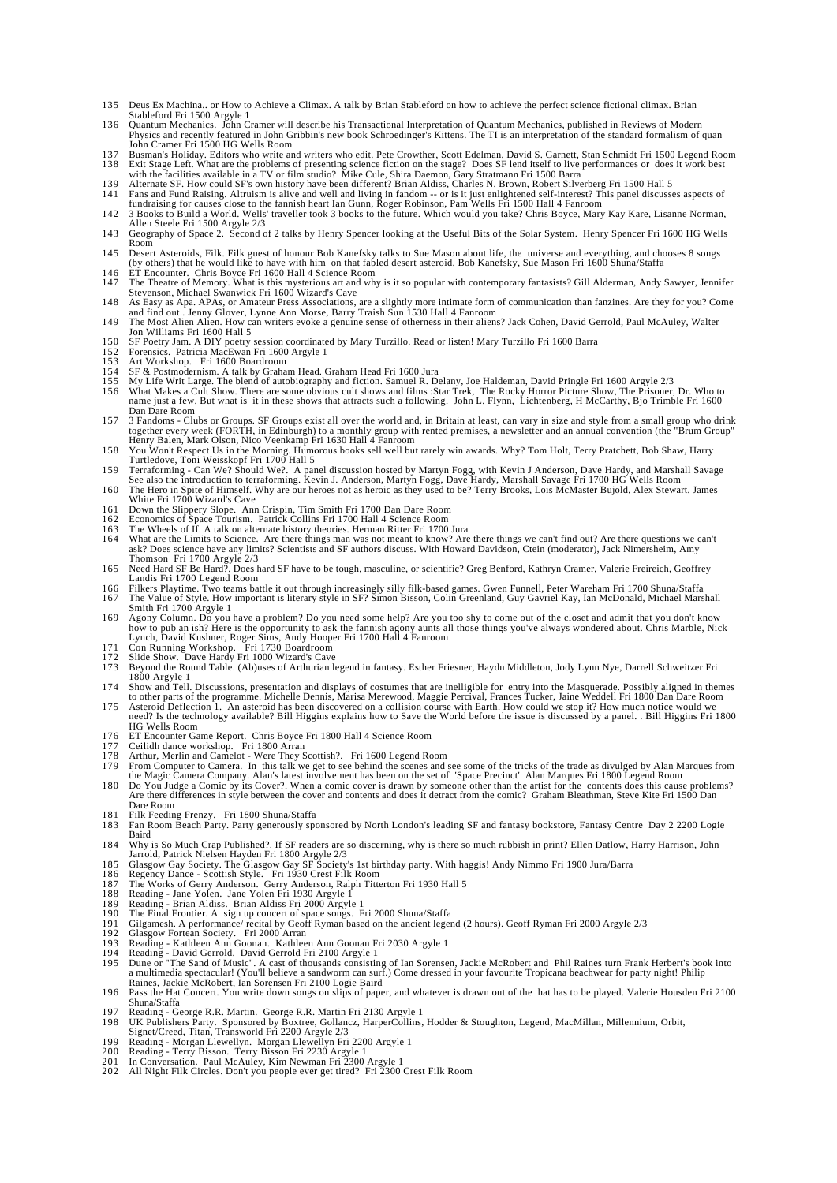135 Deus Ex Machina.. or How to Achieve a Climax. A talk by Brian Stableford on how to achieve the perfect science fictional climax. Brian Stableford Fri 1500 Argyle 1

136 Quantum Mechanics. John Cramer will describe his Transactional Interpretation of Quantum Mechanics, published in Reviews of Modern Physics and recently featured in John Gribbin's new book Schroedinger's Kittens. The TI is an interpretation of the standard formalism of quan John Cramer Fri 1500 HG Wells Room

137 Busman's Holiday. Editors who write and writers who edit. Pete Crowther, Scott Edelman, David S. Garnett, Stan Schmidt Fri 1500 Legend Room

138 Exit Stage Left. What are the problems of presenting science fiction on the stage? Does SF lend itself to live performances or does it work best with the facilities available in a TV or film studio? Mike Cule, Shira Daemon, Gary Stratmann Fri 1500 Barra

139 Alternate SF. How could SF's own history have been different? Brian Aldiss, Charles N. Brown, Robert Silverberg Fri 1500 Hall 5

141 Fans and Fund Raising. Altruism is alive and well and living in fandom -- or is it just enlightened self-interest? This panel discusses aspects of fundraising for causes close to the fannish heart Ian Gunn, Roger Robinson, Pam Wells Fri 1500 Hall 4 Fanroom

142 3 Books to Build a World. Wells' traveller took 3 books to the future. Which would you take? Chris Boyce, Mary Kay Kare, Lisanne Norman, Allen Steele Fri 1500 Argyle 2/3

143 Geography of Space 2. Second of 2 talks by Henry Spencer looking at the Useful Bits of the Solar System. Henry Spencer Fri 1600 HG Wells Room

145 Desert Asteroids, Filk. Filk guest of honour Bob Kanefsky talks to Sue Mason about life, the universe and everything, and chooses 8 songs (by others) that he would like to have with him on that fabled desert asteroid. Bob Kanefsky, Sue Mason Fri 1600 Shuna/Staffa

146 ET Encounter. Chris Boyce Fri 1600 Hall 4 Science Room

147 The Theatre of Memory. What is this mysterious art and why is it so popular with contemporary fantasists? Gill Alderman, Andy Sawyer, Jennifer Stevenson, Michael Swanwick Fri 1600 Wizard's Cave

148 As Easy as Apa. APAs, or Amateur Press Associations, are a slightly more intimate form of communication than fanzines. Are they for you? Come and find out.. Jenny Glover, Lynne Ann Morse, Barry Traish Sun 1530 Hall 4 Fanroom

149 The Most Alien Alien. How can writers evoke a genuine sense of otherness in their aliens? Jack Cohen, David Gerrold, Paul McAuley, Walter Jon Williams Fri 1600 Hall 5

150 SF Poetry Jam. A DIY poetry session coordinated by Mary Turzillo. Read or listen! Mary Turzillo Fri 1600 Barra

152 Forensics. Patricia MacEwan Fri 1600 Argyle 1

153 Art Workshop. Fri 1600 Boardroom

154 SF & Postmodernism. A talk by Graham Head. Graham Head Fri 1600 Jura

155 My Life Writ Large. The blend of autobiography and fiction. Samuel R. Delany, Joe Haldeman, David Pringle Fri 1600 Argyle 2/3

156 What Makes a Cult Show. There are some obvious cult shows and films :Star Trek, The Rocky Horror Picture Show, The Prisoner, Dr. Who to name just a few. But what is it in these shows that attracts such a following. John L. Flynn, Lichtenberg, H McCarthy, Bjo Trimble Fri 1600 Dan Dare Room

157 3 Fandoms - Clubs or Groups. SF Groups exist all over the world and, in Britain at least, can vary in size and style from a small group who drink together every week (FORTH, in Edinburgh) to a monthly group with rented premises, a newsletter and an annual convention (the "Brum Group" Henry Balen, Mark Olson, Nico Veenkamp Fri 1630 Hall 4 Fanroom

158 You Won't Respect Us in the Morning. Humorous books sell well but rarely win awards. Why? Tom Holt, Terry Pratchett, Bob Shaw, Harry Turtledove, Toni Weisskopf Fri 1700 Hall 5

159 Terraforming - Can We? Should We?. A panel discussion hosted by Martyn Fogg, with Kevin J Anderson, Dave Hardy, and Marshall Savage See also the introduction to terraforming. Kevin J. Anderson, Martyn Fogg, Dave Hardy, Marshall Savage Fri 1700 HG Wells Room

160 The Hero in Spite of Himself. Why are our heroes not as heroic as they used to be? Terry Brooks, Lois McMaster Bujold, Alex Stewart, James White Fri 1700 Wizard's Cave

161 Down the Slippery Slope. Ann Crispin, Tim Smith Fri 1700 Dan Dare Room

162 Economics of Space Tourism. Patrick Collins Fri 1700 Hall 4 Science Room

163 The Wheels of If. A talk on alternate history theories. Herman Ritter Fri 1700 Jura

164 What are the Limits to Science. Are there things man was not meant to know? Are there things we can't find out? Are there questions we can't ask? Does science have any limits? Scientists and SF authors discuss. With Howard Davidson, Ctein (moderator), Jack Nimersheim, Amy Thomson Fri 1700 Argyle 2/3

165 Need Hard SF Be Hard?. Does hard SF have to be tough, masculine, or scientific? Greg Benford, Kathryn Cramer, Valerie Freireich, Geoffrey Landis Fri 1700 Legend Room

166 Filkers Playtime. Two teams battle it out through increasingly silly filk-based games. Gwen Funnell, Peter Wareham Fri 1700 Shuna/Staffa

167 The Value of Style. How important is literary style in SF? Simon Bisson, Colin Greenland, Guy Gavriel Kay, Ian McDonald, Michael Marshall Smith Fri 1700 Argyle 1

169 Agony Column. Do you have a problem? Do you need some help? Are you too shy to come out of the closet and admit that you don't know how to pub an ish? Here is the opportunity to ask the fannish agony aunts all those things you've always wondered about. Chris Marble, Nick Lynch, David Kushner, Roger Sims, Andy Hooper Fri 1700 Hall 4 Fanroom

171 Con Running Workshop. Fri 1730 Boardroom

172 Slide Show. Dave Hardy Fri 1000 Wizard's Cave

173 Beyond the Round Table. (Ab)uses of Arthurian legend in fantasy. Esther Friesner, Haydn Middleton, Jody Lynn Nye, Darrell Schweitzer Fri 1800 Argyle 1

174 Show and Tell. Discussions, presentation and displays of costumes that are inelligible for entry into the Masquerade. Possibly aligned in themes to other parts of the programme. Michelle Dennis, Marisa Merewood, Maggie Percival, Frances Tucker, Jaine Weddell Fri 1800 Dan Dare Room

175 Asteroid Deflection 1. An asteroid has been discovered on a collision course with Earth. How could we stop it? How much notice would we need? Is the technology available? Bill Higgins explains how to Save the World before the issue is discussed by a panel. . Bill Higgins Fri 1800 HG Wells Room

176 ET Encounter Game Report. Chris Boyce Fri 1800 Hall 4 Science Room

177 Ceilidh dance workshop. Fri 1800 Arran

178 Arthur, Merlin and Camelot - Were They Scottish?. Fri 1600 Legend Room

179 From Computer to Camera. In this talk we get to see behind the scenes and see some of the tricks of the trade as divulged by Alan Marques from the Magic Camera Company. Alan's latest involvement has been on the set of 'Space Precinct'. Alan Marques Fri 1800 Legend Room

180 Do You Judge a Comic by its Cover?. When a comic cover is drawn by someone other than the artist for the contents does this cause problems? Are there differences in style between the cover and contents and does it detract from the comic? Graham Bleathman, Steve Kite Fri 1500 Dan Dare Room

181 Filk Feeding Frenzy. Fri 1800 Shuna/Staffa

183 Fan Room Beach Party. Party generously sponsored by North London's leading SF and fantasy bookstore, Fantasy Centre Day 2 2200 Logie Baird

184 Why is So Much Crap Published?. If SF readers are so discerning, why is there so much rubbish in print? Ellen Datlow, Harry Harrison, John Jarrold, Patrick Nielsen Hayden Fri 1800 Argyle 2/3

185 Glasgow Gay Society. The Glasgow Gay SF Society's 1st birthday party. With haggis! Andy Nimmo Fri 1900 Jura/Barra

186 Regency Dance - Scottish Style. Fri 1930 Crest Filk Room

187 The Works of Gerry Anderson. Gerry Anderson, Ralph Titterton Fri 1930 Hall 5

188 Reading - Jane Yolen. Jane Yolen Fri 1930 Argyle 1

189 Reading - Brian Aldiss. Brian Aldiss Fri 2000 Argyle 1

190 The Final Frontier. A sign up concert of space songs. Fri 2000 Shuna/Staffa

191 Gilgamesh. A performance/ recital by Geoff Ryman based on the ancient legend (2 hours). Geoff Ryman Fri 2000 Argyle 2/3

192 Glasgow Fortean Society. Fri 2000 Arran

193 Reading - Kathleen Ann Goonan. Kathleen Ann Goonan Fri 2030 Argyle 1

194 Reading - David Gerrold. David Gerrold Fri 2100 Argyle 1

195 Dune or "The Sand of Music". A cast of thousands consisting of Ian Sorensen, Jackie McRobert and Phil Raines turn Frank Herbert's book into a multimedia spectacular! (You'll believe a sandworm can surf.) Come dressed in your favourite Tropicana beachwear for party night! Philip Raines, Jackie McRobert, Ian Sorensen Fri 2100 Logie Baird

196 Pass the Hat Concert. You write down songs on slips of paper, and whatever is drawn out of the hat has to be played. Valerie Housden Fri 2100 Shuna/Staffa

197 Reading - George R.R. Martin. George R.R. Martin Fri 2130 Argyle 1

198 UK Publishers Party. Sponsored by Boxtree, Gollancz, HarperCollins, Hodder & Stoughton, Legend, MacMillan, Millennium, Orbit, Signet/Creed, Titan, Transworld Fri 2200 Argyle 2/3

199 Reading - Morgan Llewellyn. Morgan Llewellyn Fri 2200 Argyle 1

200 Reading - Terry Bisson. Terry Bisson Fri 2230 Argyle 1

201 In Conversation. Paul McAuley, Kim Newman Fri 2300 Argyle 1

202 All Night Filk Circles. Don't you people ever get tired? Fri 2300 Crest Filk Room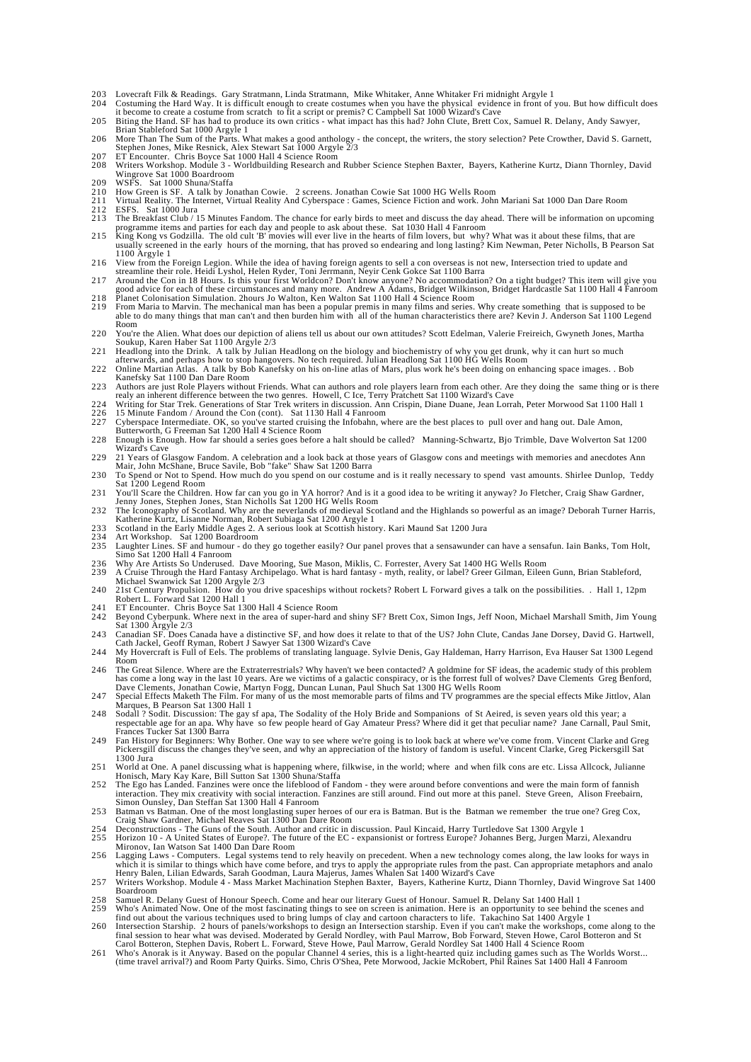203 Lovecraft Filk & Readings. Gary Stratmann, Linda Stratmann, Mike Whitaker, Anne Whitaker Fri midnight Argyle 1

204 Costuming the Hard Way. It is difficult enough to create costumes when you have the physical evidence in front of you. But how difficult does it become to create a costume from scratch to fit a script or premis? C Campbell Sat 1000 Wizard's Cave

205 Biting the Hand. SF has had to produce its own critics - what impact has this had? John Clute, Brett Cox, Samuel R. Delany, Andy Sawyer, Brian Stableford Sat 1000 Argyle 1

206 More Than The Sum of the Parts. What makes a good anthology - the concept, the writers, the story selection? Pete Crowther, David S. Garnett, Stephen Jones, Mike Resnick, Alex Stewart Sat 1000 Argyle 2/3

207 ET Encounter. Chris Boyce Sat 1000 Hall 4 Science Room

208 Writers Workshop. Module 3 - Worldbuilding Research and Rubber Science Stephen Baxter, Bayers, Katherine Kurtz, Diann Thornley, David Wingrove Sat 1000 Boardroom

209 WSFS. Sat 1000 Shuna/Staffa

210 How Green is SF. A talk by Jonathan Cowie. 2 screens. Jonathan Cowie Sat 1000 HG Wells Room

211 Virtual Reality. The Internet, Virtual Reality And Cyberspace : Games, Science Fiction and work. John Mariani Sat 1000 Dan Dare Room

212 ESFS. Sat 1000 Jura

213 The Breakfast Club / 15 Minutes Fandom. The chance for early birds to meet and discuss the day ahead. There will be information on upcoming programme items and parties for each day and people to ask about these. Sat 1030 Hall 4 Fanroom

215 King Kong vs Godzilla. The old cult 'B' movies will ever live in the hearts of film lovers, but why? What was it about these films, that are usually screened in the early hours of the morning, that has proved so endearing and long lasting? Kim Newman, Peter Nicholls, B Pearson Sat 1100 Argyle 1

216 View from the Foreign Legion. While the idea of having foreign agents to sell a con overseas is not new, Intersection tried to update and streamline their role. Heidi Lyshol, Helen Ryder, Toni Jerrmann, Neyir Cenk Gokce Sat 1100 Barra

217 Around the Con in 18 Hours. Is this your first Worldcon? Don't know anyone? No accommodation? On a tight budget? This item will give you good advice for each of these circumstances and many more. Andrew A Adams, Bridget Wilkinson, Bridget Hardcastle Sat 1100 Hall 4 Fanroom

218 Planet Colonisation Simulation. 2hours Jo Walton, Ken Walton Sat 1100 Hall 4 Science Room

219 From Maria to Marvin. The mechanical man has been a popular premis in many films and series. Why create something that is supposed to be able to do many things that man can't and then burden him with all of the human characteristics there are? Kevin J. Anderson Sat 1100 Legend Room

220 You're the Alien. What does our depiction of aliens tell us about our own attitudes? Scott Edelman, Valerie Freireich, Gwyneth Jones, Martha Soukup, Karen Haber Sat 1100 Argyle 2/3

221 Headlong into the Drink. A talk by Julian Headlong on the biology and biochemistry of why you get drunk, why it can hurt so much afterwards, and perhaps how to stop hangovers. No tech required. Julian Headlong Sat 1100 HG Wells Room

222 Online Martian Atlas. A talk by Bob Kanefsky on his on-line atlas of Mars, plus work he's been doing on enhancing space images. . Bob Kanefsky Sat 1100 Dan Dare Room

223 Authors are just Role Players without Friends. What can authors and role players learn from each other. Are they doing the same thing or is there realy an inherent difference between the two genres. Howell, C Ice, Terry Pratchett Sat 1100 Wizard's Cave

224 Writing for Star Trek. Generations of Star Trek writers in discussion. Ann Crispin, Diane Duane, Jean Lorrah, Peter Morwood Sat 1100 Hall 1

226 15 Minute Fandom / Around the Con (cont). Sat 1130 Hall 4 Fanroom

227 Cyberspace Intermediate. OK, so you've started cruising the Infobahn, where are the best places to pull over and hang out. Dale Amon, Butterworth, G Freeman Sat 1200 Hall 4 Science Room

228 Enough is Enough. How far should a series goes before a halt should be called? Manning-Schwartz, Bjo Trimble, Dave Wolverton Sat 1200 Wizard's Cave

229 21 Years of Glasgow Fandom. A celebration and a look back at those years of Glasgow cons and meetings with memories and anecdotes Ann Mair, John McShane, Bruce Savile, Bob "fake" Shaw Sat 1200 Barra

230 To Spend or Not to Spend. How much do you spend on our costume and is it really necessary to spend vast amounts. Shirlee Dunlop, Teddy Sat 1200 Legend Room

231 You'll Scare the Children. How far can you go in YA horror? And is it a good idea to be writing it anyway? Jo Fletcher, Craig Shaw Gardner, Jenny Jones, Stephen Jones, Stan Nicholls Sat 1200 HG Wells Room

232 The Iconography of Scotland. Why are the neverlands of medieval Scotland and the Highlands so powerful as an image? Deborah Turner Harris, Katherine Kurtz, Lisanne Norman, Robert Subiaga Sat 1200 Argyle 1

233 Scotland in the Early Middle Ages 2. A serious look at Scottish history. Kari Maund Sat 1200 Jura

234 Art Workshop. Sat 1200 Boardroom

235 Laughter Lines. SF and humour - do they go together easily? Our panel proves that a sensawunder can have a sensafun. Iain Banks, Tom Holt, Simo Sat 1200 Hall 4 Fanroom

236 Why Are Artists So Underused. Dave Mooring, Sue Mason, Miklis, C. Forrester, Avery Sat 1400 HG Wells Room

239 A Cruise Through the Hard Fantasy Archipelago. What is hard fantasy - myth, reality, or label? Greer Gilman, Eileen Gunn, Brian Stableford, Michael Swanwick Sat 1200 Argyle 2/3

240 21st Century Propulsion. How do you drive spaceships without rockets? Robert L Forward gives a talk on the possibilities. . Hall 1, 12pm Robert L. Forward Sat 1200 Hall 1

241 ET Encounter. Chris Boyce Sat 1300 Hall 4 Science Room

242 Beyond Cyberpunk. Where next in the area of super-hard and shiny SF? Brett Cox, Simon Ings, Jeff Noon, Michael Marshall Smith, Jim Young Sat 1300 Argyle 2/3

243 Canadian SF. Does Canada have a distinctive SF, and how does it relate to that of the US? John Clute, Candas Jane Dorsey, David G. Hartwell, Cath Jackel, Geoff Ryman, Robert J Sawyer Sat 1300 Wizard's Cave

244 My Hovercraft is Full of Eels. The problems of translating language. Sylvie Denis, Gay Haldeman, Harry Harrison, Eva Hauser Sat 1300 Legend Room

246 The Great Silence. Where are the Extraterrestrials? Why haven't we been contacted? A goldmine for SF ideas, the academic study of this problem has come a long way in the last 10 years. Are we victims of a galactic conspiracy, or is the forrest full of wolves? Dave Clements Greg Benford, Dave Clements, Jonathan Cowie, Martyn Fogg, Duncan Lunan, Paul Shuch Sat 1300 HG Wells Room

247 Special Effects Maketh The Film. For many of us the most memorable parts of films and TV programmes are the special effects Mike Jittlov, Alan Marques, B Pearson Sat 1300 Hall 1

248 Sodall ? Sodit. Discussion: The gay sf apa, The Sodality of the Holy Bride and Sompanions of St Aeired, is seven years old this year; a respectable age for an apa. Why have so few people heard of Gay Amateur Press? Where did it get that peculiar name? Jane Carnall, Paul Smit, Frances Tucker Sat 1300 Barra

249 Fan History for Beginners: Why Bother. One way to see where we're going is to look back at where we've come from. Vincent Clarke and Greg Pickersgill discuss the changes they've seen, and why an appreciation of the history of fandom is useful. Vincent Clarke, Greg Pickersgill Sat 1300 Jura

251 World at One. A panel discussing what is happening where, filkwise, in the world; where and when filk cons are etc. Lissa Allcock, Julianne Honisch, Mary Kay Kare, Bill Sutton Sat 1300 Shuna/Staffa

252 The Ego has Landed. Fanzines were once the lifeblood of Fandom - they were around before conventions and were the main form of fannish interaction. They mix creativity with social interaction. Fanzines are still around. Find out more at this panel. Steve Green, Alison Freebairn, Simon Ounsley, Dan Steffan Sat 1300 Hall 4 Fanroom

253 Batman vs Batman. One of the most longlasting super heroes of our era is Batman. But is the Batman we remember the true one? Greg Cox, Craig Shaw Gardner, Michael Reaves Sat 1300 Dan Dare Room

254 Deconstructions - The Guns of the South. Author and critic in discussion. Paul Kincaid, Harry Turtledove Sat 1300 Argyle 1

255 Horizon 10 - A United States of Europe?. The future of the EC - expansionist or fortress Europe? Johannes Berg, Jurgen Marzi, Alexandru Mironov, Ian Watson Sat 1400 Dan Dare Room

256 Lagging Laws - Computers. Legal systems tend to rely heavily on precedent. When a new technology comes along, the law looks for ways in which it is similar to things which have come before, and trys to apply the appropriate rules from the past. Can appropriate metaphors and analo Henry Balen, Lilian Edwards, Sarah Goodman, Laura Majerus, James Whalen Sat 1400 Wizard's Cave

257 Writers Workshop. Module 4 - Mass Market Machination Stephen Baxter, Bayers, Katherine Kurtz, Diann Thornley, David Wingrove Sat 1400 Boardroom

258 Samuel R. Delany Guest of Honour Speech. Come and hear our literary Guest of Honour. Samuel R. Delany Sat 1400 Hall 1

259 Who's Animated Now. One of the most fascinating things to see on screen is animation. Here is an opportunity to see behind the scenes and find out about the various techniques used to bring lumps of clay and cartoon characters to life. Takachino Sat 1400 Argyle 1

260 Intersection Starship. 2 hours of panels/workshops to design an Intersection starship. Even if you can't make the workshops, come along to the final session to hear what was devised. Moderated by Gerald Nordley, with Paul Marrow, Bob Forward, Steven Howe, Carol Botteron and St Carol Botteron, Stephen Davis, Robert L. Forward, Steve Howe, Paul Marrow, Gerald Nordley Sat 1400 Hall 4 Science Room

261 Who's Anorak is it Anyway. Based on the popular Channel 4 series, this is a light-hearted quiz including games such as The Worlds Worst... (time travel arrival?) and Room Party Quirks. Simo, Chris O'Shea, Pete Morwood, Jackie McRobert, Phil Raines Sat 1400 Hall 4 Fanroom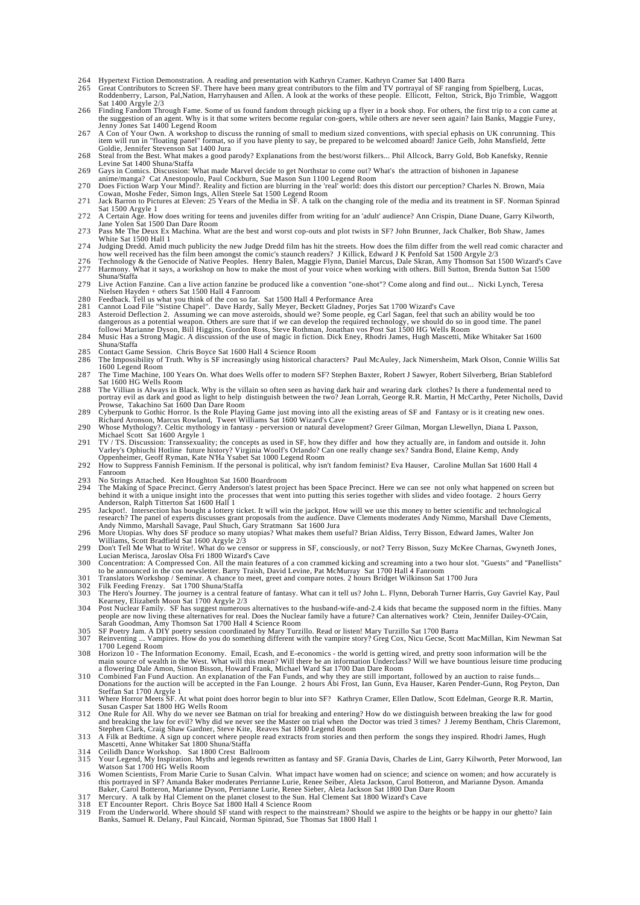264 Hypertext Fiction Demonstration. A reading and presentation with Kathryn Cramer. Kathryn Cramer Sat 1400 Barra

265 Great Contributors to Screen SF. There have been many great contributors to the film and TV portrayal of SF ranging from Spielberg, Lucas, Roddenberry, Larson, Pal,Nation, Harryhausen and Allen. A look at the works of these people. Ellicott, Felton, Strick, Bjo Trimble, Waggott Sat 1400 Argyle 2/3

266 Finding Fandom Through Fame. Some of us found fandom through picking up a flyer in a book shop. For others, the first trip to a con came at the suggestion of an agent. Why is it that some writers become regular con-goers, while others are never seen again? Iain Banks, Maggie Furey, Jenny Jones Sat 1400 Legend Room

267 A Con of Your Own. A workshop to discuss the running of small to medium sized conventions, with special ephasis on UK conrunning. This item will run in "floating panel" format, so if you have plenty to say, be prepared to be welcomed aboard! Janice Gelb, John Mansfield, Jette Goldie, Jennifer Stevenson Sat 1400 Jura

268 Steal from the Best. What makes a good parody? Explanations from the best/worst filkers... Phil Allcock, Barry Gold, Bob Kanefsky, Rennie Levine Sat 1400 Shuna/Staffa

269 Gays in Comics. Discussion: What made Marvel decide to get Northstar to come out? What's the attraction of bishonen in Japanese anime/manga? Cat Anestopoulo, Paul Cockburn, Sue Mason Sun 1100 Legend Room

270 Does Fiction Warp Your Mind?. Reality and fiction are blurring in the 'real' world: does this distort our perception? Charles N. Brown, Maia Cowan, Moshe Feder, Simon Ings, Allen Steele Sat 1500 Legend Room

271 Jack Barron to Pictures at Eleven: 25 Years of the Media in SF. A talk on the changing role of the media and its treatment in SF. Norman Spinrad Sat 1500 Argyle 1

272 A Certain Age. How does writing for teens and juveniles differ from writing for an 'adult' audience? Ann Crispin, Diane Duane, Garry Kilworth, Jane Yolen Sat 1500 Dan Dare Room

273 Pass Me The Deux Ex Machina. What are the best and worst cop-outs and plot twists in SF? John Brunner, Jack Chalker, Bob Shaw, James White Sat 1500 Hall 1

274 Judging Dredd. Amid much publicity the new Judge Dredd film has hit the streets. How does the film differ from the well read comic character and how well received has the film been amongst the comic's staunch readers? J Killick, Edward J K Penfold Sat 1500 Argyle 2/3

276 Technology & the Genocide of Native Peoples. Henry Balen, Maggie Flynn, Daniel Marcus, Dale Skran, Amy Thomson Sat 1500 Wizard's Cave

277 Harmony. What it says, a workshop on how to make the most of your voice when working with others. Bill Sutton, Brenda Sutton Sat 1500 Shuna/Staffa

279 Live Action Fanzine. Can a live action fanzine be produced like a convention "one-shot"? Come along and find out... Nicki Lynch, Teresa Nielsen Hayden + others Sat 1500 Hall 4 Fanroom

280 Feedback. Tell us what you think of the con so far. Sat 1500 Hall 4 Performance Area

281 Cannot Load File "Sistine Chapel". Dave Hardy, Sally Meyer, Beckett Gladney, Porjes Sat 1700 Wizard's Cave

283 Asteroid Deflection 2. Assuming we can move asteroids, should we? Some people, eg Carl Sagan, feel that such an ability would be too dangerous as a potential weapon. Others are sure that if we can develop the required technology, we should do so in good time. The panel followi Marianne Dyson, Bill Higgins, Gordon Ross, Steve Rothman, Jonathan vos Post Sat 1500 HG Wells Room

284 Music Has a Strong Magic. A discussion of the use of magic in fiction. Dick Eney, Rhodri James, Hugh Mascetti, Mike Whitaker Sat 1600 Shuna/Staffa

285 Contact Game Session. Chris Boyce Sat 1600 Hall 4 Science Room

286 The Impossibility of Truth. Why is SF increasingly using historical characters? Paul McAuley, Jack Nimersheim, Mark Olson, Connie Willis Sat 1600 Legend Room

287 The Time Machine, 100 Years On. What does Wells offer to modern SF? Stephen Baxter, Robert J Sawyer, Robert Silverberg, Brian Stableford Sat 1600 HG Wells Room

288 The Villian is Always in Black. Why is the villain so often seen as having dark hair and wearing dark clothes? Is there a fundemental need to portray evil as dark and good as light to help distinguish between the two? Jean Lorrah, George R.R. Martin, H McCarthy, Peter Nicholls, David Prowse, Takachino Sat 1600 Dan Dare Room

289 Cyberpunk to Gothic Horror. Is the Role Playing Game just moving into all the existing areas of SF and Fantasy or is it creating new ones. Richard Aronson, Marcus Rowland, Tweet Williams Sat 1600 Wizard's Cave

290 Whose Mythology?. Celtic mythology in fantasy - perversion or natural development? Greer Gilman, Morgan Llewellyn, Diana L Paxson, Michael Scott Sat 1600 Argyle 1

291 TV / TS. Discussion: Transsexuality; the concepts as used in SF, how they differ and how they actually are, in fandom and outside it. John Varley's Ophiuchi Hotline future history? Virginia Woolf's Orlando? Can one really change sex? Sandra Bond, Elaine Kemp, Andy Oppenheimer, Geoff Ryman, Kate N'Ha Ysabet Sat 1000 Legend Room

292 How to Suppress Fannish Feminism. If the personal is political, why isn't fandom feminist? Eva Hauser, Caroline Mullan Sat 1600 Hall 4 Fanroom

293 No Strings Attached. Ken Houghton Sat 1600 Boardroom

294 The Making of Space Precinct. Gerry Anderson's latest project has been Space Precinct. Here we can see not only what happened on screen but behind it with a unique insight into the processes that went into putting this series together with slides and video footage. 2 hours Gerry Anderson, Ralph Titterton Sat 1600 Hall 1

295 Jackpot!. Intersection has bought a lottery ticket. It will win the jackpot. How will we use this money to better scientific and technological research? The panel of experts discusses grant proposals from the audience. Dave Clements moderates Andy Nimmo, Marshall Dave Clements, Andy Nimmo, Marshall Savage, Paul Shuch, Gary Stratmann Sat 1600 Jura

296 More Utopias. Why does SF produce so many utopias? What makes them useful? Brian Aldiss, Terry Bisson, Edward James, Walter Jon Williams, Scott Bradfield Sat 1600 Argyle 2/3

299 Don't Tell Me What to Write!. What do we censor or suppress in SF, consciously, or not? Terry Bisson, Suzy McKee Charnas, Gwyneth Jones, Lucian Merisca, Jaroslav Olsa Fri 1800 Wizard's Cave

300 Concentration: A Compressed Con. All the main features of a con crammed kicking and screaming into a two hour slot. "Guests" and "Panellists" to be announced in the con newsletter. Barry Traish, David Levine, Pat McMurray Sat 1700 Hall 4 Fanroom

301 Translators Workshop / Seminar. A chance to meet, greet and compare notes. 2 hours Bridget Wilkinson Sat 1700 Jura

302 Filk Feeding Frenzy. Sat 1700 Shuna/Staffa

303 The Hero's Journey. The journey is a central feature of fantasy. What can it tell us? John L. Flynn, Deborah Turner Harris, Guy Gavriel Kay, Paul Kearney, Elizabeth Moon Sat 1700 Argyle 2/3

304 Post Nuclear Family. SF has suggest numerous alternatives to the husband-wife-and-2.4 kids that became the supposed norm in the fifties. Many people are now living these alternatives for real. Does the Nuclear family have a future? Can alternatives work? Ctein, Jennifer Dailey-O'Cain, Sarah Goodman, Amy Thomson Sat 1700 Hall 4 Science Room

305 SF Poetry Jam. A DIY poetry session coordinated by Mary Turzillo. Read or listen! Mary Turzillo Sat 1700 Barra

307 Reinventing ... Vampires. How do you do something different with the vampire story? Greg Cox, Nicu Gecse, Scott MacMillan, Kim Newman Sat 1700 Legend Room

308 Horizon 10 - The Information Economy. Email, Ecash, and E-economics - the world is getting wired, and pretty soon information will be the main source of wealth in the West. What will this mean? Will there be an information Underclass? Will we have bountious leisure time producing a flowering Dale Amon, Simon Bisson, Howard Frank, Michael Ward Sat 1700 Dan Dare Room

310 Combined Fan Fund Auction. An explanation of the Fan Funds, and why they are still important, followed by an auction to raise funds... Donations for the auction will be accepted in the Fan Lounge. 2 hours Abi Frost, Ian Gunn, Eva Hauser, Karen Pender-Gunn, Rog Peyton, Dan Steffan Sat 1700 Argyle 1

311 Where Horror Meets SF. At what point does horror begin to blur into SF? Kathryn Cramer, Ellen Datlow, Scott Edelman, George R.R. Martin, Susan Casper Sat 1800 HG Wells Room

312 One Rule for All. Why do we never see Batman on trial for breaking and entering? How do we distinguish between breaking the law for good and breaking the law for evil? Why did we never see the Master on trial when the Doctor was tried 3 times? J Jeremy Bentham, Chris Claremont, Stephen Clark, Craig Shaw Gardner, Steve Kite, Reaves Sat 1800 Legend Room

313 A Filk at Bedtime. A sign up concert where people read extracts from stories and then perform the songs they inspired. Rhodri James, Hugh Mascetti, Anne Whitaker Sat 1800 Shuna/Staffa

314 Ceilidh Dance Workshop. Sat 1800 Crest Ballroom

315 Your Legend, My Inspiration. Myths and legends rewritten as fantasy and SF. Grania Davis, Charles de Lint, Garry Kilworth, Peter Morwood, Ian Watson Sat 1700 HG Wells Room

316 Women Scientists, From Marie Curie to Susan Calvin. What impact have women had on science; and science on women; and how accurately is this portrayed in SF? Amanda Baker moderates Perrianne Lurie, Renee Seiber, Aleta Jackson, Carol Botteron, and Marianne Dyson. Amanda Baker, Carol Botteron, Marianne Dyson, Perrianne Lurie, Renee Sieber, Aleta Jackson Sat 1800 Dan Dare Room

317 Mercury. A talk by Hal Clement on the planet closest to the Sun. Hal Clement Sat 1800 Wizard's Cave

318 ET Encounter Report. Chris Boyce Sat 1800 Hall 4 Science Room

319 From the Underworld. Where should SF stand with respect to the mainstream? Should we aspire to the heights or be happy in our ghetto? Iain Banks, Samuel R. Delany, Paul Kincaid, Norman Spinrad, Sue Thomas Sat 1800 Hall 1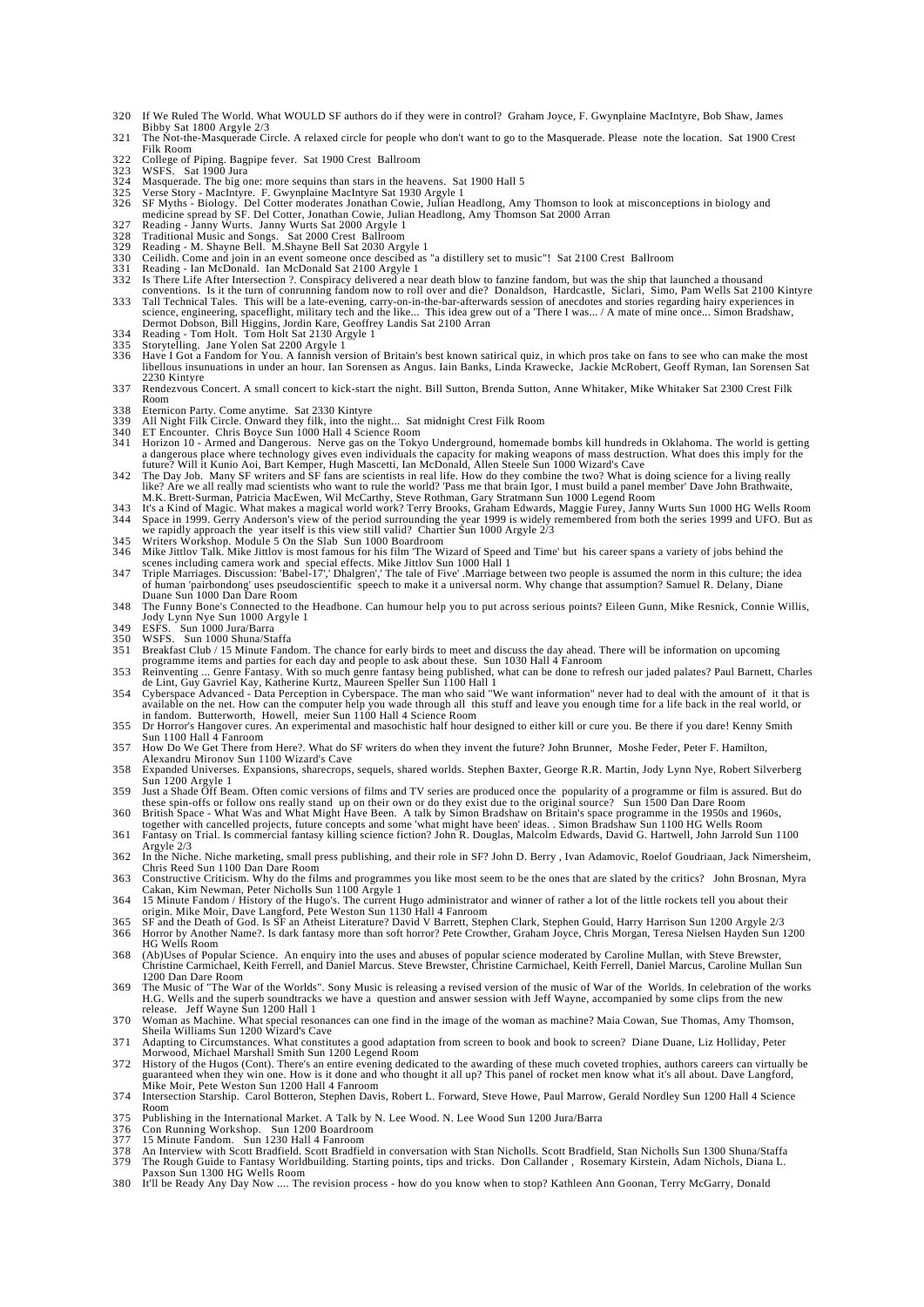320 If We Ruled The World. What WOULD SF authors do if they were in control? Graham Joyce, F. Gwynplaine MacIntyre, Bob Shaw, James Bibby Sat 1800 Argyle 2/3

321 The Not-the-Masquerade Circle. A relaxed circle for people who don't want to go to the Masquerade. Please note the location. Sat 1900 Crest Filk Room

322 College of Piping. Bagpipe fever. Sat 1900 Crest Ballroom

323 WSFS. Sat 1900 Jura

324 Masquerade. The big one: more sequins than stars in the heavens. Sat 1900 Hall 5

325 Verse Story - MacIntyre. F. Gwynplaine MacIntyre Sat 1930 Argyle 1

326 SF Myths - Biology. Del Cotter moderates Jonathan Cowie, Julian Headlong, Amy Thomson to look at misconceptions in biology and medicine spread by SF. Del Cotter, Jonathan Cowie, Julian Headlong, Amy Thomson Sat 2000 Arran

327 Reading - Janny Wurts. Janny Wurts Sat 2000 Argyle 1

328 Traditional Music and Songs. Sat 2000 Crest Ballroom

329 Reading - M. Shayne Bell. M.Shayne Bell Sat 2030 Argyle 1

330 Ceilidh. Come and join in an event someone once descibed as "a distillery set to music"! Sat 2100 Crest Ballroom

331 Reading - Ian McDonald. Ian McDonald Sat 2100 Argyle 1

332 Is There Life After Intersection ?. Conspiracy delivered a near death blow to fanzine fandom, but was the ship that launched a thousand conventions. Is it the turn of conrunning fandom now to roll over and die? Donaldson, Hardcastle, Siclari, Simo, Pam Wells Sat 2100 Kintyre

333 Tall Technical Tales. This will be a late-evening, carry-on-in-the-bar-afterwards session of anecdotes and stories regarding hairy experiences in science, engineering, spaceflight, military tech and the like... This idea grew out of a 'There I was... / A mate of mine once... Simon Bradshaw, Dermot Dobson, Bill Higgins, Jordin Kare, Geoffrey Landis Sat 2100 Arran

334 Reading - Tom Holt. Tom Holt Sat 2130 Argyle 1

335 Storytelling. Jane Yolen Sat 2200 Argyle 1

336 Have I Got a Fandom for You. A fannish version of Britain's best known satirical quiz, in which pros take on fans to see who can make the most libellous insunuations in under an hour. Ian Sorensen as Angus. Iain Banks, Linda Krawecke, Jackie McRobert, Geoff Ryman, Ian Sorensen Sat 2230 Kintyre

337 Rendezvous Concert. A small concert to kick-start the night. Bill Sutton, Brenda Sutton, Anne Whitaker, Mike Whitaker Sat 2300 Crest Filk Room

338 Eternicon Party. Come anytime. Sat 2330 Kintyre

339 All Night Filk Circle. Onward they filk, into the night... Sat midnight Crest Filk Room

340 ET Encounter. Chris Boyce Sun 1000 Hall 4 Science Room

341 Horizon 10 - Armed and Dangerous. Nerve gas on the Tokyo Underground, homemade bombs kill hundreds in Oklahoma. The world is getting a dangerous place where technology gives even individuals the capacity for making weapons of mass destruction. What does this imply for the future? Will it Kunio Aoi, Bart Kemper, Hugh Mascetti, Ian McDonald, Allen Steele Sun 1000 Wizard's Cave

342 The Day Job. Many SF writers and SF fans are scientists in real life. How do they combine the two? What is doing science for a living really like? Are we all really mad scientists who want to rule the world? 'Pass me that brain Igor, I must build a panel member' Dave John Brathwaite, M.K. Brett-Surman, Patricia MacEwen, Wil McCarthy, Steve Rothman, Gary Stratmann Sun 1000 Legend Room

343 It's a Kind of Magic. What makes a magical world work? Terry Brooks, Graham Edwards, Maggie Furey, Janny Wurts Sun 1000 HG Wells Room

344 Space in 1999. Gerry Anderson's view of the period surrounding the year 1999 is widely remembered from both the series 1999 and UFO. But as we rapidly approach the year itself is this view still valid? Chartier Sun 1000 Argyle 2/3

345 Writers Workshop. Module 5 On the Slab Sun 1000 Boardroom

346 Mike Jittlov Talk. Mike Jittlov is most famous for his film 'The Wizard of Speed and Time' but his career spans a variety of jobs behind the scenes including camera work and special effects. Mike Jittlov Sun 1000 Hall 1

347 Triple Marriages. Discussion: 'Babel-17',' Dhalgren',' The tale of Five' .Marriage between two people is assumed the norm in this culture; the idea of human 'pairbondong' uses pseudoscientific speech to make it a universal norm. Why change that assumption? Samuel R. Delany, Diane Duane Sun 1000 Dan Dare Room

348 The Funny Bone's Connected to the Headbone. Can humour help you to put across serious points? Eileen Gunn, Mike Resnick, Connie Willis, Jody Lynn Nye Sun 1000 Argyle 1

349 ESFS. Sun 1000 Jura/Barra

350 WSFS. Sun 1000 Shuna/Staffa

351 Breakfast Club / 15 Minute Fandom. The chance for early birds to meet and discuss the day ahead. There will be information on upcoming programme items and parties for each day and people to ask about these. Sun 1030 Hall 4 Fanroom

353 Reinventing ... Genre Fantasy. With so much genre fantasy being published, what can be done to refresh our jaded palates? Paul Barnett, Charles de Lint, Guy Gavriel Kay, Katherine Kurtz, Maureen Speller Sun 1100 Hall 1

354 Cyberspace Advanced - Data Perception in Cyberspace. The man who said "We want information" never had to deal with the amount of it that is available on the net. How can the computer help you wade through all this stuff and leave you enough time for a life back in the real world, or in fandom. Butterworth, Howell, meier Sun 1100 Hall 4 Science Room

355 Dr Horror's Hangover cures. An experimental and masochistic half hour designed to either kill or cure you. Be there if you dare! Kenny Smith Sun 1100 Hall 4 Fanroom

357 How Do We Get There from Here?. What do SF writers do when they invent the future? John Brunner, Moshe Feder, Peter F. Hamilton, Alexandru Mironov Sun 1100 Wizard's Cave

358 Expanded Universes. Expansions, sharecrops, sequels, shared worlds. Stephen Baxter, George R.R. Martin, Jody Lynn Nye, Robert Silverberg Sun 1200 Argyle 1

359 Just a Shade Off Beam. Often comic versions of films and TV series are produced once the popularity of a programme or film is assured. But do these spin-offs or follow ons really stand up on their own or do they exist due to the original source? Sun 1500 Dan Dare Room

360 British Space - What Was and What Might Have Been. A talk by Simon Bradshaw on Britain's space programme in the 1950s and 1960s, together with cancelled projects, future concepts and some 'what might have been' ideas. . Simon Bradshaw Sun 1100 HG Wells Room

361 Fantasy on Trial. Is commercial fantasy killing science fiction? John R. Douglas, Malcolm Edwards, David G. Hartwell, John Jarrold Sun 1100 Argyle 2/3

362 In the Niche. Niche marketing, small press publishing, and their role in SF? John D. Berry , Ivan Adamovic, Roelof Goudriaan, Jack Nimersheim, Chris Reed Sun 1100 Dan Dare Room

363 Constructive Criticism. Why do the films and programmes you like most seem to be the ones that are slated by the critics? John Brosnan, Myra Cakan, Kim Newman, Peter Nicholls Sun 1100 Argyle 1

364 15 Minute Fandom / History of the Hugo's. The current Hugo administrator and winner of rather a lot of the little rockets tell you about their origin. Mike Moir, Dave Langford, Pete Weston Sun 1130 Hall 4 Fanroom

365 SF and the Death of God. Is SF an Atheist Literature? David V Barrett, Stephen Clark, Stephen Gould, Harry Harrison Sun 1200 Argyle 2/3

366 Horror by Another Name?. Is dark fantasy more than soft horror? Pete Crowther, Graham Joyce, Chris Morgan, Teresa Nielsen Hayden Sun 1200 HG Wells Room

368 (Ab)Uses of Popular Science. An enquiry into the uses and abuses of popular science moderated by Caroline Mullan, with Steve Brewster, Christine Carmichael, Keith Ferrell, and Daniel Marcus. Steve Brewster, Christine Carmichael, Keith Ferrell, Daniel Marcus, Caroline Mullan Sun 1200 Dan Dare Room

369 The Music of "The War of the Worlds". Sony Music is releasing a revised version of the music of War of the Worlds. In celebration of the works H.G. Wells and the superb soundtracks we have a question and answer session with Jeff Wayne, accompanied by some clips from the new release. Jeff Wayne Sun 1200 Hall 1

370 Woman as Machine. What special resonances can one find in the image of the woman as machine? Maia Cowan, Sue Thomas, Amy Thomson, Sheila Williams Sun 1200 Wizard's Cave

371 Adapting to Circumstances. What constitutes a good adaptation from screen to book and book to screen? Diane Duane, Liz Holliday, Peter Morwood, Michael Marshall Smith Sun 1200 Legend Room

372 History of the Hugos (Cont). There's an entire evening dedicated to the awarding of these much coveted trophies, authors careers can virtually be guaranteed when they win one. How is it done and who thought it all up? This panel of rocket men know what it's all about. Dave Langford, Mike Moir, Pete Weston Sun 1200 Hall 4 Fanroom

374 Intersection Starship. Carol Botteron, Stephen Davis, Robert L. Forward, Steve Howe, Paul Marrow, Gerald Nordley Sun 1200 Hall 4 Science Room

375 Publishing in the International Market. A Talk by N. Lee Wood. N. Lee Wood Sun 1200 Jura/Barra

376 Con Running Workshop. Sun 1200 Boardroom

377 15 Minute Fandom. Sun 1230 Hall 4 Fanroom

378 An Interview with Scott Bradfield. Scott Bradfield in conversation with Stan Nicholls. Scott Bradfield, Stan Nicholls Sun 1300 Shuna/Staffa

379 The Rough Guide to Fantasy Worldbuilding. Starting points, tips and tricks. Don Callander , Rosemary Kirstein, Adam Nichols, Diana L. Paxson Sun 1300 HG Wells Room

380 It'll be Ready Any Day Now .... The revision process - how do you know when to stop? Kathleen Ann Goonan, Terry McGarry, Donald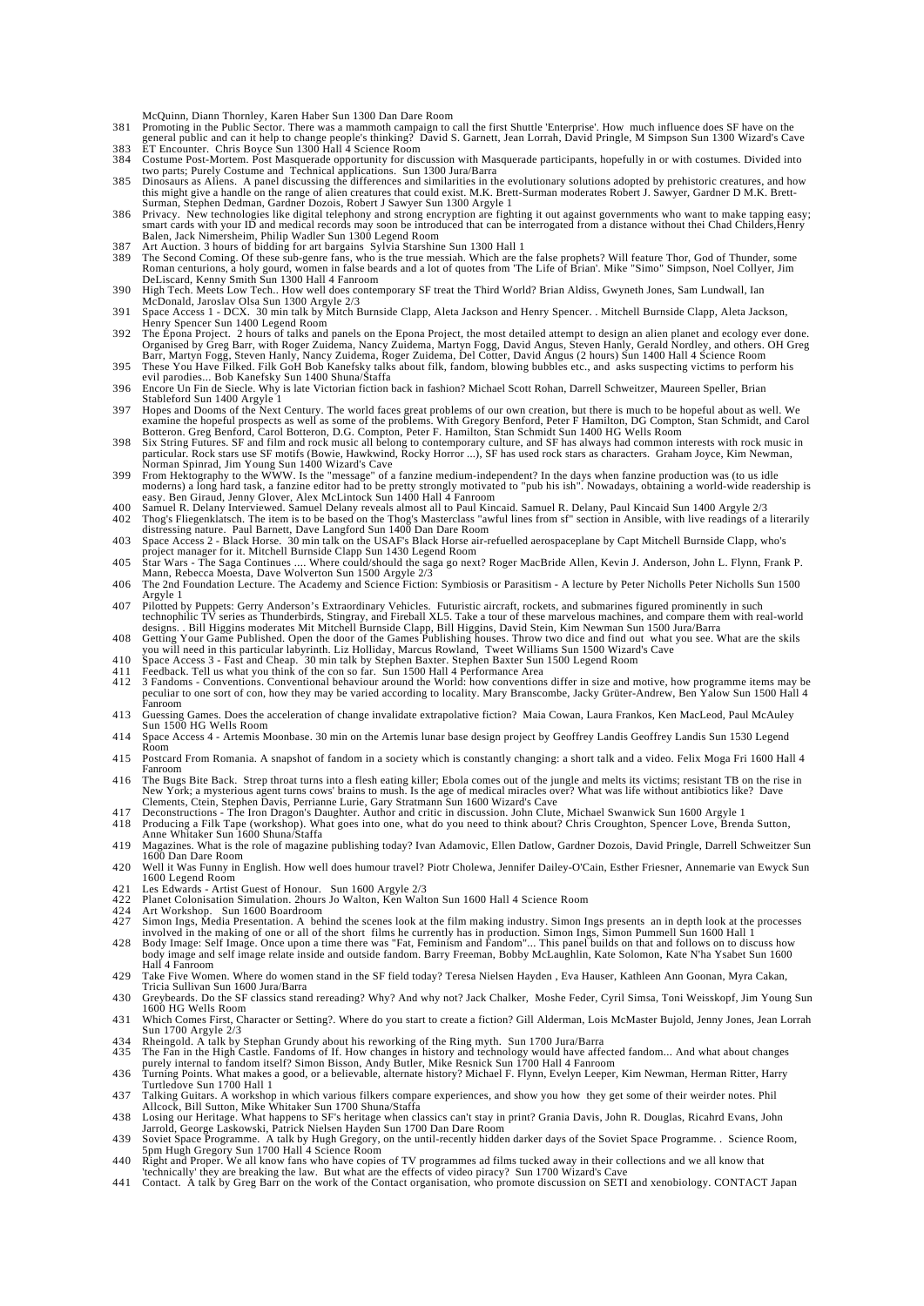McQuinn, Diann Thornley, Karen Haber Sun 1300 Dan Dare Room

381 Promoting in the Public Sector. There was a mammoth campaign to call the first Shuttle 'Enterprise'. How much influence does SF have on the general public and can it help to change people's thinking? David S. Garnett, Jean Lorrah, David Pringle, M Simpson Sun 1300 Wizard's Cave

383 ET Encounter. Chris Boyce Sun 1300 Hall 4 Science Room

384 Costume Post-Mortem. Post Masquerade opportunity for discussion with Masquerade participants, hopefully in or with costumes. Divided into two parts; Purely Costume and Technical applications. Sun 1300 Jura/Barra

385 Dinosaurs as Aliens. A panel discussing the differences and similarities in the evolutionary solutions adopted by prehistoric creatures, and how this might give a handle on the range of alien creatures that could exist. M.K. Brett-Surman moderates Robert J. Sawyer, Gardner D M.K. Brett-Surman, Stephen Dedman, Gardner Dozois, Robert J Sawyer Sun 1300 Argyle 1

386 Privacy. New technologies like digital telephony and strong encryption are fighting it out against governments who want to make tapping easy; smart cards with your ID and medical records may soon be introduced that can be interrogated from a distance without thei Chad Childers,Henry Balen, Jack Nimersheim, Philip Wadler Sun 1300 Legend Room

387 Art Auction. 3 hours of bidding for art bargains Sylvia Starshine Sun 1300 Hall 1

389 The Second Coming. Of these sub-genre fans, who is the true messiah. Which are the false prophets? Will feature Thor, God of Thunder, some Roman centurions, a holy gourd, women in false beards and a lot of quotes from 'The Life of Brian'. Mike "Simo" Simpson, Noel Collyer, Jim DeLiscard, Kenny Smith Sun 1300 Hall 4 Fanroom

390 High Tech. Meets Low Tech.. How well does contemporary SF treat the Third World? Brian Aldiss, Gwyneth Jones, Sam Lundwall, Ian McDonald, Jaroslav Olsa Sun 1300 Argyle 2/3

391 Space Access 1 - DCX. 30 min talk by Mitch Burnside Clapp, Aleta Jackson and Henry Spencer. . Mitchell Burnside Clapp, Aleta Jackson, Henry Spencer Sun 1400 Legend Room

392 The Epona Project. 2 hours of talks and panels on the Epona Project, the most detailed attempt to design an alien planet and ecology ever done. Organised by Greg Barr, with Roger Zuidema, Nancy Zuidema, Martyn Fogg, David Angus, Steven Hanly, Gerald Nordley, and others. OH Greg Barr, Martyn Fogg, Steven Hanly, Nancy Zuidema, Roger Zuidema, Del Cotter, David Angus (2 hours) Sun 1400 Hall 4 Science Room

395 These You Have Filked. Filk GoH Bob Kanefsky talks about filk, fandom, blowing bubbles etc., and asks suspecting victims to perform his evil parodies... Bob Kanefsky Sun 1400 Shuna/Staffa

396 Encore Un Fin de Siecle. Why is late Victorian fiction back in fashion? Michael Scott Rohan, Darrell Schweitzer, Maureen Speller, Brian Stableford Sun 1400 Argyle 1

397 Hopes and Dooms of the Next Century. The world faces great problems of our own creation, but there is much to be hopeful about as well. We examine the hopeful prospects as well as some of the problems. With Gregory Benford, Peter F Hamilton, DG Compton, Stan Schmidt, and Carol Botteron. Greg Benford, Carol Botteron, D.G. Compton, Peter F. Hamilton, Stan Schmidt Sun 1400 HG Wells Room

398 Six String Futures. SF and film and rock music all belong to contemporary culture, and SF has always had common interests with rock music in particular. Rock stars use SF motifs (Bowie, Hawkwind, Rocky Horror ...), SF has used rock stars as characters. Graham Joyce, Kim Newman, Norman Spinrad, Jim Young Sun 1400 Wizard's Cave

399 From Hektography to the WWW. Is the "message" of a fanzine medium-independent? In the days when fanzine production was (to us idle moderns) a long hard task, a fanzine editor had to be pretty strongly motivated to "pub his ish". Nowadays, obtaining a world-wide readership is easy. Ben Giraud, Jenny Glover, Alex McLintock Sun 1400 Hall 4 Fanroom

400 Samuel R. Delany Interviewed. Samuel Delany reveals almost all to Paul Kincaid. Samuel R. Delany, Paul Kincaid Sun 1400 Argyle 2/3

402 Thog's Fliegenklatsch. The item is to be based on the Thog's Masterclass "awful lines from sf" section in Ansible, with live readings of a literarily distressing nature. Paul Barnett, Dave Langford Sun 1400 Dan Dare Room

403 Space Access 2 - Black Horse. 30 min talk on the USAF's Black Horse air-refuelled aerospaceplane by Capt Mitchell Burnside Clapp, who's project manager for it. Mitchell Burnside Clapp Sun 1430 Legend Room

405 Star Wars - The Saga Continues .... Where could/should the saga go next? Roger MacBride Allen, Kevin J. Anderson, John L. Flynn, Frank P. Mann, Rebecca Moesta, Dave Wolverton Sun 1500 Argyle 2/3

406 The 2nd Foundation Lecture. The Academy and Science Fiction: Symbiosis or Parasitism - A lecture by Peter Nicholls Peter Nicholls Sun 1500 Argyle 1

407 Pilotted by Puppets: Gerry Anderson's Extraordinary Vehicles. Futuristic aircraft, rockets, and submarines figured prominently in such technophilic TV series as Thunderbirds, Stingray, and Fireball XL5. Take a tour of these marvelous machines, and compare them with real-world designs. . Bill Higgins moderates Mit Mitchell Burnside Clapp, Bill Higgins, David Stein, Kim Newman Sun 1500 Jura/Barra

408 Getting Your Game Published. Open the door of the Games Publishing houses. Throw two dice and find out what you see. What are the skils you will need in this particular labyrinth. Liz Holliday, Marcus Rowland, Tweet Williams Sun 1500 Wizard's Cave

410 Space Access 3 - Fast and Cheap. 30 min talk by Stephen Baxter. Stephen Baxter Sun 1500 Legend Room

411 Feedback. Tell us what you think of the con so far. Sun 1500 Hall 4 Performance Area

412 3 Fandoms - Conventions. Conventional behaviour around the World: how conventions differ in size and motive, how programme items may be peculiar to one sort of con, how they may be varied according to locality. Mary Branscombe, Jacky Grüter-Andrew, Ben Yalow Sun 1500 Hall 4 Fanroom

413 Guessing Games. Does the acceleration of change invalidate extrapolative fiction? Maia Cowan, Laura Frankos, Ken MacLeod, Paul McAuley Sun 1500 HG Wells Room

414 Space Access 4 - Artemis Moonbase. 30 min on the Artemis lunar base design project by Geoffrey Landis Geoffrey Landis Sun 1530 Legend Room

415 Postcard From Romania. A snapshot of fandom in a society which is constantly changing: a short talk and a video. Felix Moga Fri 1600 Hall 4 Fanroom

416 The Bugs Bite Back. Strep throat turns into a flesh eating killer; Ebola comes out of the jungle and melts its victims; resistant TB on the rise in New York; a mysterious agent turns cows' brains to mush. Is the age of medical miracles over? What was life without antibiotics like? Dave Clements, Ctein, Stephen Davis, Perrianne Lurie, Gary Stratmann Sun 1600 Wizard's Cave

417 Deconstructions - The Iron Dragon's Daughter. Author and critic in discussion. John Clute, Michael Swanwick Sun 1600 Argyle 1

418 Producing a Filk Tape (workshop). What goes into one, what do you need to think about? Chris Croughton, Spencer Love, Brenda Sutton, Anne Whitaker Sun 1600 Shuna/Staffa

419 Magazines. What is the role of magazine publishing today? Ivan Adamovic, Ellen Datlow, Gardner Dozois, David Pringle, Darrell Schweitzer Sun 1600 Dan Dare Room

420 Well it Was Funny in English. How well does humour travel? Piotr Cholewa, Jennifer Dailey-O'Cain, Esther Friesner, Annemarie van Ewyck Sun 1600 Legend Room

421 Les Edwards - Artist Guest of Honour. Sun 1600 Argyle 2/3

422 Planet Colonisation Simulation. 2hours Jo Walton, Ken Walton Sun 1600 Hall 4 Science Room

424 Art Workshop. Sun 1600 Boardroom

427 Simon Ings, Media Presentation. A behind the scenes look at the film making industry. Simon Ings presents an in depth look at the processes involved in the making of one or all of the short films he currently has in production. Simon Ings, Simon Pummell Sun 1600 Hall 1

428 Body Image: Self Image. Once upon a time there was "Fat, Feminism and Fandom"... This panel builds on that and follows on to discuss how body image and self image relate inside and outside fandom. Barry Freeman, Bobby McLaughlin, Kate Solomon, Kate N'ha Ysabet Sun 1600 Hall 4 Fanroom

429 Take Five Women. Where do women stand in the SF field today? Teresa Nielsen Hayden , Eva Hauser, Kathleen Ann Goonan, Myra Cakan, Tricia Sullivan Sun 1600 Jura/Barra

430 Greybeards. Do the SF classics stand rereading? Why? And why not? Jack Chalker, Moshe Feder, Cyril Simsa, Toni Weisskopf, Jim Young Sun 1600 HG Wells Room

431 Which Comes First, Character or Setting?. Where do you start to create a fiction? Gill Alderman, Lois McMaster Bujold, Jenny Jones, Jean Lorrah Sun 1700 Argyle 2/3

434 Rheingold. A talk by Stephan Grundy about his reworking of the Ring myth. Sun 1700 Jura/Barra

435 The Fan in the High Castle. Fandoms of If. How changes in history and technology would have affected fandom... And what about changes purely internal to fandom itself? Simon Bisson, Andy Butler, Mike Resnick Sun 1700 Hall 4 Fanroom

436 Turning Points. What makes a good, or a believable, alternate history? Michael F. Flynn, Evelyn Leeper, Kim Newman, Herman Ritter, Harry Turtledove Sun 1700 Hall 1

437 Talking Guitars. A workshop in which various filkers compare experiences, and show you how they get some of their weirder notes. Phil Allcock, Bill Sutton, Mike Whitaker Sun 1700 Shuna/Staffa

438 Losing our Heritage. What happens to SF's heritage when classics can't stay in print? Grania Davis, John R. Douglas, Ricahrd Evans, John Jarrold, George Laskowski, Patrick Nielsen Hayden Sun 1700 Dan Dare Room

439 Soviet Space Programme. A talk by Hugh Gregory, on the until-recently hidden darker days of the Soviet Space Programme. . Science Room, 5pm Hugh Gregory Sun 1700 Hall 4 Science Room

440 Right and Proper. We all know fans who have copies of TV programmes ad films tucked away in their collections and we all know that 'technically' they are breaking the law. But what are the effects of video piracy? Sun 1700 Wizard's Cave

441 Contact. A talk by Greg Barr on the work of the Contact organisation, who promote discussion on SETI and xenobiology. CONTACT Japan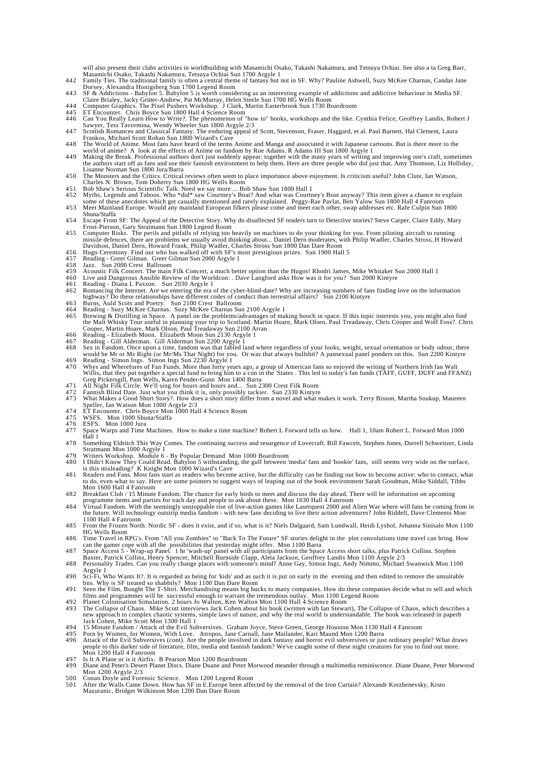will also present their clubs activities in worldbuilding with Masamichi Osako, Takashi Nakamura, and Tetsuya Ochiai. See also a ta Greg Barr, Masamichi Osako, Takashi Nakamura, Tetsuya Ochiai Sun 1700 Argyle 1

442 Family Ties. The traditional family is often a central theme of fantasy but not in SF. Why? Pauline Ashwell, Suzy McKee Charnas, Candas Jane Dorsey, Alexandra Honigsberg Sun 1700 Legend Room

443 SF & Addictions - Babylon 5. Babylon 5 is worth considering as an interesting example of addictions and addictive behaviour in Media SF. Claire Brialey, Jacky Grüter-Andrew, Pat McMurray, Helen Steele Sun 1700 HG Wells Room

444 Computer Graphics. The Pixel Pushers Workshop. J Clark, Martin Easterbrook Sun 1730 Boardroom

445 ET Encounter. Chris Boyce Sun 1800 Hall 4 Science Room

446 Can You Really Learn How to Write?. The phenomenon of "how to" books, workshops and the like. Cynthia Felice, Geoffrey Landis, Robert J Sawyer, Tess Tavormina, Wendy Wheeler Sun 1800 Argyle 2/3

447 Scottish Romances and Classical Fantasy. The enduring appeal of Scott, Stevenson, Fraser, Haggard, et al. Paul Barnett, Hal Clement, Laura Frankos, Michael Scott Rohan Sun 1800 Wizard's Cave

448 The World of Anime. Most fans have heard of the terms Anime and Manga and associated it with Japanese cartoons. But is there more to the world of anime? A look at the effects of Anime on fandom by Roe Adams. R Adams III Sun 1800 Argyle 1

449 Making the Break. Professional authors don't just suddenly appear: together with the many years of writing and improving one's craft, sometimes the authors start off as fans and use their fannish environment to help them. Here are three people who did just that. Amy Thomson, Liz Holliday, Lisanne Norman Sun 1800 Jura/Barra

450 The Monsters and the Critics. Critical reviews often seem to place importance above enjoyment. Is criticism useful? John Clute, Ian Watson, Charles N. Brown, Tom Doherty Sun 1800 HG Wells Room

451 Bob Shaw's Serious Scientific Talk. Need we say more ... Bob Shaw Sun 1800 Hall 1

452 Myths, Legends and Taboos. Who *did* saw Courtney's Boat? And what was Courtney's Boat anyway? This item gives a chance to explain some of these anecdotes which get casually mentioned and rarely explained. Peggy-Rae Pavlat, Ben Yalow Sun 1800 Hall 4 Fanroom

453 Meet Mainland Europe. Would any mainland European filkers please come and meet each other, swap addresses etc. Rafe Culpin Sun 1800 Shuna/Staffa

454 Escape From SF: The Appeal of the Detective Story. Why do disaffected SF readers turn to Detective stories? Steve Carper, Claire Eddy, Mary Frost-Pierson, Gary Stratmann Sun 1800 Legend Room

455 Computer Risks. The perils and pitfalls of relying too heavily on machines to do your thinking for you. From piloting aircraft to running missile defences, there are problems we usually avoid thinking about... Daniel Dern moderates, with Philip Wadler, Charles Stross, H Howard Davidson, Daniel Dern, Howard Frank, Philip Wadler, Charles Stross Sun 1800 Dan Dare Room

456 Hugo Ceremony. Find out who has walked off with SF's most prestigious prizes. Sun 1900 Hall 5

457 Reading - Greer Gilman. Greer Gilman Sun 2000 Argyle 1

458 Jazz. Sun 2000 Crest Ballroom

459 Acoustic Filk Concert. The main Filk Concert, a much better option than the Hugos! Rhodri James, Mike Whitaker Sun 2000 Hall 1

460 Live and Dangerous Ansible Review of the Worldcon: . Dave Langford asks How was it for you? Sun 2000 Kintyre

461 Reading - Diana L Paxson. Sun 2030 Argyle 1

462 Romancing the Internet. Are we entering the era of the cyber-blind-date? Why are increasing numbers of fans finding love on the information highway? Do these relationships have different codes of conduct than terrestrial affairs? Sun 2100 Kintyre

463 Burns, Auld Scots and Poetry. Sun 2100 Crest Ballroom

464 Reading - Suzy McKee Charnas. Suzy McKee Charnas Sun 2100 Argyle 1

465 Brewing & Distilling in Space. A panel on the problems/advantages of making hooch in space. If this topic interests you, you might also find the Malt Whisky Tour useful in planning your trip to Scotland. Martin Hoare, Mark Olsen, Paul Treadaway, Chris Cooper and Wolf Foss?. Chris Cooper, Martin Hoare, Mark Olson, Paul Treadaway Sun 2100 Arran

466 Reading - Elizabeth Moon. Elizabeth Moon Sun 2130 Argyle 1

467 Reading - Gill Alderman. Gill Alderman Sun 2200 Argyle 1

468 Sex in Fandom. Once upon a time, fandom was that fabled land where regardless of your looks, weight, sexual orientation or body odour, there would be Mr or Ms Right (or Mr/Ms That Night) for you. Or was that always bullshit? A pansexual panel ponders on this. Sun 2200 Kintyre

469 Reading - Simon Ings. Simon Ings Sun 2230 Argyle 1

470 Whys and Wherefores of Fan Funds. More than forty years ago, a group of American fans so enjoyed the writing of Northern Irish fan Walt Willis, that they put together a special fund to bring him to a con in the 'States . This led to today's fan funds (TAFF, GUFF, DUFF and FFANZ) Greg Pickersgill, Pam Wells, Karen Pender-Gunn Mon 1400 Barra

471 All Night Filk Circle. We'll sing for hours and hours and... Sun 2300 Crest Filk Room

472 Fannish Blind Date. Just what you think it is, only possibly tackier. Sun 2330 Kintyre

473 What Makes a Good Short Story?. How does a short story differ from a novel and what makes it work. Terry Bisson, Martha Soukup, Maureen Speller, Ian Watson Mon 1000 Argyle 2/3

474 ET Encounter. Chris Boyce Mon 1000 Hall 4 Science Room

475 WSFS. Mon 1000 Shuna/Staffa

476 ESFS. Mon 1000 Jura

477 Space Warps and Time Machines. How to make a time machine? Robert L Forward tells us how. Hall 1, 10am Robert L. Forward Mon 1000 Hall 1

478 Something Eldritch This Way Comes. The continuing success and resurgence of Lovecraft. Bill Fawcett, Stephen Jones, Darrell Schweitzer, Linda Stratmann Mon 1000 Argyle 1

479 Writers Workshop. Module 6 - By Popular Demand Mon 1000 Boardroom

480 I Didn't Know They Could Read. Babylon 5 withstanding, the gulf between 'media' fans and 'bookie' fans, still seems very wide on the surface, is this misleading? K Knight Mon 1000 Wizard's Cave

481 Readers and Fans. Most fans start as readers who become active, but the difficulty can be finding out how to become active: who to contact, what to do, even what to say. Here are some pointers to suggest ways of leaping out of the book environment Sarah Goodman, Mike Siddall, Tibbs Mon 1600 Hall 4 Fanroom

482 Breakfast Club / 15 Minute Fandom. The chance for early birds to meet and discuss the day ahead. There will be information on upcoming programme items and parties for each day and people to ask about these. Mon 1030 Hall 4 Fanroom

484 Virtual Fandom. With the seemingly unstoppable rise of live-action games like Laserquest 2000 and Alien War where will fans be coming from in the future. Will technology outstrip media fandom - with new fans deciding to live their action adventures? John Riddell, Dave Clements Mon 1100 Hall 4 Fanroom

485 From the Frozen North. Nordic SF - does it exist, and if so, what is it? Niels Dalgaard, Sam Lundwall, Heidi Lyshol, Johanna Sinisalo Mon 1100 HG Wells Room

486 Time Travel in RPG's. From "All you Zombies" to "Back To The Future" SF stories delight in the plot convolutions time travel can bring. How can the gamer cope with all the possibilities that yesterday might offer. Mon 1100 Barra

487 Space Access 5 - Wrap-up Panel. 1 hr 'wash-up' panel with all participants from the Space Access short talks, plus Patrick Collins. Stephen Baxter, Patrick Collins, Henry Spencer, Mitchell Burnside Clapp, Aleta Jackson, Geoffrey Landis Mon 1100 Argyle 2/3

488 Personality Trades. Can you really change places with someone's mind? Anne Gay, Simon Ings, Andy Nimmo, Michael Swanwick Mon 1100 Argyle 1

490 Sci-Fi, Who Wants It?. It is regarded as being for 'kids' and as such it is put on early in the evening and then edited to remove the unsuitable bits. Why is SF treated so shabbily? Mon 1100 Dan Dare Room

491 Seen the Film, Bought The T-Shirt. Merchandising means big bucks to many companies. How do these companies decide what to sell and which films and programmes will be successful enough to warrant the tremendous outlay. Mon 1100 Legend Room

492 Planet Colonisation Simulation. 2 hours Jo Walton, Ken Walton Mon 1100 Hall 4 Science Room

493 The Collapse of Chaos. Mike Scott interviews Jack Cohen about his book (written with Ian Stewart), The Collapse of Chaos, which describes a new approach to complex chaotic systems, simple laws of nature, and why the real world is understandable. The book was released in paperb Jack Cohen, Mike Scott Mon 1300 Hall 1

494 15 Minute Fandom / Attack of the Evil Subversives. Graham Joyce, Steve Green, George Houston Mon 1130 Hall 4 Fanroom

495 Porn by Women, for Women, With Love. Atropos, Jane Carnall, Jane Mailander, Kari Maund Mon 1200 Barra

496 Attack of the Evil Subversives (cont). Are the people involved in dark fantasy and horror evil subversives or just ordinary people? What draws people to this darker side of literature, film, media and fannish fandom? We've caught some of these night creatures for you to find out more. Mon 1200 Hall 4 Fanroom

497 Is It A Plane or is it Airfix. B Pearson Mon 1200 Boardroom

499 Diane and Peter's Desert Planet Discs. Diane Duane and Peter Morwood meander through a multimedia reminiscence. Diane Duane, Peter Morwood Mon 1200 Argyle 2/3

500 Conan Doyle and Forensic Science. Mon 1200 Legend Room

501 After the Walls Came Down. How has SF in E.Europe been affected by the removal of the Iron Curtain? Alexandr Korzhenevsky, Krsto Mazuranic, Bridget Wilkinson Mon 1200 Dan Dare Room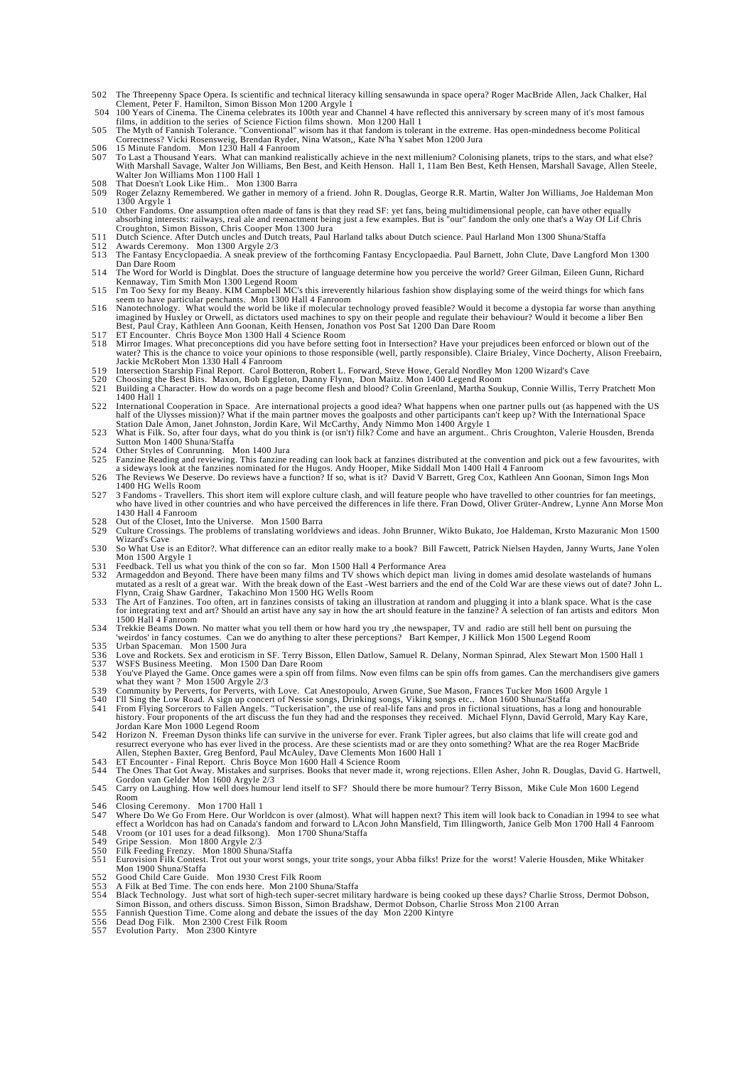502 The Threepenny Space Opera. Is scientific and technical literacy killing sensawunda in space opera? Roger MacBride Allen, Jack Chalker, Hal Clement, Peter F. Hamilton, Simon Bisson Mon 1200 Argyle 1

504 100 Years of Cinema. The Cinema celebrates its 100th year and Channel 4 have reflected this anniversary by screen many of it's most famous films, in addition to the series of Science Fiction films shown. Mon 1200 Hall 1

505 The Myth of Fannish Tolerance. "Conventional" wisom has it that fandom is tolerant in the extreme. Has open-mindedness become Political Correctness? Vicki Rosensweig, Brendan Ryder, Nina Watson,, Kate N'ha Ysabet Mon 1200 Jura

506 15 Minute Fandom. Mon 1230 Hall 4 Fanroom

507 To Last a Thousand Years. What can mankind realistically achieve in the next millenium? Colonising planets, trips to the stars, and what else? With Marshall Savage, Walter Jon Williams, Ben Best, and Keith Henson. Hall 1, 11am Ben Best, Keth Hensen, Marshall Savage, Allen Steele, Walter Jon Williams Mon 1100 Hall 1

508 That Doesn't Look Like Him.. Mon 1300 Barra

509 Roger Zelazny Remembered. We gather in memory of a friend. John R. Douglas, George R.R. Martin, Walter Jon Williams, Joe Haldeman Mon 1300 Argyle 1

510 Other Fandoms. One assumption often made of fans is that they read SF: yet fans, being multidimensional people, can have other equally absorbing interests: railways, real ale and reenactment being just a few examples. But is "our" fandom the only one that's a Way Of Lif Chris Croughton, Simon Bisson, Chris Cooper Mon 1300 Jura

511 Dutch Science. After Dutch uncles and Dutch treats, Paul Harland talks about Dutch science. Paul Harland Mon 1300 Shuna/Staffa

512 Awards Ceremony. Mon 1300 Argyle 2/3

513 The Fantasy Encyclopaedia. A sneak preview of the forthcoming Fantasy Encyclopaedia. Paul Barnett, John Clute, Dave Langford Mon 1300 Dan Dare Room

514 The Word for World is Dingblat. Does the structure of language determine how you perceive the world? Greer Gilman, Eileen Gunn, Richard Kennaway, Tim Smith Mon 1300 Legend Room

515 I'm Too Sexy for my Beany. KIM Campbell MC's this irreverently hilarious fashion show displaying some of the weird things for which fans seem to have particular penchants. Mon 1300 Hall 4 Fanroom

516 Nanotechnology. What would the world be like if molecular technology proved feasible? Would it become a dystopia far worse than anything imagined by Huxley or Orwell, as dictators used machines to spy on their people and regulate their behaviour? Would it become a liber Ben Best, Paul Cray, Kathleen Ann Goonan, Keith Hensen, Jonathon vos Post Sat 1200 Dan Dare Room

517 ET Encounter. Chris Boyce Mon 1300 Hall 4 Science Room

518 Mirror Images. What preconceptions did you have before setting foot in Intersection? Have your prejudices been enforced or blown out of the water? This is the chance to voice your opinions to those responsible (well, partly responsible). Claire Brialey, Vince Docherty, Alison Freebairn, Jackie McRobert Mon 1330 Hall 4 Fanroom

519 Intersection Starship Final Report. Carol Botteron, Robert L. Forward, Steve Howe, Gerald Nordley Mon 1200 Wizard's Cave

520 Choosing the Best Bits. Maxon, Bob Eggleton, Danny Flynn, Don Maitz. Mon 1400 Legend Room

521 Building a Character. How do words on a page become flesh and blood? Colin Greenland, Martha Soukup, Connie Willis, Terry Pratchett Mon 1400 Hall 1

522 International Cooperation in Space. Are international projects a good idea? What happens when one partner pulls out (as happened with the US half of the Ulysses mission)? What if the main partner moves the goalposts and other participants can't keep up? With the International Space Station Dale Amon, Janet Johnston, Jordin Kare, Wil McCarthy, Andy Nimmo Mon 1400 Argyle 1

523 What is Filk. So, after four days, what do you think is (or isn't) filk? Come and have an argument.. Chris Croughton, Valerie Housden, Brenda Sutton Mon 1400 Shuna/Staffa

524 Other Styles of Conrunning. Mon 1400 Jura

525 Fanzine Reading and reviewing. This fanzine reading can look back at fanzines distributed at the convention and pick out a few favourites, with a sideways look at the fanzines nominated for the Hugos. Andy Hooper, Mike Siddall Mon 1400 Hall 4 Fanroom

526 The Reviews We Deserve. Do reviews have a function? If so, what is it? David V Barrett, Greg Cox, Kathleen Ann Goonan, Simon Ings Mon 1400 HG Wells Room

527 3 Fandoms - Travellers. This short item will explore culture clash, and will feature people who have travelled to other countries for fan meetings, who have lived in other countries and who have perceived the differences in life there. Fran Dowd, Oliver Grüter-Andrew, Lynne Ann Morse Mon 1430 Hall 4 Fanroom

528 Out of the Closet, Into the Universe. Mon 1500 Barra

529 Culture Crossings. The problems of translating worldviews and ideas. John Brunner, Wikto Bukato, Joe Haldeman, Krsto Mazuranic Mon 1500 Wizard's Cave

530 So What Use is an Editor?. What difference can an editor really make to a book? Bill Fawcett, Patrick Nielsen Hayden, Janny Wurts, Jane Yolen Mon 1500 Argyle 1

531 Feedback. Tell us what you think of the con so far. Mon 1500 Hall 4 Performance Area

532 Armageddon and Beyond. There have been many films and TV shows which depict man living in domes amid desolate wastelands of humans mutated as a reslt of a great war. With the break down of the East -West barriers and the end of the Cold War are these views out of date? John L. Flynn, Craig Shaw Gardner, Takachino Mon 1500 HG Wells Room

533 The Art of Fanzines. Too often, art in fanzines consists of taking an illustration at random and plugging it into a blank space. What is the case for integrating text and art? Should an artist have any say in how the art should feature in the fanzine? A selection of fan artists and editors Mon 1500 Hall 4 Fanroom

534 Trekkie Beams Down. No matter what you tell them or how hard you try ,the newspaper, TV and radio are still hell bent on pursuing the 'weirdos' in fancy costumes. Can we do anything to alter these perceptions? Bart Kemper, J Killick Mon 1500 Legend Room

535 Urban Spaceman. Mon 1500 Jura

536 Love and Rockets. Sex and eroticism in SF. Terry Bisson, Ellen Datlow, Samuel R. Delany, Norman Spinrad, Alex Stewart Mon 1500 Hall 1

537 WSFS Business Meeting. Mon 1500 Dan Dare Room

538 You've Played the Game. Once games were a spin off from films. Now even films can be spin offs from games. Can the merchandisers give gamers what they want ? Mon 1500 Argyle 2/3

539 Community by Perverts, for Perverts, with Love. Cat Anestopoulo, Arwen Grune, Sue Mason, Frances Tucker Mon 1600 Argyle 1

540 I'll Sing the Low Road. A sign up concert of Nessie songs, Drinking songs, Viking songs etc.. Mon 1600 Shuna/Staffa

541 From Flying Sorcerors to Fallen Angels. "Tuckerisation", the use of real-life fans and pros in fictional situations, has a long and honourable history. Four proponents of the art discuss the fun they had and the responses they received. Michael Flynn, David Gerrold, Mary Kay Kare, Jordan Kare Mon 1000 Legend Room

542 Horizon N. Freeman Dyson thinks life can survive in the universe for ever. Frank Tipler agrees, but also claims that life will create god and resurrect everyone who has ever lived in the process. Are these scientists mad or are they onto something? What are the rea Roger MacBride Allen, Stephen Baxter, Greg Benford, Paul McAuley, Dave Clements Mon 1600 Hall 1

543 ET Encounter - Final Report. Chris Boyce Mon 1600 Hall 4 Science Room

544 The Ones That Got Away. Mistakes and surprises. Books that never made it, wrong rejections. Ellen Asher, John R. Douglas, David G. Hartwell, Gordon van Gelder Mon 1600 Argyle 2/3

545 Carry on Laughing. How well does humour lend itself to SF? Should there be more humour? Terry Bisson, Mike Cule Mon 1600 Legend Room

546 Closing Ceremony. Mon 1700 Hall 1

547 Where Do We Go From Here. Our Worldcon is over (almost). What will happen next? This item will look back to Conadian in 1994 to see what effect a Worldcon has had on Canada's fandom and forward to LAcon John Mansfield, Tim Illingworth, Janice Gelb Mon 1700 Hall 4 Fanroom

548 Vroom (or 101 uses for a dead filksong). Mon 1700 Shuna/Staffa

549 Gripe Session. Mon 1800 Argyle 2/3

550 Filk Feeding Frenzy. Mon 1800 Shuna/Staffa

551 Eurovision Filk Contest. Trot out your worst songs, your trite songs, your Abba filks! Prize for the worst! Valerie Housden, Mike Whitaker Mon 1900 Shuna/Staffa

552 Good Child Care Guide. Mon 1930 Crest Filk Room

553 A Filk at Bed Time. The con ends here. Mon 2100 Shuna/Staffa

554 Black Technology. Just what sort of high-tech super-secret military hardware is being cooked up these days? Charlie Stross, Dermot Dobson, Simon Bisson, and others discuss. Simon Bisson, Simon Bradshaw, Dermot Dobson, Charlie Stross Mon 2100 Arran

555 Fannish Question Time. Come along and debate the issues of the day Mon 2200 Kintyre

556 Dead Dog Filk. Mon 2300 Crest Filk Room

557 Evolution Party. Mon 2300 Kintyre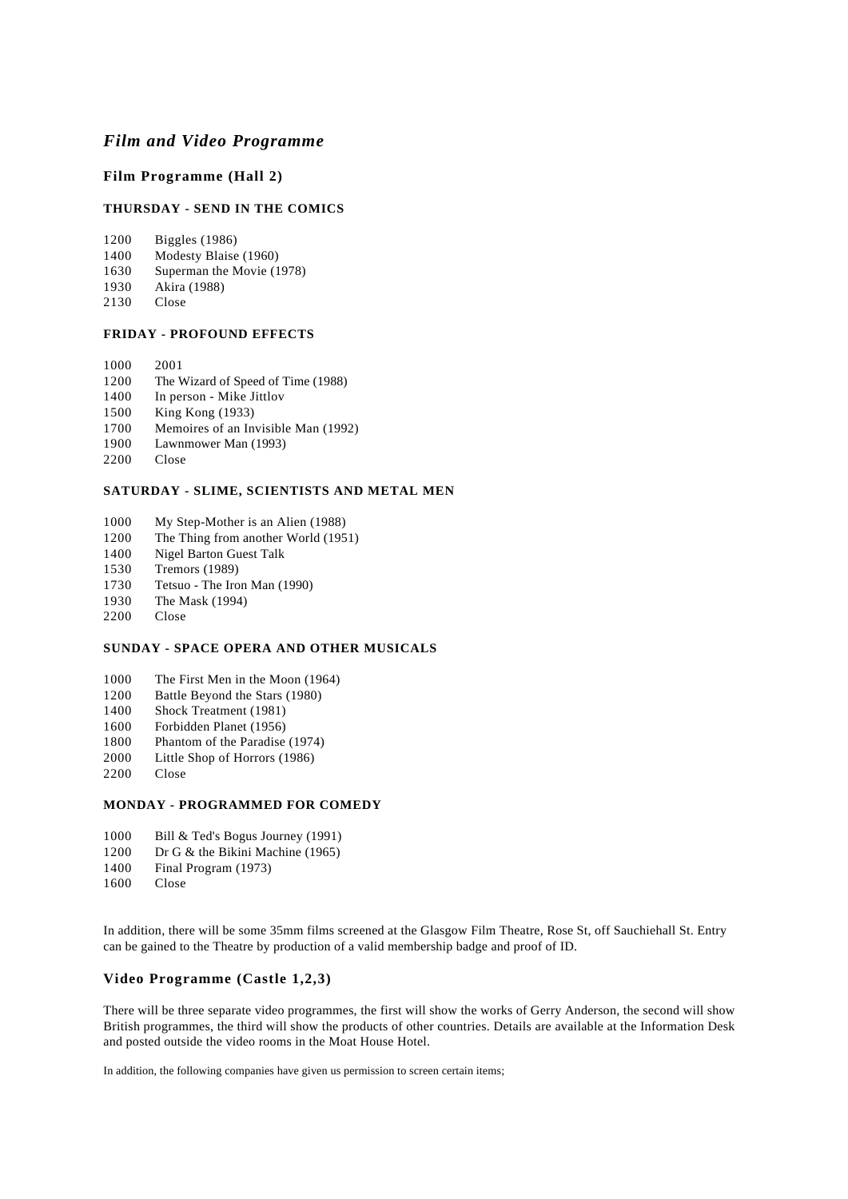## *Film and Video Programme*

### Film Programme (Hall 2)

#### THURSDAY - SEND IN THE COMICS

1200 Biggles (1986)
1400 Modesty Blaise (1960)
1630 Superman the Movie (1978)
1930 Akira (1988)
2130 Close

#### FRIDAY - PROFOUND EFFECTS

1000 2001
1200 The Wizard of Speed of Time (1988)
1400 In person - Mike Jittlov
1500 King Kong (1933)
1700 Memoires of an Invisible Man (1992)
1900 Lawnmower Man (1993)
2200 Close

#### SATURDAY - SLIME, SCIENTISTS AND METAL MEN

1000 My Step-Mother is an Alien (1988)
1200 The Thing from another World (1951)
1400 Nigel Barton Guest Talk
1530 Tremors (1989)
1730 Tetsuo - The Iron Man (1990)
1930 The Mask (1994)
2200 Close

#### SUNDAY - SPACE OPERA AND OTHER MUSICALS

1000 The First Men in the Moon (1964)
1200 Battle Beyond the Stars (1980)
1400 Shock Treatment (1981)
1600 Forbidden Planet (1956)
1800 Phantom of the Paradise (1974)
2000 Little Shop of Horrors (1986)
2200 Close

#### MONDAY - PROGRAMMED FOR COMEDY

1000 Bill & Ted's Bogus Journey (1991)
1200 Dr G & the Bikini Machine (1965)
1400 Final Program (1973)
1600 Close

In addition, there will be some 35mm films screened at the Glasgow Film Theatre, Rose St, off Sauchiehall St. Entry can be gained to the Theatre by production of a valid membership badge and proof of ID.

### Video Programme (Castle 1,2,3)

There will be three separate video programmes, the first will show the works of Gerry Anderson, the second will show British programmes, the third will show the products of other countries. Details are available at the Information Desk and posted outside the video rooms in the Moat House Hotel.

In addition, the following companies have given us permission to screen certain items;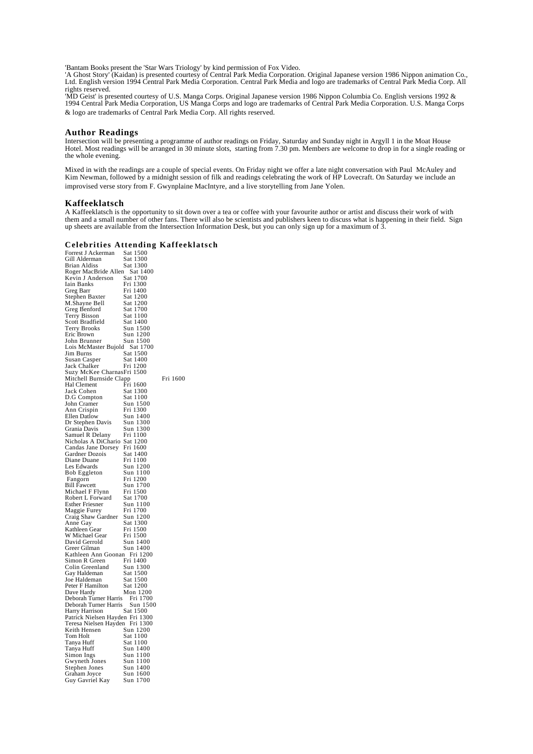'Bantam Books present the 'Star Wars Triology' by kind permission of Fox Video.
'A Ghost Story' (Kaidan) is presented courtesy of Central Park Media Corporation. Original Japanese version 1986 Nippon animation Co., Ltd. English version 1994 Central Park Media Corporation. Central Park Media and logo are trademarks of Central Park Media Corp. All rights reserved.
'MD Geist' is presented courtesy of U.S. Manga Corps. Original Japanese version 1986 Nippon Columbia Co. English versions 1992 & 1994 Central Park Media Corporation, US Manga Corps and logo are trademarks of Central Park Media Corporation. U.S. Manga Corps & logo are trademarks of Central Park Media Corp. All rights reserved.

## Author Readings

Intersection will be presenting a programme of author readings on Friday, Saturday and Sunday night in Argyll 1 in the Moat House Hotel. Most readings will be arranged in 30 minute slots, starting from 7.30 pm. Members are welcome to drop in for a single reading or the whole evening.

Mixed in with the readings are a couple of special events. On Friday night we offer a late night conversation with Paul McAuley and Kim Newman, followed by a midnight session of filk and readings celebrating the work of HP Lovecraft. On Saturday we include an improvised verse story from F. Gwynplaine MacIntyre, and a live storytelling from Jane Yolen.

## Kaffeeklatsch

A Kaffeeklatsch is the opportunity to sit down over a tea or coffee with your favourite author or artist and discuss their work of with them and a small number of other fans. There will also be scientists and publishers keen to discuss what is happening in their field. Sign up sheets are available from the Intersection Information Desk, but you can only sign up for a maximum of 3.

## Celebrities Attending Kaffeeklatsch

| | |
|---|---|
| Forrest J Ackerman | Sat 1500 |
| Gill Alderman | Sat 1300 |
| Brian Aldiss | Sat 1300 |
| Roger MacBride Allen | Sat 1400 |
| Kevin J Anderson | Sat 1700 |
| Iain Banks | Fri 1300 |
| Greg Barr | Fri 1400 |
| Stephen Baxter | Sat 1200 |
| M.Shayne Bell | Sat 1200 |
| Greg Benford | Sat 1700 |
| Terry Bisson | Sat 1100 |
| Scott Bradfield | Sat 1400 |
| Terry Brooks | Sun 1500 |
| Eric Brown | Sun 1200 |
| John Brunner | Sun 1500 |
| Lois McMaster Bujold | Sat 1700 |
| Jim Burns | Sat 1500 |
| Susan Casper | Sat 1400 |
| Jack Chalker | Fri 1200 |
| Suzy McKee Charnas | Fri 1500 |
| Mitchell Burnside Clapp | Fri 1600 |
| Hal Clement | Fri 1600 |
| Jack Cohen | Sat 1300 |
| D.G Compton | Sat 1100 |
| John Cramer | Sun 1500 |
| Ann Crispin | Fri 1300 |
| Ellen Datlow | Sun 1400 |
| Dr Stephen Davis | Sun 1300 |
| Grania Davis | Sun 1300 |
| Samuel R Delany | Fri 1100 |
| Nicholas A DiChario | Sat 1200 |
| Candas Jane Dorsey | Fri 1600 |
| Gardner Dozois | Sat 1400 |
| Diane Duane | Fri 1100 |
| Les Edwards | Sun 1200 |
| Bob Eggleton | Sun 1100 |
| Fangorn | Fri 1200 |
| Bill Fawcett | Sun 1700 |
| Michael F Flynn | Fri 1500 |
| Robert L Forward | Sat 1700 |
| Esther Friesner | Sun 1100 |
| Maggie Furey | Fri 1700 |
| Craig Shaw Gardner | Sun 1200 |
| Anne Gay | Sat 1300 |
| Kathleen Gear | Fri 1500 |
| W Michael Gear | Fri 1500 |
| David Gerrold | Sun 1400 |
| Greer Gilman | Sun 1400 |
| Kathleen Ann Goonan | Fri 1200 |
| Simon R Green | Fri 1400 |
| Colin Greenland | Sun 1300 |
| Gay Haldeman | Sat 1500 |
| Joe Haldeman | Sat 1500 |
| Peter F Hamilton | Sat 1200 |
| Dave Hardy | Mon 1200 |
| Deborah Turner Harris | Fri 1700 |
| Deborah Turner Harris | Sun 1500 |
| Harry Harrison | Sat 1500 |
| Patrick Nielsen Hayden | Fri 1300 |
| Teresa Nielsen Hayden | Fri 1300 |
| Keith Hensen | Sun 1200 |
| Tom Holt | Sat 1100 |
| Tanya Huff | Sat 1100 |
| Tanya Huff | Sun 1400 |
| Simon Ings | Sun 1100 |
| Gwyneth Jones | Sun 1100 |
| Stephen Jones | Sun 1400 |
| Graham Joyce | Sun 1600 |
| Guy Gavriel Kay | Sun 1700 |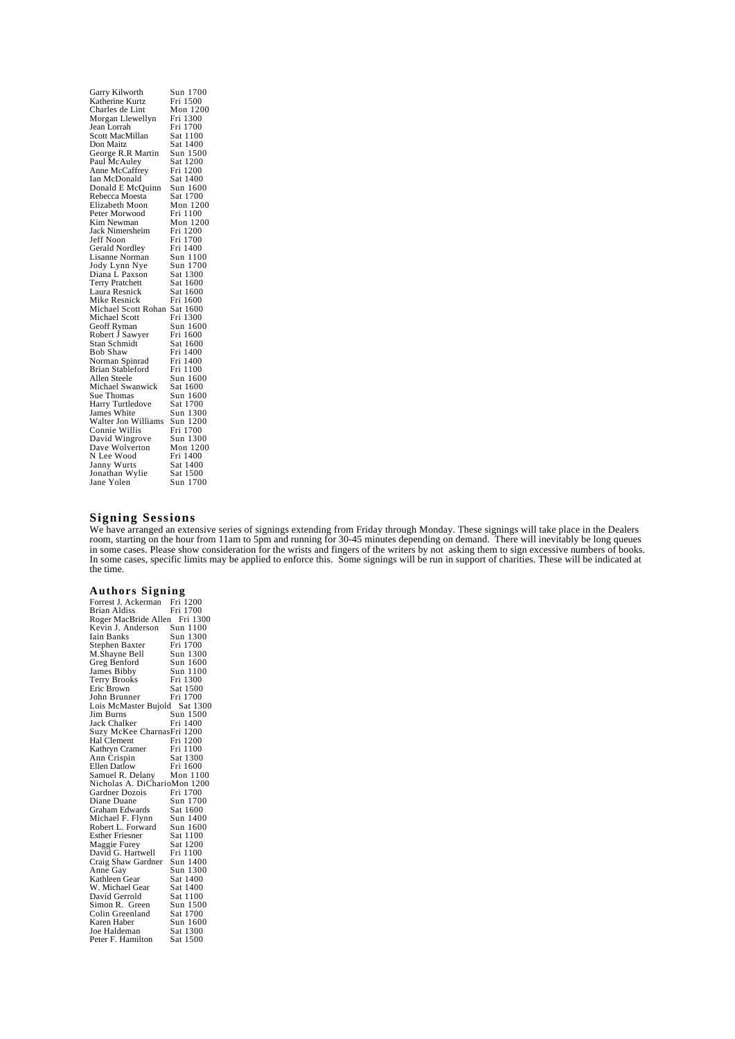| | |
|---|---|
| Garry Kilworth | Sun 1700 |
| Katherine Kurtz | Fri 1500 |
| Charles de Lint | Mon 1200 |
| Morgan Llewellyn | Fri 1300 |
| Jean Lorrah | Fri 1700 |
| Scott MacMillan | Sat 1100 |
| Don Maitz | Sat 1400 |
| George R.R Martin | Sun 1500 |
| Paul McAuley | Sat 1200 |
| Anne McCaffrey | Fri 1200 |
| Ian McDonald | Sat 1400 |
| Donald E McQuinn | Sun 1600 |
| Rebecca Moesta | Sat 1700 |
| Elizabeth Moon | Mon 1200 |
| Peter Morwood | Fri 1100 |
| Kim Newman | Mon 1200 |
| Jack Nimersheim | Fri 1200 |
| Jeff Noon | Fri 1700 |
| Gerald Nordley | Fri 1400 |
| Lisanne Norman | Sun 1100 |
| Jody Lynn Nye | Sun 1700 |
| Diana L Paxson | Sat 1300 |
| Terry Pratchett | Sat 1600 |
| Laura Resnick | Sat 1600 |
| Mike Resnick | Fri 1600 |
| Michael Scott Rohan | Sat 1600 |
| Michael Scott | Fri 1300 |
| Geoff Ryman | Sun 1600 |
| Robert J Sawyer | Fri 1600 |
| Stan Schmidt | Sat 1600 |
| Bob Shaw | Fri 1400 |
| Norman Spinrad | Fri 1400 |
| Brian Stableford | Fri 1100 |
| Allen Steele | Sun 1600 |
| Michael Swanwick | Sat 1600 |
| Sue Thomas | Sun 1600 |
| Harry Turtledove | Sat 1700 |
| James White | Sun 1300 |
| Walter Jon Williams | Sun 1200 |
| Connie Willis | Fri 1700 |
| David Wingrove | Sun 1300 |
| Dave Wolverton | Mon 1200 |
| N Lee Wood | Fri 1400 |
| Janny Wurts | Sat 1400 |
| Jonathan Wylie | Sat 1500 |
| Jane Yolen | Sun 1700 |

## Signing Sessions

We have arranged an extensive series of signings extending from Friday through Monday. These signings will take place in the Dealers room, starting on the hour from 11am to 5pm and running for 30-45 minutes depending on demand. There will inevitably be long queues in some cases. Please show consideration for the wrists and fingers of the writers by not asking them to sign excessive numbers of books. In some cases, specific limits may be applied to enforce this. Some signings will be run in support of charities. These will be indicated at the time.

## Authors Signing

| | |
|---|---|
| Forrest J. Ackerman | Fri 1200 |
| Brian Aldiss | Fri 1700 |
| Roger MacBride Allen | Fri 1300 |
| Kevin J. Anderson | Sun 1100 |
| Iain Banks | Sun 1300 |
| Stephen Baxter | Fri 1700 |
| M.Shayne Bell | Sun 1300 |
| Greg Benford | Sun 1600 |
| James Bibby | Sun 1100 |
| Terry Brooks | Fri 1300 |
| Eric Brown | Sat 1500 |
| John Brunner | Fri 1700 |
| Lois McMaster Bujold | Sat 1300 |
| Jim Burns | Sun 1500 |
| Jack Chalker | Fri 1400 |
| Suzy McKee Charnas | Fri 1200 |
| Hal Clement | Fri 1200 |
| Kathryn Cramer | Fri 1100 |
| Ann Crispin | Sat 1300 |
| Ellen Datlow | Fri 1600 |
| Samuel R. Delany | Mon 1100 |
| Nicholas A. DiChario | Mon 1200 |
| Gardner Dozois | Fri 1700 |
| Diane Duane | Sun 1700 |
| Graham Edwards | Sat 1600 |
| Michael F. Flynn | Sun 1400 |
| Robert L. Forward | Sun 1600 |
| Esther Friesner | Sat 1100 |
| Maggie Furey | Sat 1200 |
| David G. Hartwell | Fri 1100 |
| Craig Shaw Gardner | Sun 1400 |
| Anne Gay | Sun 1300 |
| Kathleen Gear | Sat 1400 |
| W. Michael Gear | Sat 1400 |
| David Gerrold | Sat 1100 |
| Simon R. Green | Sun 1500 |
| Colin Greenland | Sat 1700 |
| Karen Haber | Sun 1600 |
| Joe Haldeman | Sat 1300 |
| Peter F. Hamilton | Sat 1500 |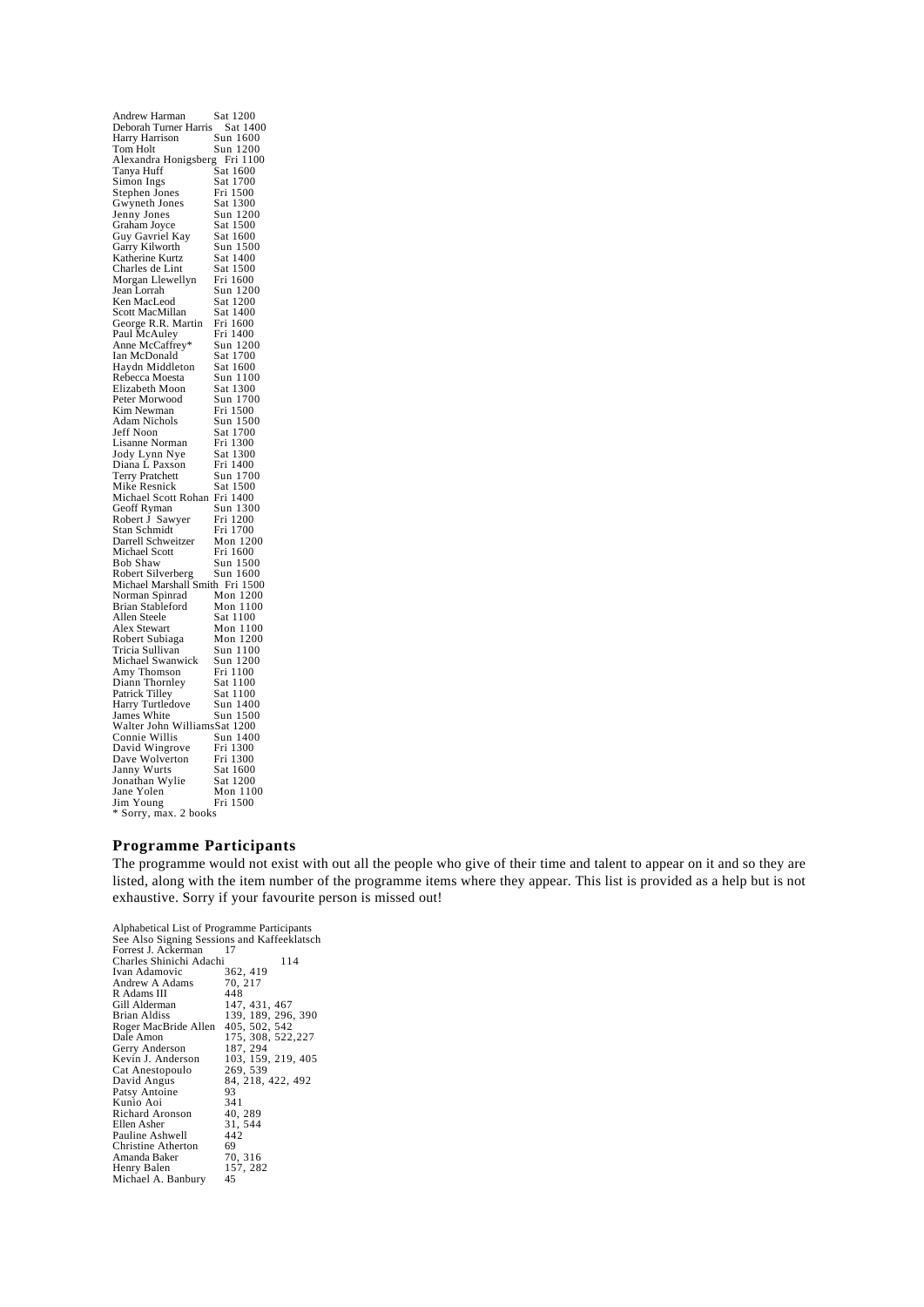| | |
|---|---|
| Andrew Harman | Sat 1200 |
| Deborah Turner Harris | Sat 1400 |
| Harry Harrison | Sun 1600 |
| Tom Holt | Sun 1200 |
| Alexandra Honigsberg | Fri 1100 |
| Tanya Huff | Sat 1600 |
| Simon Ings | Sat 1700 |
| Stephen Jones | Fri 1500 |
| Gwyneth Jones | Sat 1300 |
| Jenny Jones | Sun 1200 |
| Graham Joyce | Sat 1500 |
| Guy Gavriel Kay | Sat 1600 |
| Garry Kilworth | Sun 1500 |
| Katherine Kurtz | Sat 1400 |
| Charles de Lint | Sat 1500 |
| Morgan Llewellyn | Fri 1600 |
| Jean Lorrah | Sun 1200 |
| Ken MacLeod | Sat 1200 |
| Scott MacMillan | Sat 1400 |
| George R.R. Martin | Fri 1600 |
| Paul McAuley | Fri 1400 |
| Anne McCaffrey* | Sun 1200 |
| Ian McDonald | Sat 1700 |
| Haydn Middleton | Sat 1600 |
| Rebecca Moesta | Sun 1100 |
| Elizabeth Moon | Sat 1300 |
| Peter Morwood | Sun 1700 |
| Kim Newman | Fri 1500 |
| Adam Nichols | Sun 1500 |
| Jeff Noon | Sat 1700 |
| Lisanne Norman | Fri 1300 |
| Jody Lynn Nye | Sat 1300 |
| Diana L Paxson | Fri 1400 |
| Terry Pratchett | Sun 1700 |
| Mike Resnick | Sat 1500 |
| Michael Scott Rohan | Fri 1400 |
| Geoff Ryman | Sun 1300 |
| Robert J Sawyer | Fri 1200 |
| Stan Schmidt | Fri 1700 |
| Darrell Schweitzer | Mon 1200 |
| Michael Scott | Fri 1600 |
| Bob Shaw | Sun 1500 |
| Robert Silverberg | Sun 1600 |
| Michael Marshall Smith | Fri 1500 |
| Norman Spinrad | Mon 1200 |
| Brian Stableford | Mon 1100 |
| Allen Steele | Sat 1100 |
| Alex Stewart | Mon 1100 |
| Robert Subiaga | Mon 1200 |
| Tricia Sullivan | Sun 1100 |
| Michael Swanwick | Sun 1200 |
| Amy Thomson | Fri 1100 |
| Diann Thornley | Sat 1100 |
| Patrick Tilley | Sat 1100 |
| Harry Turtledove | Sun 1400 |
| James White | Sun 1500 |
| Walter John Williams | Sat 1200 |
| Connie Willis | Sun 1400 |
| David Wingrove | Fri 1300 |
| Dave Wolverton | Fri 1300 |
| Janny Wurts | Sat 1600 |
| Jonathan Wylie | Sat 1200 |
| Jane Yolen | Mon 1100 |
| Jim Young | Fri 1500 |

* Sorry, max. 2 books

## Programme Participants

The programme would not exist with out all the people who give of their time and talent to appear on it and so they are listed, along with the item number of the programme items where they appear. This list is provided as a help but is not exhaustive. Sorry if your favourite person is missed out!

Alphabetical List of Programme Participants
See Also Signing Sessions and Kaffeeklatsch

| | |
|---|---|
| Forrest J. Ackerman | 17 |
| Charles Shinichi Adachi | 114 |
| Ivan Adamovic | 362, 419 |
| Andrew A Adams | 70, 217 |
| R Adams III | 448 |
| Gill Alderman | 147, 431, 467 |
| Brian Aldiss | 139, 189, 296, 390 |
| Roger MacBride Allen | 405, 502, 542 |
| Dale Amon | 175, 308, 522,227 |
| Gerry Anderson | 187, 294 |
| Kevin J. Anderson | 103, 159, 219, 405 |
| Cat Anestopoulo | 269, 539 |
| David Angus | 84, 218, 422, 492 |
| Patsy Antoine | 93 |
| Kunio Aoi | 341 |
| Richard Aronson | 40, 289 |
| Ellen Asher | 31, 544 |
| Pauline Ashwell | 442 |
| Christine Atherton | 69 |
| Amanda Baker | 70, 316 |
| Henry Balen | 157, 282 |
| Michael A. Banbury | 45 |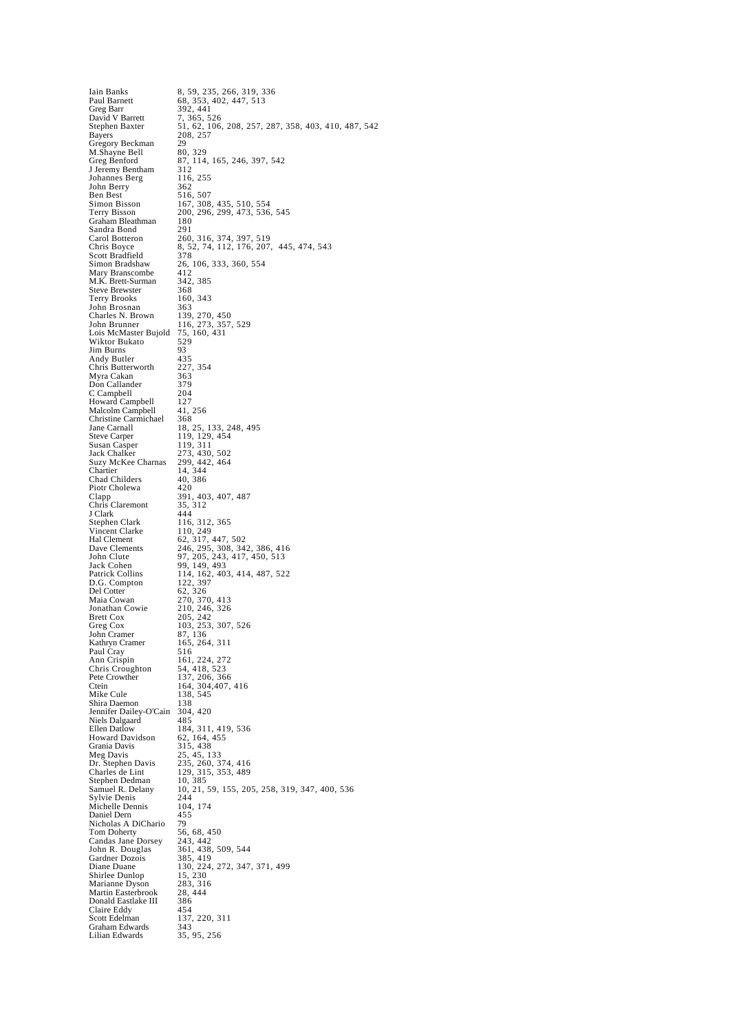| | |
|---|---|
| Iain Banks | 8, 59, 235, 266, 319, 336 |
| Paul Barnett | 68, 353, 402, 447, 513 |
| Greg Barr | 392, 441 |
| David V Barrett | 7, 365, 526 |
| Stephen Baxter | 51, 62, 106, 208, 257, 287, 358, 403, 410, 487, 542 |
| Bayers | 208, 257 |
| Gregory Beckman | 29 |
| M.Shayne Bell | 80, 329 |
| Greg Benford | 87, 114, 165, 246, 397, 542 |
| J Jeremy Bentham | 312 |
| Johannes Berg | 116, 255 |
| John Berry | 362 |
| Ben Best | 516, 507 |
| Simon Bisson | 167, 308, 435, 510, 554 |
| Terry Bisson | 200, 296, 299, 473, 536, 545 |
| Graham Bleathman | 180 |
| Sandra Bond | 291 |
| Carol Botteron | 260, 316, 374, 397, 519 |
| Chris Boyce | 8, 52, 74, 112, 176, 207, 445, 474, 543 |
| Scott Bradfield | 378 |
| Simon Bradshaw | 26, 106, 333, 360, 554 |
| Mary Branscombe | 412 |
| M.K. Brett-Surman | 342, 385 |
| Steve Brewster | 368 |
| Terry Brooks | 160, 343 |
| John Brosnan | 363 |
| Charles N. Brown | 139, 270, 450 |
| John Brunner | 116, 273, 357, 529 |
| Lois McMaster Bujold | 75, 160, 431 |
| Wiktor Bukato | 529 |
| Jim Burns | 93 |
| Andy Butler | 435 |
| Chris Butterworth | 227, 354 |
| Myra Cakan | 363 |
| Don Callander | 379 |
| C Campbell | 204 |
| Howard Campbell | 127 |
| Malcolm Campbell | 41, 256 |
| Christine Carmichael | 368 |
| Jane Carnall | 18, 25, 133, 248, 495 |
| Steve Carper | 119, 129, 454 |
| Susan Casper | 119, 311 |
| Jack Chalker | 273, 430, 502 |
| Suzy McKee Charnas | 299, 442, 464 |
| Chartier | 14, 344 |
| Chad Childers | 40, 386 |
| Piotr Cholewa | 420 |
| Clapp | 391, 403, 407, 487 |
| Chris Claremont | 35, 312 |
| J Clark | 444 |
| Stephen Clark | 116, 312, 365 |
| Vincent Clarke | 110, 249 |
| Hal Clement | 62, 317, 447, 502 |
| Dave Clements | 246, 295, 308, 342, 386, 416 |
| John Clute | 97, 205, 243, 417, 450, 513 |
| Jack Cohen | 99, 149, 493 |
| Patrick Collins | 114, 162, 403, 414, 487, 522 |
| D.G. Compton | 122, 397 |
| Del Cotter | 62, 326 |
| Maia Cowan | 270, 370, 413 |
| Jonathan Cowie | 210, 246, 326 |
| Brett Cox | 205, 242 |
| Greg Cox | 103, 253, 307, 526 |
| John Cramer | 87, 136 |
| Kathryn Cramer | 165, 264, 311 |
| Paul Cray | 516 |
| Ann Crispin | 161, 224, 272 |
| Chris Croughton | 54, 418, 523 |
| Pete Crowther | 137, 206, 366 |
| Ctein | 164, 304,407, 416 |
| Mike Cule | 138, 545 |
| Shira Daemon | 138 |
| Jennifer Dailey-O'Cain | 304, 420 |
| Niels Dalgaard | 485 |
| Ellen Datlow | 184, 311, 419, 536 |
| Howard Davidson | 62, 164, 455 |
| Grania Davis | 315, 438 |
| Meg Davis | 25, 45, 133 |
| Dr. Stephen Davis | 235, 260, 374, 416 |
| Charles de Lint | 129, 315, 353, 489 |
| Stephen Dedman | 10, 385 |
| Samuel R. Delany | 10, 21, 59, 155, 205, 258, 319, 347, 400, 536 |
| Sylvie Denis | 244 |
| Michelle Dennis | 104, 174 |
| Daniel Dern | 455 |
| Nicholas A DiChario | 79 |
| Tom Doherty | 56, 68, 450 |
| Candas Jane Dorsey | 243, 442 |
| John R. Douglas | 361, 438, 509, 544 |
| Gardner Dozois | 385, 419 |
| Diane Duane | 130, 224, 272, 347, 371, 499 |
| Shirlee Dunlop | 15, 230 |
| Marianne Dyson | 283, 316 |
| Martin Easterbrook | 28, 444 |
| Donald Eastlake III | 386 |
| Claire Eddy | 454 |
| Scott Edelman | 137, 220, 311 |
| Graham Edwards | 343 |
| Lilian Edwards | 35, 95, 256 |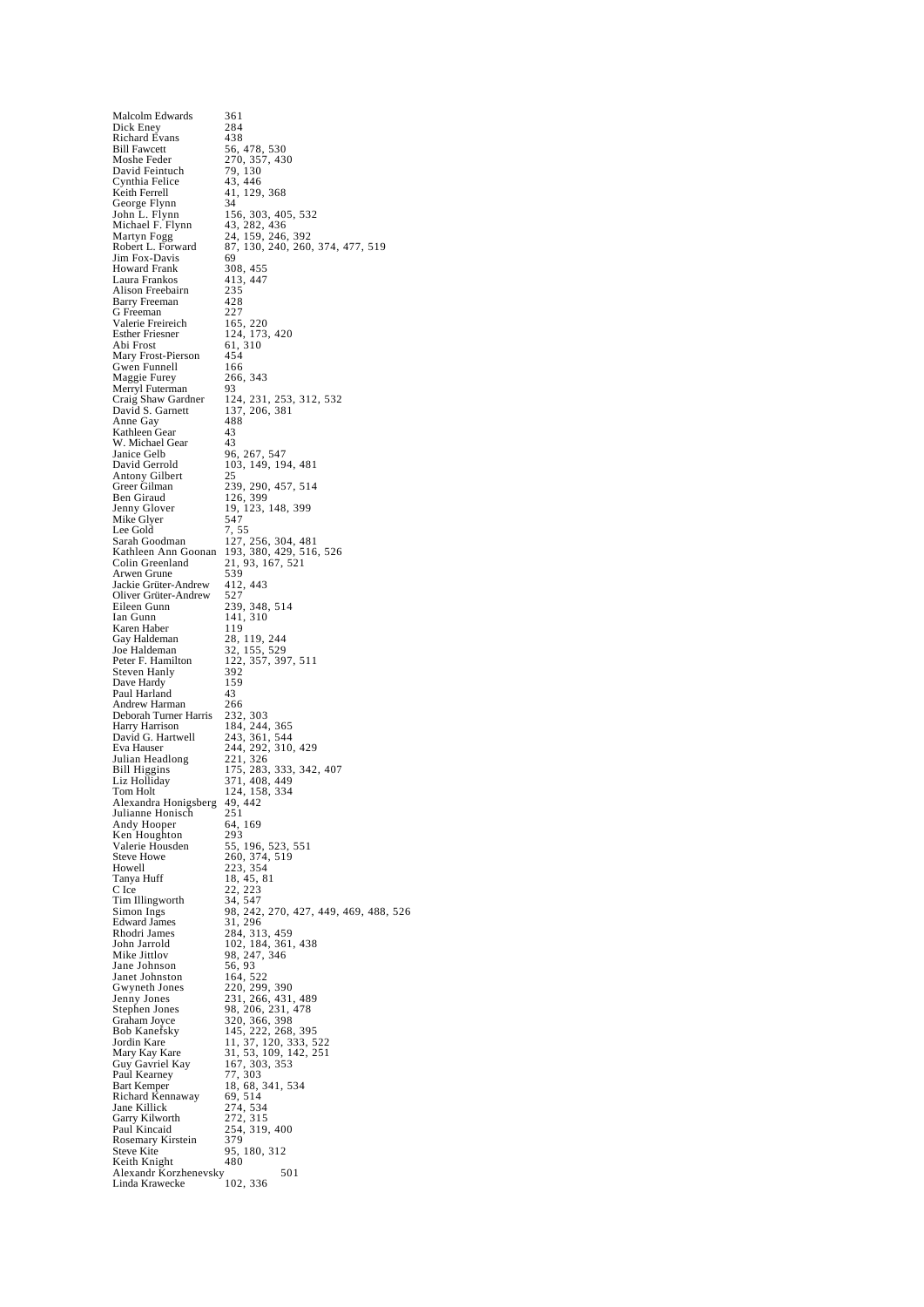| | |
|---|---|
| Malcolm Edwards | 361 |
| Dick Eney | 284 |
| Richard Evans | 438 |
| Bill Fawcett | 56, 478, 530 |
| Moshe Feder | 270, 357, 430 |
| David Feintuch | 79, 130 |
| Cynthia Felice | 43, 446 |
| Keith Ferrell | 41, 129, 368 |
| George Flynn | 34 |
| John L. Flynn | 156, 303, 405, 532 |
| Michael F. Flynn | 43, 282, 436 |
| Martyn Fogg | 24, 159, 246, 392 |
| Robert L. Forward | 87, 130, 240, 260, 374, 477, 519 |
| Jim Fox-Davis | 69 |
| Howard Frank | 308, 455 |
| Laura Frankos | 413, 447 |
| Alison Freebairn | 235 |
| Barry Freeman | 428 |
| G Freeman | 227 |
| Valerie Freireich | 165, 220 |
| Esther Friesner | 124, 173, 420 |
| Abi Frost | 61, 310 |
| Mary Frost-Pierson | 454 |
| Gwen Funnell | 166 |
| Maggie Furey | 266, 343 |
| Merryl Futerman | 93 |
| Craig Shaw Gardner | 124, 231, 253, 312, 532 |
| David S. Garnett | 137, 206, 381 |
| Anne Gay | 488 |
| Kathleen Gear | 43 |
| W. Michael Gear | 43 |
| Janice Gelb | 96, 267, 547 |
| David Gerrold | 103, 149, 194, 481 |
| Antony Gilbert | 25 |
| Greer Gilman | 239, 290, 457, 514 |
| Ben Giraud | 126, 399 |
| Jenny Glover | 19, 123, 148, 399 |
| Mike Glyer | 547 |
| Lee Gold | 7, 55 |
| Sarah Goodman | 127, 256, 304, 481 |
| Kathleen Ann Goonan | 193, 380, 429, 516, 526 |
| Colin Greenland | 21, 93, 167, 521 |
| Arwen Grune | 539 |
| Jackie Grüter-Andrew | 412, 443 |
| Oliver Grüter-Andrew | 527 |
| Eileen Gunn | 239, 348, 514 |
| Ian Gunn | 141, 310 |
| Karen Haber | 119 |
| Gay Haldeman | 28, 119, 244 |
| Joe Haldeman | 32, 155, 529 |
| Peter F. Hamilton | 122, 357, 397, 511 |
| Steven Hanly | 392 |
| Dave Hardy | 159 |
| Paul Harland | 43 |
| Andrew Harman | 266 |
| Deborah Turner Harris | 232, 303 |
| Harry Harrison | 184, 244, 365 |
| David G. Hartwell | 243, 361, 544 |
| Eva Hauser | 244, 292, 310, 429 |
| Julian Headlong | 221, 326 |
| Bill Higgins | 175, 283, 333, 342, 407 |
| Liz Holliday | 371, 408, 449 |
| Tom Holt | 124, 158, 334 |
| Alexandra Honigsberg | 49, 442 |
| Julianne Honisch | 251 |
| Andy Hooper | 64, 169 |
| Ken Houghton | 293 |
| Valerie Housden | 55, 196, 523, 551 |
| Steve Howe | 260, 374, 519 |
| Howell | 223, 354 |
| Tanya Huff | 18, 45, 81 |
| C Ice | 22, 223 |
| Tim Illingworth | 34, 547 |
| Simon Ings | 98, 242, 270, 427, 449, 469, 488, 526 |
| Edward James | 31, 296 |
| Rhodri James | 284, 313, 459 |
| John Jarrold | 102, 184, 361, 438 |
| Mike Jittlov | 98, 247, 346 |
| Jane Johnson | 56, 93 |
| Janet Johnston | 164, 522 |
| Gwyneth Jones | 220, 299, 390 |
| Jenny Jones | 231, 266, 431, 489 |
| Stephen Jones | 98, 206, 231, 478 |
| Graham Joyce | 320, 366, 398 |
| Bob Kanefsky | 145, 222, 268, 395 |
| Jordin Kare | 11, 37, 120, 333, 522 |
| Mary Kay Kare | 31, 53, 109, 142, 251 |
| Guy Gavriel Kay | 167, 303, 353 |
| Paul Kearney | 77, 303 |
| Bart Kemper | 18, 68, 341, 534 |
| Richard Kennaway | 69, 514 |
| Jane Killick | 274, 534 |
| Garry Kilworth | 272, 315 |
| Paul Kincaid | 254, 319, 400 |
| Rosemary Kirstein | 379 |
| Steve Kite | 95, 180, 312 |
| Keith Knight | 480 |
| Alexandr Korzhenevsky | 501 |
| Linda Krawecke | 102, 336 |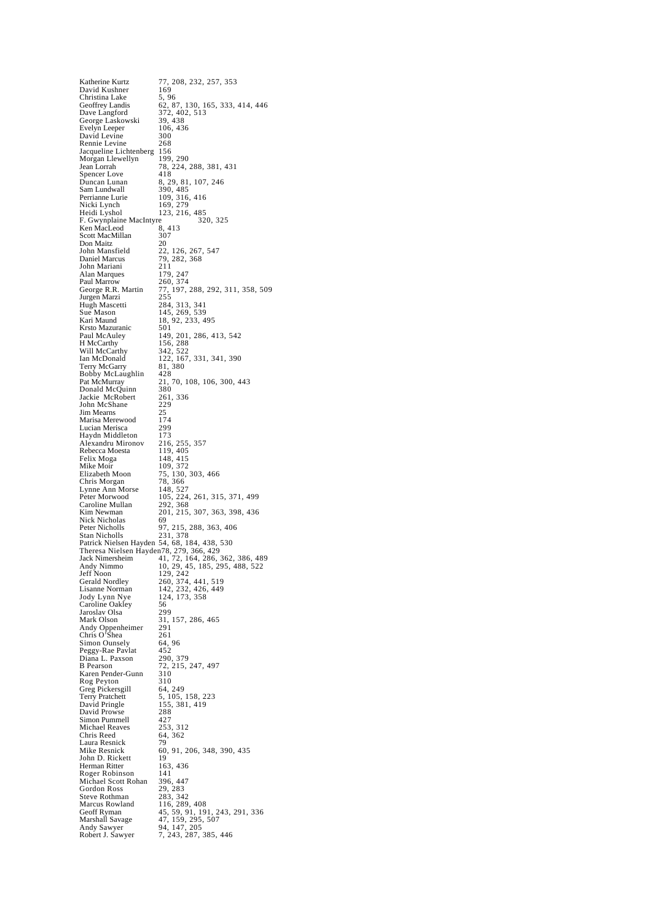| | |
|---|---|
| Katherine Kurtz | 77, 208, 232, 257, 353 |
| David Kushner | 169 |
| Christina Lake | 5, 96 |
| Geoffrey Landis | 62, 87, 130, 165, 333, 414, 446 |
| Dave Langford | 372, 402, 513 |
| George Laskowski | 39, 438 |
| Evelyn Leeper | 106, 436 |
| David Levine | 300 |
| Rennie Levine | 268 |
| Jacqueline Lichtenberg | 156 |
| Morgan Llewellyn | 199, 290 |
| Jean Lorrah | 78, 224, 288, 381, 431 |
| Spencer Love | 418 |
| Duncan Lunan | 8, 29, 81, 107, 246 |
| Sam Lundwall | 390, 485 |
| Perrianne Lurie | 109, 316, 416 |
| Nicki Lynch | 169, 279 |
| Heidi Lyshol | 123, 216, 485 |
| F. Gwynplaine MacIntyre | 320, 325 |
| Ken MacLeod | 8, 413 |
| Scott MacMillan | 307 |
| Don Maitz | 20 |
| John Mansfield | 22, 126, 267, 547 |
| Daniel Marcus | 79, 282, 368 |
| John Mariani | 211 |
| Alan Marques | 179, 247 |
| Paul Marrow | 260, 374 |
| George R.R. Martin | 77, 197, 288, 292, 311, 358, 509 |
| Jurgen Marzi | 255 |
| Hugh Mascetti | 284, 313, 341 |
| Sue Mason | 145, 269, 539 |
| Kari Maund | 18, 92, 233, 495 |
| Krsto Mazuranic | 501 |
| Paul McAuley | 149, 201, 286, 413, 542 |
| H McCarthy | 156, 288 |
| Will McCarthy | 342, 522 |
| Ian McDonald | 122, 167, 331, 341, 390 |
| Terry McGarry | 81, 380 |
| Bobby McLaughlin | 428 |
| Pat McMurray | 21, 70, 108, 106, 300, 443 |
| Donald McQuinn | 380 |
| Jackie McRobert | 261, 336 |
| John McShane | 229 |
| Jim Mearns | 25 |
| Marisa Merewood | 174 |
| Lucian Merisca | 299 |
| Haydn Middleton | 173 |
| Alexandru Mironov | 216, 255, 357 |
| Rebecca Moesta | 119, 405 |
| Felix Moga | 148, 415 |
| Mike Moir | 109, 372 |
| Elizabeth Moon | 75, 130, 303, 466 |
| Chris Morgan | 78, 366 |
| Lynne Ann Morse | 148, 527 |
| Peter Morwood | 105, 224, 261, 315, 371, 499 |
| Caroline Mullan | 292, 368 |
| Kim Newman | 201, 215, 307, 363, 398, 436 |
| Nick Nicholas | 69 |
| Peter Nicholls | 97, 215, 288, 363, 406 |
| Stan Nicholls | 231, 378 |
| Patrick Nielsen Hayden | 54, 68, 184, 438, 530 |
| Theresa Nielsen Hayden | 78, 279, 366, 429 |
| Jack Nimersheim | 41, 72, 164, 286, 362, 386, 489 |
| Andy Nimmo | 10, 29, 45, 185, 295, 488, 522 |
| Jeff Noon | 129, 242 |
| Gerald Nordley | 260, 374, 441, 519 |
| Lisanne Norman | 142, 232, 426, 449 |
| Jody Lynn Nye | 124, 173, 358 |
| Caroline Oakley | 56 |
| Jaroslav Olsa | 299 |
| Mark Olson | 31, 157, 286, 465 |
| Andy Oppenheimer | 291 |
| Chris O'Shea | 261 |
| Simon Ounsely | 64, 96 |
| Peggy-Rae Pavlat | 452 |
| Diana L. Paxson | 290, 379 |
| B Pearson | 72, 215, 247, 497 |
| Karen Pender-Gunn | 310 |
| Rog Peyton | 310 |
| Greg Pickersgill | 64, 249 |
| Terry Pratchett | 5, 105, 158, 223 |
| David Pringle | 155, 381, 419 |
| David Prowse | 288 |
| Simon Pummell | 427 |
| Michael Reaves | 253, 312 |
| Chris Reed | 64, 362 |
| Laura Resnick | 79 |
| Mike Resnick | 60, 91, 206, 348, 390, 435 |
| John D. Rickett | 19 |
| Herman Ritter | 163, 436 |
| Roger Robinson | 141 |
| Michael Scott Rohan | 396, 447 |
| Gordon Ross | 29, 283 |
| Steve Rothman | 283, 342 |
| Marcus Rowland | 116, 289, 408 |
| Geoff Ryman | 45, 59, 91, 191, 243, 291, 336 |
| Marshall Savage | 47, 159, 295, 507 |
| Andy Sawyer | 94, 147, 205 |
| Robert J. Sawyer | 7, 243, 287, 385, 446 |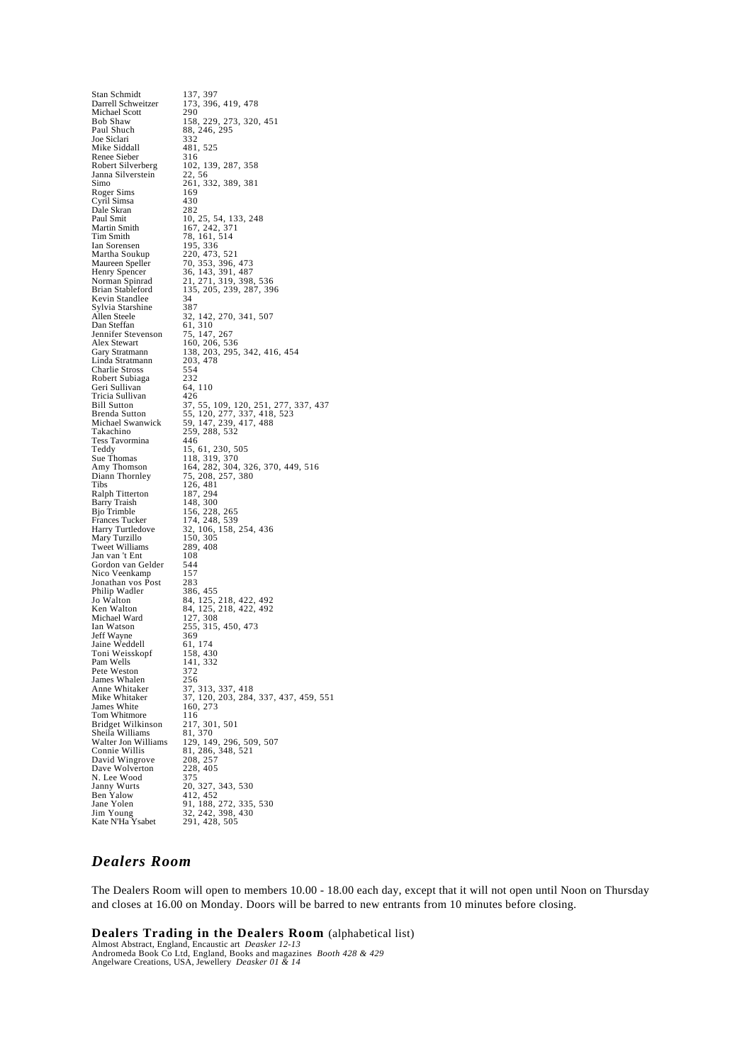| | |
|---|---|
| Stan Schmidt | 137, 397 |
| Darrell Schweitzer | 173, 396, 419, 478 |
| Michael Scott | 290 |
| Bob Shaw | 158, 229, 273, 320, 451 |
| Paul Shuch | 88, 246, 295 |
| Joe Siclari | 332 |
| Mike Siddall | 481, 525 |
| Renee Sieber | 316 |
| Robert Silverberg | 102, 139, 287, 358 |
| Janna Silverstein | 22, 56 |
| Simo | 261, 332, 389, 381 |
| Roger Sims | 169 |
| Cyril Simsa | 430 |
| Dale Skran | 282 |
| Paul Smit | 10, 25, 54, 133, 248 |
| Martin Smith | 167, 242, 371 |
| Tim Smith | 78, 161, 514 |
| Ian Sorensen | 195, 336 |
| Martha Soukup | 220, 473, 521 |
| Maureen Speller | 70, 353, 396, 473 |
| Henry Spencer | 36, 143, 391, 487 |
| Norman Spinrad | 21, 271, 319, 398, 536 |
| Brian Stableford | 135, 205, 239, 287, 396 |
| Kevin Standlee | 34 |
| Sylvia Starshine | 387 |
| Allen Steele | 32, 142, 270, 341, 507 |
| Dan Steffan | 61, 310 |
| Jennifer Stevenson | 75, 147, 267 |
| Alex Stewart | 160, 206, 536 |
| Gary Stratmann | 138, 203, 295, 342, 416, 454 |
| Linda Stratmann | 203, 478 |
| Charlie Stross | 554 |
| Robert Subiaga | 232 |
| Geri Sullivan | 64, 110 |
| Tricia Sullivan | 426 |
| Bill Sutton | 37, 55, 109, 120, 251, 277, 337, 437 |
| Brenda Sutton | 55, 120, 277, 337, 418, 523 |
| Michael Swanwick | 59, 147, 239, 417, 488 |
| Takachino | 259, 288, 532 |
| Tess Tavormina | 446 |
| Teddy | 15, 61, 230, 505 |
| Sue Thomas | 118, 319, 370 |
| Amy Thomson | 164, 282, 304, 326, 370, 449, 516 |
| Diann Thornley | 75, 208, 257, 380 |
| Tibs | 126, 481 |
| Ralph Titterton | 187, 294 |
| Barry Traish | 148, 300 |
| Bjo Trimble | 156, 228, 265 |
| Frances Tucker | 174, 248, 539 |
| Harry Turtledove | 32, 106, 158, 254, 436 |
| Mary Turzillo | 150, 305 |
| Tweet Williams | 289, 408 |
| Jan van 't Ent | 108 |
| Gordon van Gelder | 544 |
| Nico Veenkamp | 157 |
| Jonathan vos Post | 283 |
| Philip Wadler | 386, 455 |
| Jo Walton | 84, 125, 218, 422, 492 |
| Ken Walton | 84, 125, 218, 422, 492 |
| Michael Ward | 127, 308 |
| Ian Watson | 255, 315, 450, 473 |
| Jeff Wayne | 369 |
| Jaine Weddell | 61, 174 |
| Toni Weisskopf | 158, 430 |
| Pam Wells | 141, 332 |
| Pete Weston | 372 |
| James Whalen | 256 |
| Anne Whitaker | 37, 313, 337, 418 |
| Mike Whitaker | 37, 120, 203, 284, 337, 437, 459, 551 |
| James White | 160, 273 |
| Tom Whitmore | 116 |
| Bridget Wilkinson | 217, 301, 501 |
| Sheila Williams | 81, 370 |
| Walter Jon Williams | 129, 149, 296, 509, 507 |
| Connie Willis | 81, 286, 348, 521 |
| David Wingrove | 208, 257 |
| Dave Wolverton | 228, 405 |
| N. Lee Wood | 375 |
| Janny Wurts | 20, 327, 343, 530 |
| Ben Yalow | 412, 452 |
| Jane Yolen | 91, 188, 272, 335, 530 |
| Jim Young | 32, 242, 398, 430 |
| Kate N'Ha Ysabet | 291, 428, 505 |

## *Dealers Room*

The Dealers Room will open to members 10.00 - 18.00 each day, except that it will not open until Noon on Thursday and closes at 16.00 on Monday. Doors will be barred to new entrants from 10 minutes before closing.

**Dealers Trading in the Dealers Room** (alphabetical list)

Almost Abstract, England, Encaustic art *Deasker 12-13*
Andromeda Book Co Ltd, England, Books and magazines *Booth 428 & 429*
Angelware Creations, USA, Jewellery *Deasker 01 & 14*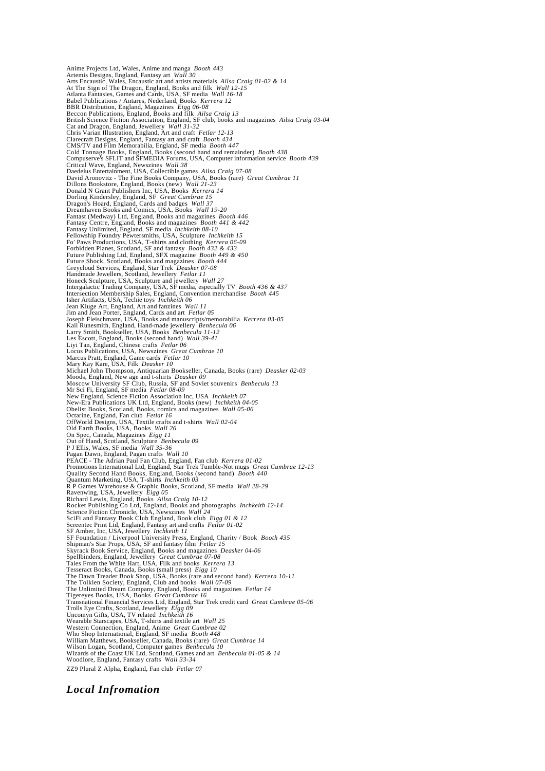Anime Projects Ltd, Wales, Anime and manga *Booth 443*
Artemis Designs, England, Fantasy art *Wall 30*
Arts Encaustic, Wales, Encaustic art and artists materials *Ailsa Craig 01-02 & 14*
At The Sign of The Dragon, England, Books and filk *Wall 12-15*
Atlanta Fantasies, Games and Cards, USA, SF media *Wall 16-18*
Babel Publications / Antares, Nederland, Books *Kerrera 12*
BBR Distribution, England, Magazines *Eigg 06-08*
Beccon Publications, England, Books and filk *Ailsa Craig 13*
British Science Fiction Association, England, SF club, books and magazines *Ailsa Craig 03-04*
Cat and Dragon, England, Jewellery *Wall 31-32*
Chris Varian Illustration, England, Art and craft *Fetlar 12-13*
Clarecraft Designs, England, Fantasy art and craft *Booth 434*
CMS/TV and Film Memorabilia, England, SF media *Booth 447*
Cold Tonnage Books, England, Books (second hand and remainder) *Booth 438*
Compuserve's SFLIT and SFMEDIA Forums, USA, Computer information service *Booth 439*
Critical Wave, England, Newszines *Wall 38*
Daedelus Entertainment, USA, Collectible games *Ailsa Craig 07-08*
David Aronovitz - The Fine Books Company, USA, Books (rare) *Great Cumbrae 11*
Dillons Bookstore, England, Books (new) *Wall 21-23*
Donald N Grant Publishers Inc, USA, Books *Kerrera 14*
Dorling Kindersley, England, SF *Great Cumbrae 15*
Dragon's Hoard, England, Cards and badges *Wall 37*
Dreamhaven Books and Comics, USA, Books *Wall 19-20*
Fantast (Medway) Ltd, England, Books and magazines *Booth 446*
Fantasy Centre, England, Books and magazines *Booth 441 & 442*
Fantasy Unlimited, England, SF media *Inchkeith 08-10*
Fellowship Foundry Pewtersmiths, USA, Sculpture *Inchkeith 15*
Fo' Paws Productions, USA, T-shirts and clothing *Kerrera 06-09*
Forbidden Planet, Scotland, SF and fantasy *Booth 432 & 433*
Future Publishing Ltd, England, SFX magazine *Booth 449 & 450*
Future Shock, Scotland, Books and magazines *Booth 444*
Greycloud Services, England, Star Trek *Deasker 07-08*
Handmade Jewellers, Scotland, Jewellery *Fetlar 11*
Honeck Sculpture, USA, Sculpture and jewellery *Wall 27*
Intergalactic Trading Company, USA, SF media, especially TV *Booth 436 & 437*
Intersection Membership Sales, England, Convention merchandise *Booth 445*
Isher Artifacts, USA, Techie toys *Inchkeith 06*
Jean Kluge Art, England, Art and fanzines *Wall 11*
Jim and Jean Porter, England, Cards and art *Fetlar 05*
Joseph Fleischmann, USA, Books and manuscripts/memorabilia *Kerrera 03-05*
Kail Runesmith, England, Hand-made jewellery *Benbecula 06*
Larry Smith, Bookseller, USA, Books *Benbecula 11-12*
Les Escott, England, Books (second hand) *Wall 39-41*
Liyi Tan, England, Chinese crafts *Fetlar 06*
Locus Publications, USA, Newszines *Great Cumbrae 10*
Marcus Pratt, England, Game cards *Fetlar 10*
Mary Kay Kare, USA, Filk *Deasker 10*
Michael John Thompson, Antiquarian Bookseller, Canada, Books (rare) *Deasker 02-03*
Moods, England, New age and t-shirts *Deasker 09*
Moscow University SF Club, Russia, SF and Soviet souvenirs *Benbecula 13*
Mr Sci Fi, England, SF media *Fetlar 08-09*
New England, Science Fiction Association Inc, USA *Inchkeith 07*
New-Era Publications UK Ltd, England, Books (new) *Inchkeith 04-05*
Obelist Books, Scotland, Books, comics and magazines *Wall 05-06*
Octarine, England, Fan club *Fetlar 16*
OffWorld Designs, USA, Textile crafts and t-shirts *Wall 02-04*
Old Earth Books, USA, Books *Wall 26*
On Spec, Canada, Magazines *Eigg 11*
Out of Hand, Scotland, Sculpture *Benbecula 09*
P J Ellis, Wales, SF media *Wall 35-36*
Pagan Dawn, England, Pagan crafts *Wall 10*
PEACE - The Adrian Paul Fan Club, England, Fan club *Kerrera 01-02*
Promotions International Ltd, England, Star Trek Tumble-Not mugs *Great Cumbrae 12-13*
Quality Second Hand Books, England, Books (second hand) *Booth 440*
Quantum Marketing, USA, T-shirts *Inchkeith 03*
R P Games Warehouse & Graphic Books, Scotland, SF media *Wall 28-29*
Ravenwing, USA, Jewellery *Eigg 05*
Richard Lewis, England, Books *Ailsa Craig 10-12*
Rocket Publishing Co Ltd, England, Books and photographs *Inchkeith 12-14*
Science Fiction Chronicle, USA, Newszines *Wall 24*
SciFi and Fantasy Book Club England, Book club *Eigg 01 & 12*
Screentec Print Ltd, England, Fantasy art and crafts *Fetlar 01-02*
SF Amber, Inc, USA, Jewellery *Inchkeith 11*
SF Foundation / Liverpool University Press, England, Charity / Book *Booth 435*
Shipman's Star Props, USA, SF and fantasy film *Fetlar 15*
Skyrack Book Service, England, Books and magazines *Deasker 04-06*
Spellbinders, England, Jewellery *Great Cumbrae 07-08*
Tales From the White Hart, USA, Filk and books *Kerrera 13*
Tesseract Books, Canada, Books (small press) *Eigg 10*
The Dawn Treader Book Shop, USA, Books (rare and second hand) *Kerrera 10-11*
The Tolkien Society, England, Club and books *Wall 07-09*
The Unlimited Dream Company, England, Books and magazines *Fetlar 14*
Tigereyes Books, USA, Books *Great Cumbrae 16*
Transnational Financial Services Ltd, England, Star Trek credit card *Great Cumbrae 05-06*
Trolls Eye Crafts, Scotland, Jewellery *Eigg 09*
Uncomyn Gifts, USA, TV related *Inchkeith 16*
Wearable Starscapes, USA, T-shirts and textile art *Wall 25*
Western Connection, England, Anime *Great Cumbrae 02*
Who Shop International, England, SF media *Booth 448*
William Matthews, Bookseller, Canada, Books (rare) *Great Cumbrae 14*
Wilson Logan, Scotland, Computer games *Benbecula 10*
Wizards of the Coast UK Ltd, Scotland, Games and art *Benbecula 01-05 & 14*
Woodlore, England, Fantasy crafts *Wall 33-34*

ZZ9 Plural Z Alpha, England, Fan club *Fetlar 07*

## *Local Infromation*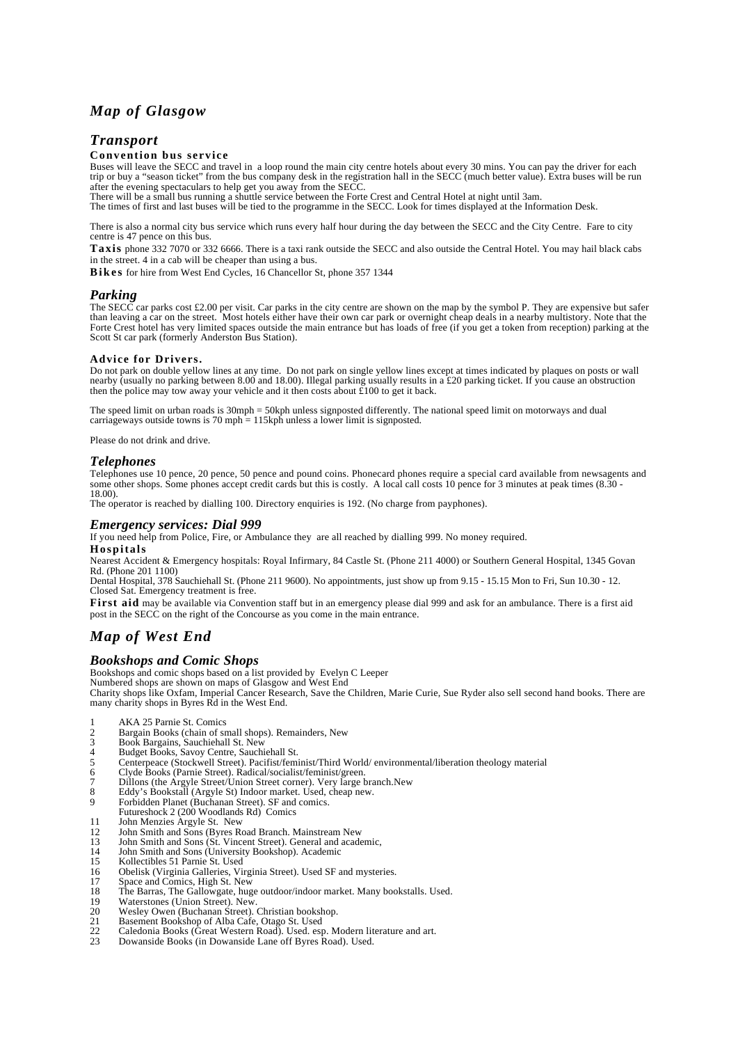## *Map of Glasgow*

## *Transport*

**Convention bus service**

Buses will leave the SECC and travel in a loop round the main city centre hotels about every 30 mins. You can pay the driver for each trip or buy a "season ticket" from the bus company desk in the registration hall in the SECC (much better value). Extra buses will be run after the evening spectaculars to help get you away from the SECC.
There will be a small bus running a shuttle service between the Forte Crest and Central Hotel at night until 3am.
The times of first and last buses will be tied to the programme in the SECC. Look for times displayed at the Information Desk.

There is also a normal city bus service which runs every half hour during the day between the SECC and the City Centre. Fare to city centre is 47 pence on this bus.

**Taxis** phone 332 7070 or 332 6666. There is a taxi rank outside the SECC and also outside the Central Hotel. You may hail black cabs in the street. 4 in a cab will be cheaper than using a bus.

**Bikes** for hire from West End Cycles, 16 Chancellor St, phone 357 1344

## *Parking*

The SECC car parks cost £2.00 per visit. Car parks in the city centre are shown on the map by the symbol P. They are expensive but safer than leaving a car on the street. Most hotels either have their own car park or overnight cheap deals in a nearby multistory. Note that the Forte Crest hotel has very limited spaces outside the main entrance but has loads of free (if you get a token from reception) parking at the Scott St car park (formerly Anderston Bus Station).

**Advice for Drivers.**

Do not park on double yellow lines at any time. Do not park on single yellow lines except at times indicated by plaques on posts or wall nearby (usually no parking between 8.00 and 18.00). Illegal parking usually results in a £20 parking ticket. If you cause an obstruction then the police may tow away your vehicle and it then costs about £100 to get it back.

The speed limit on urban roads is 30mph = 50kph unless signposted differently. The national speed limit on motorways and dual carriageways outside towns is 70 mph = 115kph unless a lower limit is signposted.

Please do not drink and drive.

## *Telephones*

Telephones use 10 pence, 20 pence, 50 pence and pound coins. Phonecard phones require a special card available from newsagents and some other shops. Some phones accept credit cards but this is costly. A local call costs 10 pence for 3 minutes at peak times (8.30 - 18.00).
The operator is reached by dialling 100. Directory enquiries is 192. (No charge from payphones).

## *Emergency services: Dial 999*

If you need help from Police, Fire, or Ambulance they are all reached by dialling 999. No money required.

**Hospitals**

Nearest Accident & Emergency hospitals: Royal Infirmary, 84 Castle St. (Phone 211 4000) or Southern General Hospital, 1345 Govan Rd. (Phone 201 1100)
Dental Hospital, 378 Sauchiehall St. (Phone 211 9600). No appointments, just show up from 9.15 - 15.15 Mon to Fri, Sun 10.30 - 12. Closed Sat. Emergency treatment is free.

**First aid** may be available via Convention staff but in an emergency please dial 999 and ask for an ambulance. There is a first aid post in the SECC on the right of the Concourse as you come in the main entrance.

## *Map of West End*

## *Bookshops and Comic Shops*

Bookshops and comic shops based on a list provided by Evelyn C Leeper
Numbered shops are shown on maps of Glasgow and West End
Charity shops like Oxfam, Imperial Cancer Research, Save the Children, Marie Curie, Sue Ryder also sell second hand books. There are many charity shops in Byres Rd in the West End.

1 AKA 25 Parnie St. Comics
2 Bargain Books (chain of small shops). Remainders, New
3 Book Bargains, Sauchiehall St. New
4 Budget Books, Savoy Centre, Sauchiehall St.
5 Centerpeace (Stockwell Street). Pacifist/feminist/Third World/ environmental/liberation theology material
6 Clyde Books (Parnie Street). Radical/socialist/feminist/green.
7 Dillons (the Argyle Street/Union Street corner). Very large branch.New
8 Eddy's Bookstall (Argyle St) Indoor market. Used, cheap new.
9 Forbidden Planet (Buchanan Street). SF and comics.
Futureshock 2 (200 Woodlands Rd) Comics
11 John Menzies Argyle St. New
12 John Smith and Sons (Byres Road Branch. Mainstream New
13 John Smith and Sons (St. Vincent Street). General and academic,
14 John Smith and Sons (University Bookshop). Academic
15 Kollectibles 51 Parnie St. Used
16 Obelisk (Virginia Galleries, Virginia Street). Used SF and mysteries.
17 Space and Comics, High St. New
18 The Barras, The Gallowgate, huge outdoor/indoor market. Many bookstalls. Used.
19 Waterstones (Union Street). New.
20 Wesley Owen (Buchanan Street). Christian bookshop.
21 Basement Bookshop of Alba Cafe, Otago St. Used
22 Caledonia Books (Great Western Road). Used. esp. Modern literature and art.
23 Dowanside Books (in Dowanside Lane off Byres Road). Used.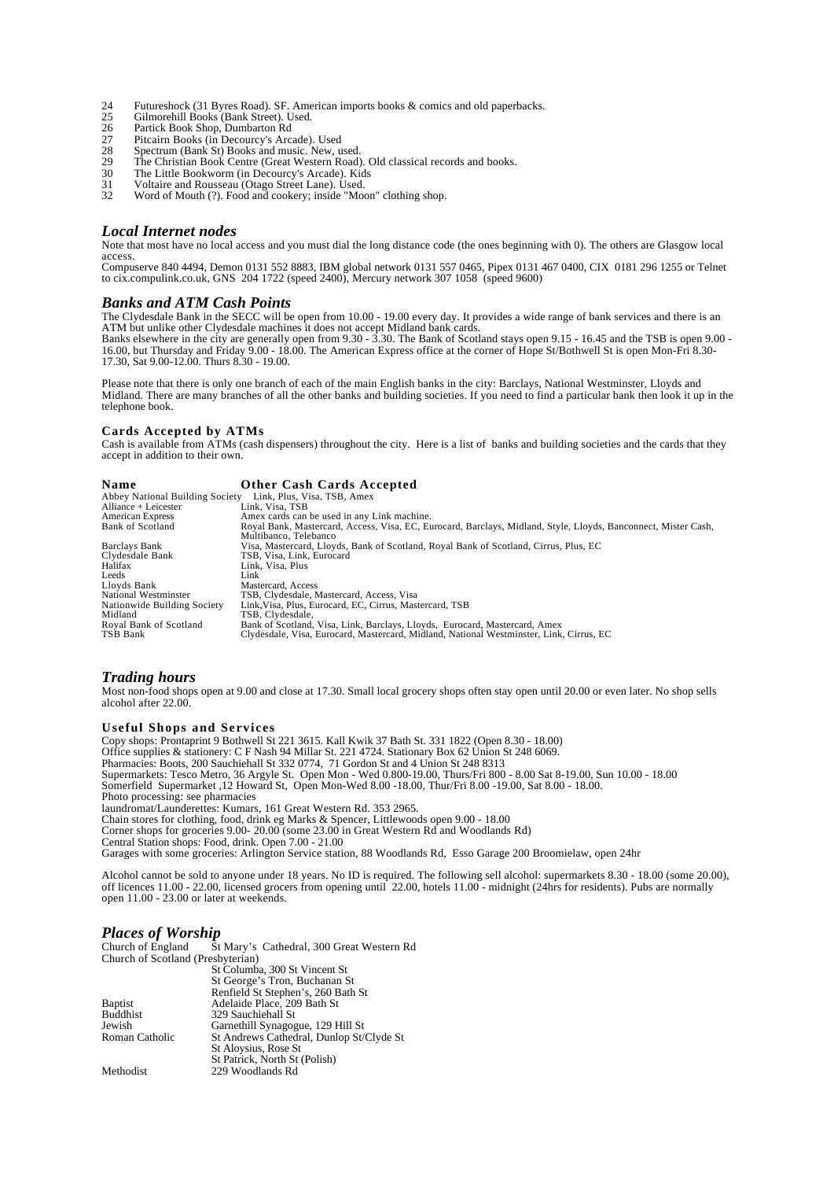24 Futureshock (31 Byres Road). SF. American imports books & comics and old paperbacks.
25 Gilmorehill Books (Bank Street). Used.
26 Partick Book Shop, Dumbarton Rd
27 Pitcairn Books (in Decourcy's Arcade). Used
28 Spectrum (Bank St) Books and music. New, used.
29 The Christian Book Centre (Great Western Road). Old classical records and books.
30 The Little Bookworm (in Decourcy's Arcade). Kids
31 Voltaire and Rousseau (Otago Street Lane). Used.
32 Word of Mouth (?). Food and cookery; inside "Moon" clothing shop.

## *Local Internet nodes*

Note that most have no local access and you must dial the long distance code (the ones beginning with 0). The others are Glasgow local access.

Compuserve 840 4494, Demon 0131 552 8883, IBM global network 0131 557 0465, Pipex 0131 467 0400, CIX 0181 296 1255 or Telnet to cix.compulink.co.uk, GNS 204 1722 (speed 2400), Mercury network 307 1058 (speed 9600)

## *Banks and ATM Cash Points*

The Clydesdale Bank in the SECC will be open from 10.00 - 19.00 every day. It provides a wide range of bank services and there is an ATM but unlike other Clydesdale machines it does not accept Midland bank cards.

Banks elsewhere in the city are generally open from 9.30 - 3.30. The Bank of Scotland stays open 9.15 - 16.45 and the TSB is open 9.00 - 16.00, but Thursday and Friday 9.00 - 18.00. The American Express office at the corner of Hope St/Bothwell St is open Mon-Fri 8.30-17.30, Sat 9.00-12.00. Thurs 8.30 - 19.00.

Please note that there is only one branch of each of the main English banks in the city: Barclays, National Westminster, Lloyds and Midland. There are many branches of all the other banks and building societies. If you need to find a particular bank then look it up in the telephone book.

### Cards Accepted by ATMs

Cash is available from ATMs (cash dispensers) throughout the city. Here is a list of banks and building societies and the cards that they accept in addition to their own.

| Name | Other Cash Cards Accepted |
|---|---|
| Abbey National Building Society | Link, Plus, Visa, TSB, Amex |
| Alliance + Leicester | Link, Visa, TSB |
| American Express | Amex cards can be used in any Link machine. |
| Bank of Scotland | Royal Bank, Mastercard, Access, Visa, EC, Eurocard, Barclays, Midland, Style, Lloyds, Banconnect, Mister Cash, Multibanco, Telebanco |
| Barclays Bank | Visa, Mastercard, Lloyds, Bank of Scotland, Royal Bank of Scotland, Cirrus, Plus, EC |
| Clydesdale Bank | TSB, Visa, Link, Eurocard |
| Halifax | Link, Visa, Plus |
| Leeds | Link |
| Lloyds Bank | Mastercard, Access |
| National Westminster | TSB, Clydesdale, Mastercard, Access, Visa |
| Nationwide Building Society | Link,Visa, Plus, Eurocard, EC, Cirrus, Mastercard, TSB |
| Midland | TSB, Clydesdale, |
| Royal Bank of Scotland | Bank of Scotland, Visa, Link, Barclays, Lloyds, Eurocard, Mastercard, Amex |
| TSB Bank | Clydesdale, Visa, Eurocard, Mastercard, Midland, National Westminster, Link, Cirrus, EC |

## *Trading hours*

Most non-food shops open at 9.00 and close at 17.30. Small local grocery shops often stay open until 20.00 or even later. No shop sells alcohol after 22.00.

### Useful Shops and Services

Copy shops: Prontaprint 9 Bothwell St 221 3615. Kall Kwik 37 Bath St. 331 1822 (Open 8.30 - 18.00)
Office supplies & stationery: C F Nash 94 Millar St. 221 4724. Stationary Box 62 Union St 248 6069.
Pharmacies: Boots, 200 Sauchiehall St 332 0774, 71 Gordon St and 4 Union St 248 8313
Supermarkets: Tesco Metro, 36 Argyle St. Open Mon - Wed 0.800-19.00, Thurs/Fri 800 - 8.00 Sat 8-19.00, Sun 10.00 - 18.00
Somerfield Supermarket ,12 Howard St, Open Mon-Wed 8.00 -18.00, Thur/Fri 8.00 -19.00, Sat 8.00 - 18.00.
Photo processing: see pharmacies
laundromat/Launderettes: Kumars, 161 Great Western Rd. 353 2965.
Chain stores for clothing, food, drink eg Marks & Spencer, Littlewoods open 9.00 - 18.00
Corner shops for groceries 9.00- 20.00 (some 23.00 in Great Western Rd and Woodlands Rd)
Central Station shops: Food, drink. Open 7.00 - 21.00
Garages with some groceries: Arlington Service station, 88 Woodlands Rd, Esso Garage 200 Broomielaw, open 24hr

Alcohol cannot be sold to anyone under 18 years. No ID is required. The following sell alcohol: supermarkets 8.30 - 18.00 (some 20.00), off licences 11.00 - 22.00, licensed grocers from opening until 22.00, hotels 11.00 - midnight (24hrs for residents). Pubs are normally open 11.00 - 23.00 or later at weekends.

## *Places of Worship*

| | |
|---|---|
| Church of England | St Mary's Cathedral, 300 Great Western Rd |
| Church of Scotland (Presbyterian) | |
| | St Columba, 300 St Vincent St |
| | St George's Tron, Buchanan St |
| | Renfield St Stephen's, 260 Bath St |
| Baptist | Adelaide Place, 209 Bath St |
| Buddhist | 329 Sauchiehall St |
| Jewish | Garnethill Synagogue, 129 Hill St |
| Roman Catholic | St Andrews Cathedral, Dunlop St/Clyde St |
| | St Aloysius, Rose St |
| | St Patrick, North St (Polish) |
| Methodist | 229 Woodlands Rd |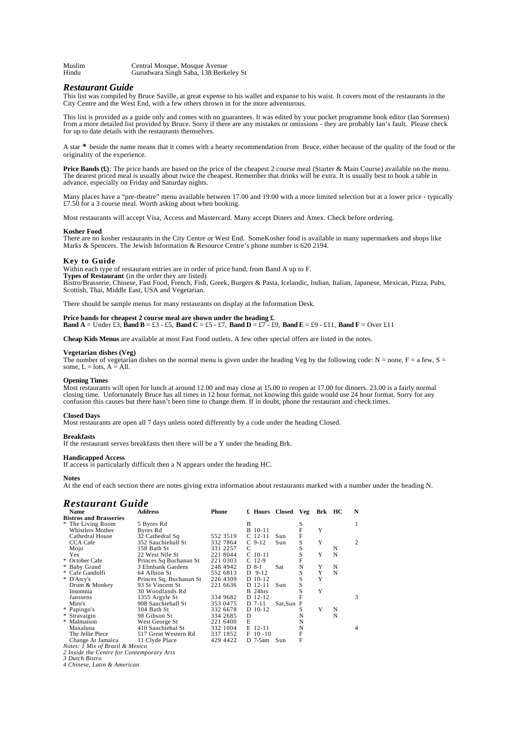| | |
|---|---|
| Muslim | Central Mosque, Mosque Avenue |
| Hindu | Gurudwara Singh Saba, 138 Berkeley St |

## *Restaurant Guide*

This list was compiled by Bruce Saville, at great expense to his wallet and expanse to his waist. It covers most of the restaurants in the City Centre and the West End, with a few others thrown in for the more adventurous.

This list is provided as a guide only and comes with no guarantees. It was edited by your pocket programme book editor (Ian Sorensen) from a more detailed list provided by Bruce. Sorry if there are any mistakes or omissions - they are probably Ian's fault. Please check for up to date details with the restaurants themselves.

A star * beside the name means that it comes with a hearty recommendation from Bruce, either because of the quality of the food or the originality of the experience.

**Price Bands (£)**: The price bands are based on the price of the cheapest 2 course meal (Starter & Main Course) available on the menu. The dearest priced meal is usually about twice the cheapest. Remember that drinks will be extra. It is usually best to book a table in advance, especially on Friday and Saturday nights.

Many places have a "pre-theatre" menu available between 17.00 and 19.00 with a more limited selection but at a lower price - typically £7.50 for a 3 course meal. Worth asking about when booking.

Most restaurants will accept Visa, Access and Mastercard. Many accept Diners and Amex. Check before ordering.

**Kosher Food**

There are no kosher restaurants in the City Centre or West End. SomeKosher food is available in many supermarkets and shops like Marks & Spencers. The Jewish Information & Resource Centre's phone number is 620 2194.

### Key to Guide

Within each type of restaurant entries are in order of price band, from Band A up to F.
**Types of Restaurant** (in the order they are listed)
Bistro/Brasserie, Chinese, Fast Food, French, Fish, Greek, Burgers & Pasta, Icelandic, Indian, Italian, Japanese, Mexican, Pizza, Pubs, Scottish, Thai, Middle East, USA and Vegetarian.

There should be sample menus for many restaurants on display at the Information Desk.

**Price bands for cheapest 2 course meal are shown under the heading £**.
**Band A** = Under £3, **Band B** = £3 - £5, **Band C** = £5 - £7, **Band D** = £7 - £9, **Band E** = £9 - £11, **Band F** = Over £11

**Cheap Kids Menus** are available at most Fast Food outlets. A few other special offers are listed in the notes.

**Vegetarian dishes (Veg)**

The number of vegetarian dishes on the normal menu is given under the heading Veg by the following code: N = none, F = a few, S = some, L = lots, A = All.

**Opening Times**

Most restaurants will open for lunch at around 12.00 and may close at 15.00 to reopen at 17.00 for dinners. 23.00 is a fairly normal closing time. Unfortunately Bruce has all times in 12 hour format, not knowing this guide would use 24 hour format. Sorry for any confusion this causes but there hasn't been time to change them. If in doubt, phone the restaurant and check times.

**Closed Days**

Most restaurants are open all 7 days unless noted differently by a code under the heading Closed.

**Breakfasts**

If the restaurant serves breakfasts then there will be a Y under the heading Brk.

**Handicapped Access**

If access is particularly difficult then a N appears under the heading HC.

**Notes**

At the end of each section there are notes giving extra information about restaurants marked with a number under the heading N.

## *Restaurant Guide*

| Name | Address | Phone | £ | Hours | Closed | Veg | Brk | HC | N |
|---|---|---|---|---|---|---|---|---|---|
| **Bistros and Brasseries** | | | | | | | | | |
| * The Living Room | 5 Byres Rd | | B | | | S | | | 1 |
| Whistlers Mother | Byres Rd | | B | 10-11 | | F | Y | | |
| Cathedral House | 32 Cathedral Sq | 552 3519 | C | 12-11 | Sun | F | | | |
| CCA Cafe | 352 Sauchiehall St | 332 7864 | C | 9-12 | Sun | S | Y | | 2 |
| Mojo | 158 Bath St | 331 2257 | C | | | S | | N | |
| Yes | 22 West Nile St | 221 8044 | C | 10-11 | | S | Y | N | |
| * October Cafe | Princes Sq Buchanan St | 221 0303 | C | 12-9 | | F | | | |
| * Baby Grand | 3 Elmbank Gardens | 248 4942 | D | 8-1 | Sat | N | Y | N | |
| * Cafe Gandolfi | 64 Albion St | 552 6813 | D | 9-12 | | S | Y | N | |
| * D'Arcy's | Princes Sq, Buchanan St | 226 4309 | D | 10-12 | | S | Y | | |
| Drum & Monkey | 93 St Vincent St | 221 6636 | D | 12-11 | Sun | S | | | |
| Insomnia | 30 Woodlands Rd | | B | 24hrs | | S | Y | | |
| Janssens | 1355 Argyle St | 334 9682 | D | 12-12 | | F | | | 3 |
| Miro's | 908 Sauchiehall St | 353 0475 | D | 7-11 | Sat,Sun | F | | | |
| * Papingo's | 104 Bath St | 332 6678 | D | 10-12 | | S | Y | N | |
| * Stravaigin | 98 Gibson St | 334 2685 | D | | | N | | N | |
| * Malmaison | West George St | 221 6400 | E | | | N | | | |
| Maxaluna | 410 Sauchiehal St | 332 1004 | E | 12-11 | | N | | | 4 |
| The Jellie Piece | 517 Great Western Rd | 337 1852 | F | 10 -10 | | F | | | |
| Change At Jamaica | 11 Clyde Place | 429 4422 | D | 7-5am | Sun | F | | | |

*Notes: 1 Mix of Brazil & Mexico*
*2 Inside the Centre for Contemporary Arts*
*3 Dutch Bistro*
*4 Chinese, Latin & American*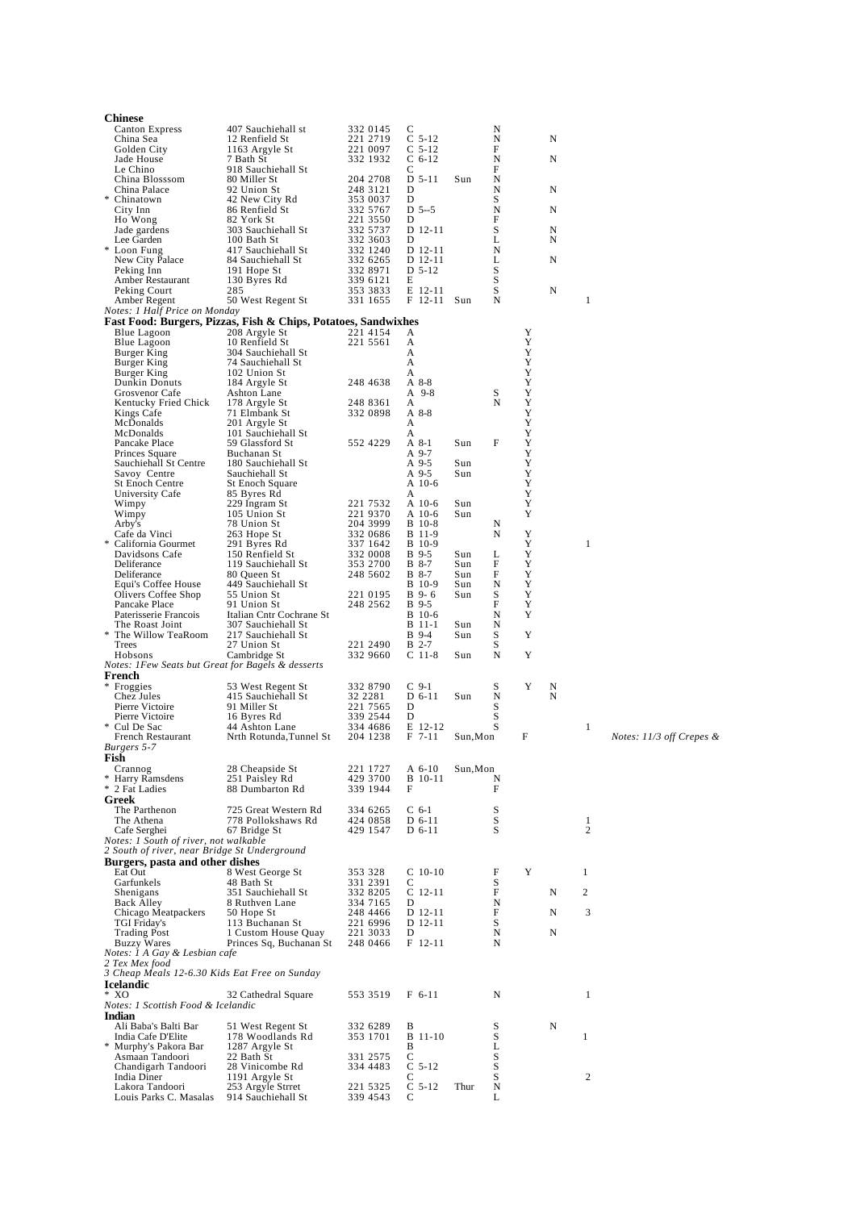**Chinese**

| | | | | | | | | |
|---|---|---|---|---|---|---|---|---|
| Canton Express | 407 Sauchiehall st | 332 0145 | C | | N | | | |
| China Sea | 12 Renfield St | 221 2719 | C 5-12 | | N | | N | |
| Golden City | 1163 Argyle St | 221 0097 | C 5-12 | | F | | | |
| Jade House | 7 Bath St | 332 1932 | C 6-12 | | N | | N | |
| Le Chino | 918 Sauchiehall St | | C | | F | | | |
| China Blosssom | 80 Miller St | 204 2708 | D 5-11 | Sun | N | | | |
| China Palace | 92 Union St | 248 3121 | D | | N | | N | |
| * Chinatown | 42 New City Rd | 353 0037 | D | | S | | | |
| City Inn | 86 Renfield St | 332 5767 | D 5--5 | | N | | N | |
| Ho Wong | 82 York St | 221 3550 | D | | F | | | |
| Jade gardens | 303 Sauchiehall St | 332 5737 | D 12-11 | | S | | N | |
| Lee Garden | 100 Bath St | 332 3603 | D | | L | | N | |
| * Loon Fung | 417 Sauchiehall St | 332 1240 | D 12-11 | | N | | | |
| New City Palace | 84 Sauchiehall St | 332 6265 | D 12-11 | | L | | N | |
| Peking Inn | 191 Hope St | 332 8971 | D 5-12 | | S | | | |
| Amber Restaurant | 130 Byres Rd | 339 6121 | E | | S | | | |
| Peking Court | 285 | 353 3833 | E 12-11 | | S | | N | |
| Amber Regent | 50 West Regent St | 331 1655 | F 12-11 | Sun | N | | | 1 |

*Notes: 1 Half Price on Monday*

**Fast Food: Burgers, Pizzas, Fish & Chips, Potatoes, Sandwixhes**

| | | | | | | | | |
|---|---|---|---|---|---|---|---|---|
| Blue Lagoon | 208 Argyle St | 221 4154 | A | | | Y | | |
| Blue Lagoon | 10 Renfield St | 221 5561 | A | | | Y | | |
| Burger King | 304 Sauchiehall St | | A | | | Y | | |
| Burger King | 74 Sauchiehall St | | A | | | Y | | |
| Burger King | 102 Union St | | A | | | Y | | |
| Dunkin Donuts | 184 Argyle St | 248 4638 | A 8-8 | | | Y | | |
| Grosvenor Cafe | Ashton Lane | | A 9-8 | | S | Y | | |
| Kentucky Fried Chick | 178 Argyle St | 248 8361 | A | | N | Y | | |
| Kings Cafe | 71 Elmbank St | 332 0898 | A 8-8 | | | Y | | |
| McDonalds | 201 Argyle St | | A | | | Y | | |
| McDonalds | 101 Sauchiehall St | | A | | | Y | | |
| Pancake Place | 59 Glassford St | 552 4229 | A 8-1 | Sun | F | Y | | |
| Princes Square | Buchanan St | | A 9-7 | | | Y | | |
| Sauchiehall St Centre | 180 Sauchiehall St | | A 9-5 | Sun | | Y | | |
| Savoy Centre | Sauchiehall St | | A 9-5 | Sun | | Y | | |
| St Enoch Centre | St Enoch Square | | A 10-6 | | | Y | | |
| University Cafe | 85 Byres Rd | | A | | | Y | | |
| Wimpy | 229 Ingram St | 221 7532 | A 10-6 | Sun | | Y | | |
| Wimpy | 105 Union St | 221 9370 | A 10-6 | Sun | | Y | | |
| Arby's | 78 Union St | 204 3999 | B 10-8 | | N | | | |
| Cafe da Vinci | 263 Hope St | 332 0686 | B 11-9 | | N | Y | | |
| * California Gourmet | 291 Byres Rd | 337 1642 | B 10-9 | | | Y | | 1 |
| Davidsons Cafe | 150 Renfield St | 332 0008 | B 9-5 | Sun | L | Y | | |
| Deliferance | 119 Sauchiehall St | 353 2700 | B 8-7 | Sun | F | Y | | |
| Deliferance | 80 Queen St | 248 5602 | B 8-7 | Sun | F | Y | | |
| Equi's Coffee House | 449 Sauchiehall St | | B 10-9 | Sun | N | Y | | |
| Olivers Coffee Shop | 55 Union St | 221 0195 | B 9- 6 | Sun | S | Y | | |
| Pancake Place | 91 Union St | 248 2562 | B 9-5 | | F | Y | | |
| Paterisserie Francois | Italian Cntr Cochrane St | | B 10-6 | | N | Y | | |
| The Roast Joint | 307 Sauchiehall St | | B 11-1 | Sun | N | | | |
| * The Willow TeaRoom | 217 Sauchiehall St | | B 9-4 | Sun | S | Y | | |
| Trees | 27 Union St | 221 2490 | B 2-7 | | S | | | |
| Hobsons | Cambridge St | 332 9660 | C 11-8 | Sun | N | Y | | |

*Notes: 1Few Seats but Great for Bagels & desserts*

**French**

| | | | | | | | | |
|---|---|---|---|---|---|---|---|---|
| * Froggies | 53 West Regent St | 332 8790 | C 9-1 | | S | Y | N | |
| Chez Jules | 415 Sauchiehall St | 32 2281 | D 6-11 | Sun | N | | N | |
| Pierre Victoire | 91 Miller St | 221 7565 | D | | S | | | |
| Pierre Victoire | 16 Byres Rd | 339 2544 | D | | S | | | |
| * Cul De Sac | 44 Ashton Lane | 334 4686 | E 12-12 | | S | | | 1 |
| French Restaurant | Nrth Rotunda,Tunnel St | 204 1238 | F 7-11 | Sun,Mon | | F | | |

*Notes: 11/3 off Crepes & Burgers 5-7*

**Fish**

| | | | | | | | | |
|---|---|---|---|---|---|---|---|---|
| Crannog | 28 Cheapside St | 221 1727 | A 6-10 | Sun,Mon | | | | |
| * Harry Ramsdens | 251 Paisley Rd | 429 3700 | B 10-11 | | N | | | |
| * 2 Fat Ladies | 88 Dumbarton Rd | 339 1944 | F | | F | | | |

**Greek**

| | | | | | | | | |
|---|---|---|---|---|---|---|---|---|
| The Parthenon | 725 Great Western Rd | 334 6265 | C 6-1 | | S | | | |
| The Athena | 778 Pollokshaws Rd | 424 0858 | D 6-11 | | S | | | 1 |
| Cafe Serghei | 67 Bridge St | 429 1547 | D 6-11 | | S | | | 2 |

*Notes: 1 South of river, not walkable*
*2 South of river, near Bridge St Underground*

**Burgers, pasta and other dishes**

| | | | | | | | | |
|---|---|---|---|---|---|---|---|---|
| Eat Out | 8 West George St | 353 328 | C 10-10 | | F | Y | | 1 |
| Garfunkels | 48 Bath St | 331 2391 | C | | S | | | |
| Shenigans | 351 Sauchiehall St | 332 8205 | C 12-11 | | F | | N | 2 |
| Back Alley | 8 Ruthven Lane | 334 7165 | D | | N | | | |
| Chicago Meatpackers | 50 Hope St | 248 4466 | D 12-11 | | F | | N | 3 |
| TGI Friday's | 113 Buchanan St | 221 6996 | D 12-11 | | S | | | |
| Trading Post | 1 Custom House Quay | 221 3033 | D | | N | | N | |
| Buzzy Wares | Princes Sq, Buchanan St | 248 0466 | F 12-11 | | N | | | |

*Notes: 1 A Gay & Lesbian cafe*
*2 Tex Mex food*
*3 Cheap Meals 12-6.30 Kids Eat Free on Sunday*

**Icelandic**

| | | | | | | | | |
|---|---|---|---|---|---|---|---|---|
| * XO | 32 Cathedral Square | 553 3519 | F 6-11 | | N | | | 1 |

*Notes: 1 Scottish Food & Icelandic*

**Indian**

| | | | | | | | | |
|---|---|---|---|---|---|---|---|---|
| Ali Baba's Balti Bar | 51 West Regent St | 332 6289 | B | | S | | N | |
| India Cafe D'Elite | 178 Woodlands Rd | 353 1701 | B 11-10 | | S | | | 1 |
| * Murphy's Pakora Bar | 1287 Argyle St | | B | | L | | | |
| Asmaan Tandoori | 22 Bath St | 331 2575 | C | | S | | | |
| Chandigarh Tandoori | 28 Vinicombe Rd | 334 4483 | C 5-12 | | S | | | |
| India Diner | 1191 Argyle St | | C | | S | | | 2 |
| Lakora Tandoori | 253 Argyle Strret | 221 5325 | C 5-12 | Thur | N | | | |
| Louis Parks C. Masalas | 914 Sauchiehall St | 339 4543 | C | | L | | | |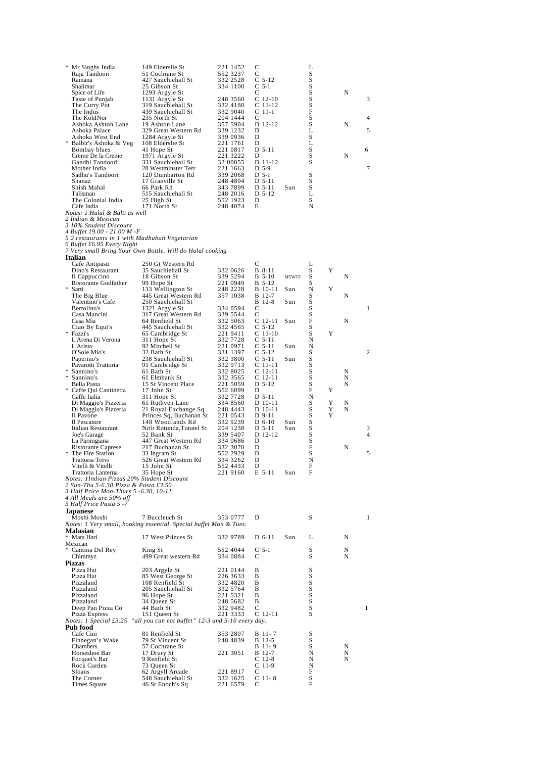| | | | | | | | | | |
|---|---|---|---|---|---|---|---|---|---|
| * | Mr Singhs India | 149 Elderslie St | 221 1452 | C | | L | | | |
| | Raja Tandoori | 51 Cochrane St | 552 3237 | C | | S | | | |
| | Ramana | 427 Sauchiehall St | 332 2528 | C 5-12 | | S | | | |
| | Shalimar | 25 Gibson St | 334 1100 | C 5-1 | | S | | | |
| | Spice of Life | 1293 Argyle St | | C | | S | | N | |
| | Taste of Punjab | 1131 Argyle St | 248 3560 | C 12-10 | | S | | | 3 |
| | The Curry Pot | 319 Sauchiehall St | 332 4180 | C 11-12 | | S | | | |
| | The Indus | 439 Sauchiehall St | 332 9040 | C 11-1 | | F | | | |
| | The KohINor | 235 North St | 204 1444 | C | | S | | | 4 |
| | Ashoka Ashton Lane | 19 Ashton Lane | 357 5904 | D 12-12 | | S | | N | |
| | Ashoka Palace | 329 Great Western Rd | 339 1232 | D | | L | | | 5 |
| | Ashoka West End | 1284 Argyle St | 339 0936 | D | | S | | | |
| * | Balbir's Ashoka & Veg | 108 Elderslie St | 221 1761 | D | | L | | | |
| | Bombay blues | 41 Hope St | 221 0817 | D 5-11 | | S | | | 6 |
| | Creme De la Creme | 1971 Argyle St | 221 3222 | D | | S | | N | |
| | Gandhi Tandoori | 331 Sauchiehall St | 32 00055 | D 11-12 | | S | | | |
| | Mother India | 28 Westminster Terr | 221 1663 | D 5-9 | | | | | 7 |
| | Sadhu's Tandoori | 120 Dumbarton Rd | 339 2068 | D 5-1 | | S | | | |
| | Shanaz | 17 Granville St | 248 4804 | D 5-11 | | S | | | |
| | Shish Mahal | 66 Park Rd | 343 7899 | D 5-11 | Sun | S | | | |
| | Talisman | 515 Sauchiehall St | 248 2016 | D 5-12 | | L | | | |
| | The Colonial India | 25 High St | 552 1923 | D | | S | | | |
| | Cafe India | 171 North St | 248 4074 | E | | N | | | |

*Notes: 1 Halal & Balti as well*
*2 Indian & Mexican*
*3 10% Student Discount*
*4 Buffet 19.00 - 21.00 M -F*
*5 2 restaurants in 1 with Madhubah Vegetarian*
*6 Buffet £6.95 Every Night*
*7 Very small Bring Your Own Bottle. Will do Halal cooking*

**Italian**

| | | | | | | | | | |
|---|---|---|---|---|---|---|---|---|---|
| | Cafe Antipasti | 250 Gt Western Rd | | C | | L | | | |
| | Dino's Restaurant | 35 Sauchiehall St | 332 0626 | B 8-11 | | S | Y | | |
| | Il Cappuccino | 18 Gibson St | 339 5294 | B 5-10 | MTWTF | S | | N | |
| | Ristorante Godfather | 99 Hope St | 221 0949 | B 5-12 | | S | | | |
| * | Sarti | 133 Wellington St | 248 2228 | B 10-11 | Sun | N | Y | | |
| | The Big Blue | 445 Great Western Rd | 357 1038 | B 12-7 | | S | | N | |
| | Valentino's Cafe | 250 Sauchiehall St | | B 12-8 | Sun | S | | | |
| | Bertolino's | 1321 Argyle St | 334 0594 | C | | S | | | 1 |
| | Casa Mancini | 317 Great Western Rd | 339 5544 | C | | S | | | |
| | Casa Mia | 64 Renfield St | 332 5063 | C 12-11 | Sun | F | | N | |
| | Ciao By Equi's | 445 Sauchiehall St | 332 4565 | C 5-12 | | S | | | |
| * | Fazzi's | 65 Cambridge St | 221 9411 | C 11-10 | | S | Y | | |
| | L'Arena Di Verona | 311 Hope St | 332 7728 | C 5-11 | | N | | | |
| | L'Aristo | 92 Mitchell St | 221 0971 | C 5-11 | Sun | N | | | |
| | O'Sole Mio's | 32 Bath St | 331 1397 | C 5-12 | | S | | | 2 |
| | Paperino's | 238 Sauchiehall St | 332 3800 | C 5-11 | Sun | S | | | |
| | Pavarotti Trattoria | 91 Cambridge St | 332 9713 | C 11-11 | | S | | | |
| * | Sannino's | 61 Bath St | 332 8025 | C 12-11 | | S | | N | |
| * | Sannino's | 61 Elmbank St | 332 3565 | C 12-11 | | S | | N | |
| | Bella Pasta | 15 St Vincent Place | 221 5059 | D 5-12 | | S | | N | |
| * | Caffe Qui Cantinetta | 17 John St | 552 6099 | D | | F | Y | | |
| | Caffe Italia | 311 Hope St | 332 7728 | D 5-11 | | N | | | |
| | Di Maggio's Pizzeria | 61 Ruthven Lane | 334 8560 | D 10-11 | | S | Y | N | |
| | Di Maggio's Pizzeria | 21 Royal Exchange Sq | 248 4443 | D 10-11 | | S | Y | N | |
| | Il Pavone | Princes Sq, Buchanan St | 221 0543 | D 9-11 | | S | Y | | |
| | Il Pescatore | 148 Woodlands Rd | 332 9239 | D 6-10 | Sun | S | | | |
| | Italian Restaurant | Nrth Rotunda,Tunnel St | 204 1238 | D 5-11 | Sun | S | | | 3 |
| | Joe's Garage | 52 Bank St | 339 5407 | D 12-12 | | S | | | 4 |
| | La Parmigiana | 447 Great Western Rd | 334 0686 | D | | S | | | |
| | Ristorante Caprese | 217 Buchanan St | 332 3070 | D | | F | | N | |
| * | The Fire Station | 33 Ingram St | 552 2929 | D | | S | | | 5 |
| | Trattoria Trevi | 526 Great Western Rd | 334 3262 | D | | N | | | |
| | Vitelli & Vitelli | 15 John St | 552 4433 | D | | F | | | |
| | Trattoria Lanterna | 35 Hope St | 221 9160 | E 5-11 | Sun | F | | | |

*Notes: 1Indian Pizzas 20% Student Discount*
*2 Sun-Thu 5-6.30 Pizza & Pasta £3.50*
*3 Half Price Mon-Thurs 5 -6.30, 10-11*
*4 All Meals are 50% off*
*5 Half Price Pasta 5 -7*

**Japanese**

| | | | | | | | | | |
|---|---|---|---|---|---|---|---|---|---|
| | Moshi Moshi | 7 Buccleuch St | 353 0777 | D | | S | | | 1 |

*Notes: 1 Very small, booking essential. Special buffet Mon & Tues.*

**Malasian**

| | | | | | | | | | |
|---|---|---|---|---|---|---|---|---|---|
| * | Mata Hari | 17 West Princes St | 332 9789 | D 6-11 | Sun | L | | N | |

Mexican

| | | | | | | | | | |
|---|---|---|---|---|---|---|---|---|---|
| * | Cantina Del Rey | King St | 552 4044 | C 5-1 | | S | | N | |
| | Chimmyz | 499 Great western Rd | 334 0884 | C | | S | | N | |

**Pizzas**

| | | | | | | | | | |
|---|---|---|---|---|---|---|---|---|---|
| | Pizza Hut | 203 Argyle St | 221 0144 | B | | S | | | |
| | Pizza Hut | 85 West George St | 226 3633 | B | | S | | | |
| | Pizzaland | 108 Renfield St | 332 4820 | B | | S | | | |
| | Pizzaland | 205 Sauchiehall St | 332 5764 | B | | S | | | |
| | Pizzaland | 96 Hope St | 221 5321 | B | | S | | | |
| | Pizzaland | 34 Queen St | 248 5682 | B | | S | | | |
| | Deep Pan Pizza Co | 44 Bath St | 332 9482 | C | | S | | | 1 |
| | Pizza Express | 151 Queen St | 221 3333 | C 12-11 | | S | | | |

*Notes: 1 Special £3.25 "all you can eat buffet" 12-3 and 5-10 every day.*

**Pub food**

| | | | | | | | | | |
|---|---|---|---|---|---|---|---|---|---|
| | Cafe Cini | 81 Renfield St | 353 2807 | B 11- 7 | | S | | | |
| | Finnegan's Wake | 79 St Vincent St | 248 4839 | B 12-5 | | S | | | |
| | Chambers | 57 Cochrane St | | B 11- 9 | | S | | N | |
| | Horseshoe Bar | 17 Drury St | 221 3051 | B 12-7 | | N | | N | |
| | Focquet's Bar | 9 Renfield St | | C 12-8 | | N | | N | |
| | Rock Garden | 73 Queen St | | C 11-9 | | N | | | |
| | Sloans | 62 Argyll Arcade | 221 8917 | C | | F | | | |
| | The Corner | 548 Sauchiehall St | 332 1625 | C 11- 8 | | S | | | |
| | Times Square | 46 St Enoch's Sq | 221 6579 | C | | F | | | |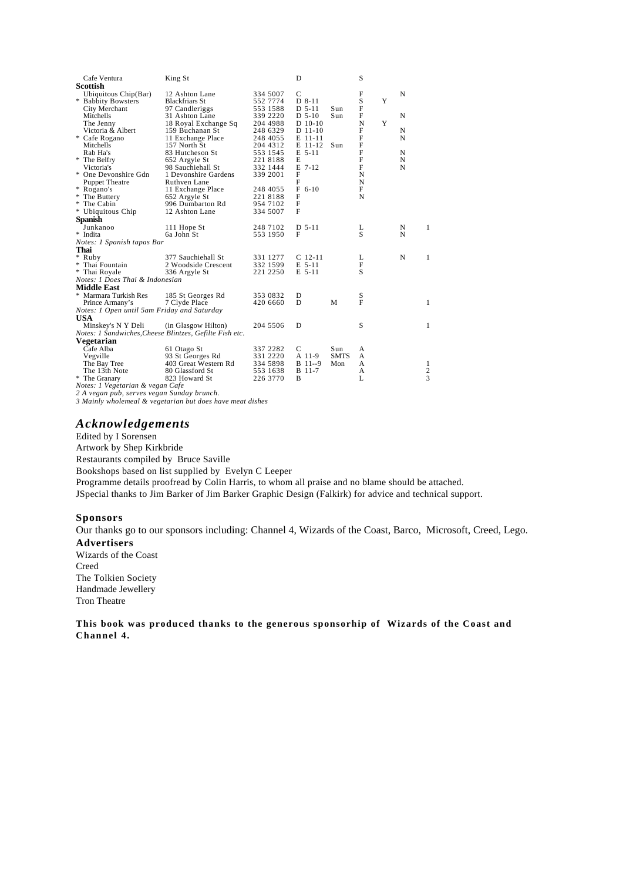| | | | | | | | | |
|---|---|---|---|---|---|---|---|---|
| Cafe Ventura | King St | | D | | S | | | |
| **Scottish** | | | | | | | | |
| Ubiquitous Chip(Bar) | 12 Ashton Lane | 334 5007 | C | | F | | N | |
| * Babbity Bowsters | Blackfriars St | 552 7774 | D 8-11 | | S | Y | | |
| City Merchant | 97 Candleriggs | 553 1588 | D 5-11 | Sun | F | | | |
| Mitchells | 31 Ashton Lane | 339 2220 | D 5-10 | Sun | F | | N | |
| The Jenny | 18 Royal Exchange Sq | 204 4988 | D 10-10 | | N | Y | | |
| Victoria & Albert | 159 Buchanan St | 248 6329 | D 11-10 | | F | | N | |
| * Cafe Rogano | 11 Exchange Place | 248 4055 | E 11-11 | | F | | N | |
| Mitchells | 157 North St | 204 4312 | E 11-12 | Sun | F | | | |
| Rab Ha's | 83 Hutcheson St | 553 1545 | E 5-11 | | F | | N | |
| * The Belfry | 652 Argyle St | 221 8188 | E | | F | | N | |
| Victoria's | 98 Sauchiehall St | 332 1444 | E 7-12 | | F | | N | |
| * One Devonshire Gdn | 1 Devonshire Gardens | 339 2001 | F | | N | | | |
| Puppet Theatre | Ruthven Lane | | F | | N | | | |
| * Rogano's | 11 Exchange Place | 248 4055 | F 6-10 | | F | | | |
| * The Buttery | 652 Argyle St | 221 8188 | F | | N | | | |
| * The Cabin | 996 Dumbarton Rd | 954 7102 | F | | | | | |
| * Ubiquitous Chip | 12 Ashton Lane | 334 5007 | F | | | | | |
| **Spanish** | | | | | | | | |
| Junkanoo | 111 Hope St | 248 7102 | D 5-11 | | L | | N | 1 |
| * Indita | 6a John St | 553 1950 | F | | S | | N | |
| *Notes: 1 Spanish tapas Bar* | | | | | | | | |
| **Thai** | | | | | | | | |
| * Ruby | 377 Sauchiehall St | 331 1277 | C 12-11 | | L | | N | 1 |
| * Thai Fountain | 2 Woodside Crescent | 332 1599 | E 5-11 | | F | | | |
| * Thai Royale | 336 Argyle St | 221 2250 | E 5-11 | | S | | | |
| *Notes: 1 Does Thai & Indonesian* | | | | | | | | |
| **Middle East** | | | | | | | | |
| * Marmara Turkish Res | 185 St Georges Rd | 353 0832 | D | | S | | | |
| Prince Armany's | 7 Clyde Place | 420 6660 | D | M | F | | | 1 |
| *Notes: 1 Open until 5am Friday and Saturday* | | | | | | | | |
| **USA** | | | | | | | | |
| Minskey's N Y Deli | (in Glasgow Hilton) | 204 5506 | D | | S | | | 1 |
| *Notes: 1 Sandwiches,Cheese Blintzes, Gefilte Fish etc.* | | | | | | | | |
| **Vegetarian** | | | | | | | | |
| Cafe Alba | 61 Otago St | 337 2282 | C | Sun | A | | | |
| Vegville | 93 St Georges Rd | 331 2220 | A 11-9 | SMTS | A | | | |
| The Bay Tree | 403 Great Western Rd | 334 5898 | B 11--9 | Mon | A | | | 1 |
| The 13th Note | 80 Glassford St | 553 1638 | B 11-7 | | A | | | 2 |
| * The Granary | 823 Howard St | 226 3770 | B | | L | | | 3 |

*Notes: 1 Vegetarian & vegan Cafe*
*2 A vegan pub, serves vegan Sunday brunch.*
*3 Mainly wholemeal & vegetarian but does have meat dishes*

## *Acknowledgements*

Edited by I Sorensen
Artwork by Shep Kirkbride
Restaurants compiled by Bruce Saville
Bookshops based on list supplied by Evelyn C Leeper
Programme details proofread by Colin Harris, to whom all praise and no blame should be attached.
JSpecial thanks to Jim Barker of Jim Barker Graphic Design (Falkirk) for advice and technical support.

### Sponsors

Our thanks go to our sponsors including: Channel 4, Wizards of the Coast, Barco, Microsoft, Creed, Lego.

### Advertisers

Wizards of the Coast
Creed
The Tolkien Society
Handmade Jewellery
Tron Theatre

**This book was produced thanks to the generous sponsorhip of Wizards of the Coast and Channel 4.**